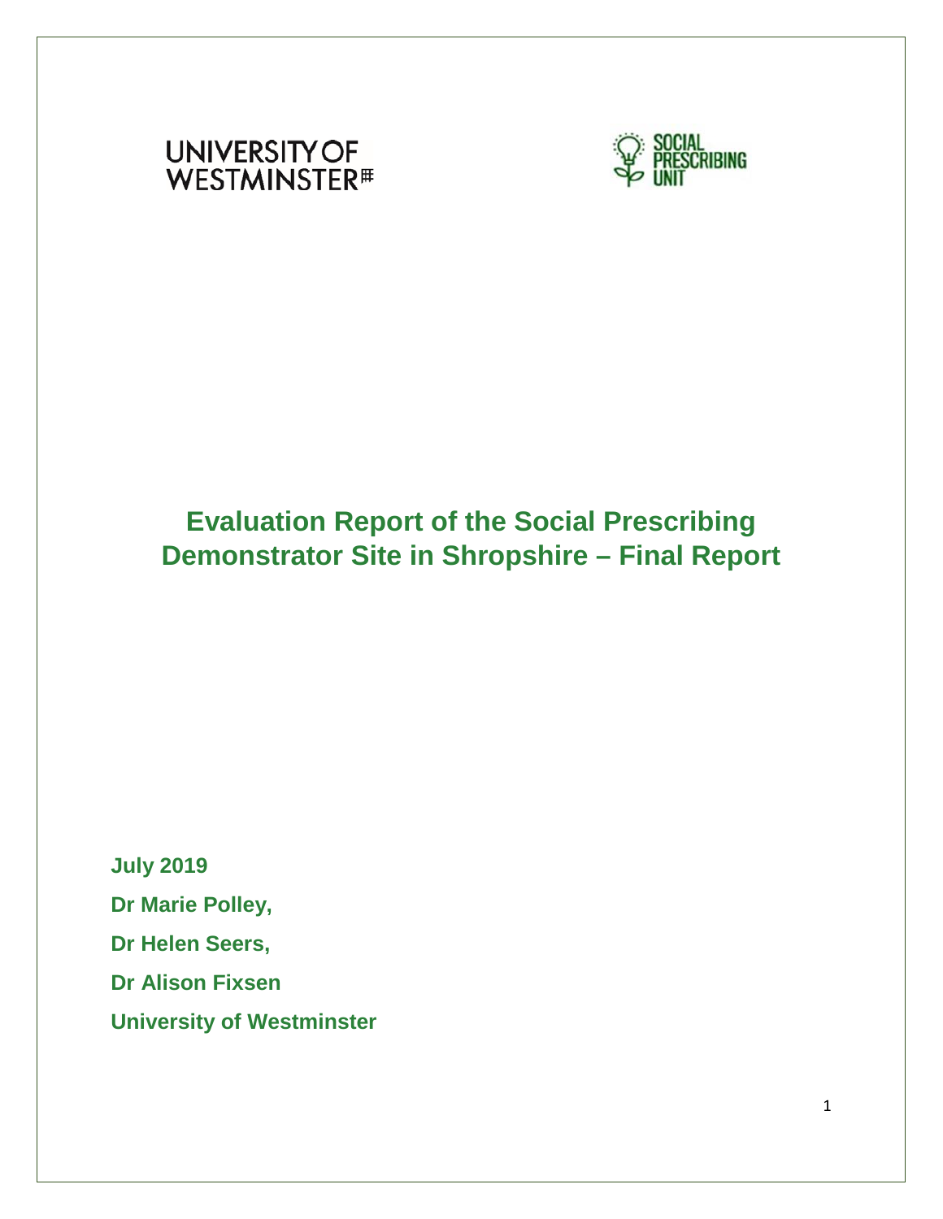UNIVERSITY OF WESTMINSTER

SOCIAL PRESCRIBING UNIT

# Evaluation Report of the Social Prescribing Demonstrator Site in Shropshire – Final Report

**July 2019**

**Dr Marie Polley,**

**Dr Helen Seers,**

**Dr Alison Fixsen**

**University of Westminster**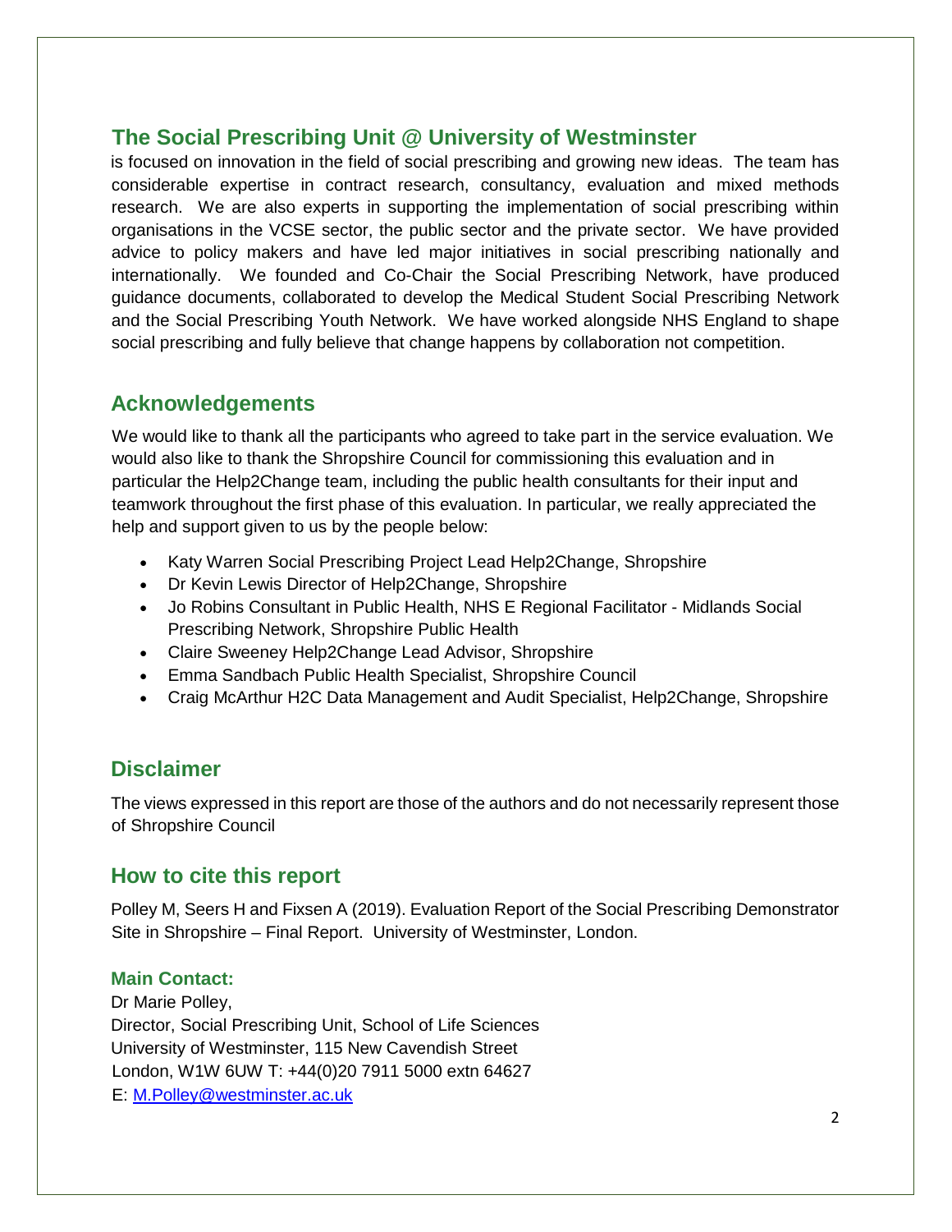## The Social Prescribing Unit @ University of Westminster

is focused on innovation in the field of social prescribing and growing new ideas. The team has considerable expertise in contract research, consultancy, evaluation and mixed methods research. We are also experts in supporting the implementation of social prescribing within organisations in the VCSE sector, the public sector and the private sector. We have provided advice to policy makers and have led major initiatives in social prescribing nationally and internationally. We founded and Co-Chair the Social Prescribing Network, have produced guidance documents, collaborated to develop the Medical Student Social Prescribing Network and the Social Prescribing Youth Network. We have worked alongside NHS England to shape social prescribing and fully believe that change happens by collaboration not competition.

## Acknowledgements

We would like to thank all the participants who agreed to take part in the service evaluation. We would also like to thank the Shropshire Council for commissioning this evaluation and in particular the Help2Change team, including the public health consultants for their input and teamwork throughout the first phase of this evaluation. In particular, we really appreciated the help and support given to us by the people below:

- Katy Warren Social Prescribing Project Lead Help2Change, Shropshire
- Dr Kevin Lewis Director of Help2Change, Shropshire
- Jo Robins Consultant in Public Health, NHS E Regional Facilitator - Midlands Social Prescribing Network, Shropshire Public Health
- Claire Sweeney Help2Change Lead Advisor, Shropshire
- Emma Sandbach Public Health Specialist, Shropshire Council
- Craig McArthur H2C Data Management and Audit Specialist, Help2Change, Shropshire

## Disclaimer

The views expressed in this report are those of the authors and do not necessarily represent those of Shropshire Council

## How to cite this report

Polley M, Seers H and Fixsen A (2019). Evaluation Report of the Social Prescribing Demonstrator Site in Shropshire – Final Report. University of Westminster, London.

### Main Contact:

Dr Marie Polley,
Director, Social Prescribing Unit, School of Life Sciences
University of Westminster, 115 New Cavendish Street
London, W1W 6UW T: +44(0)20 7911 5000 extn 64627
E: M.Polley@westminster.ac.uk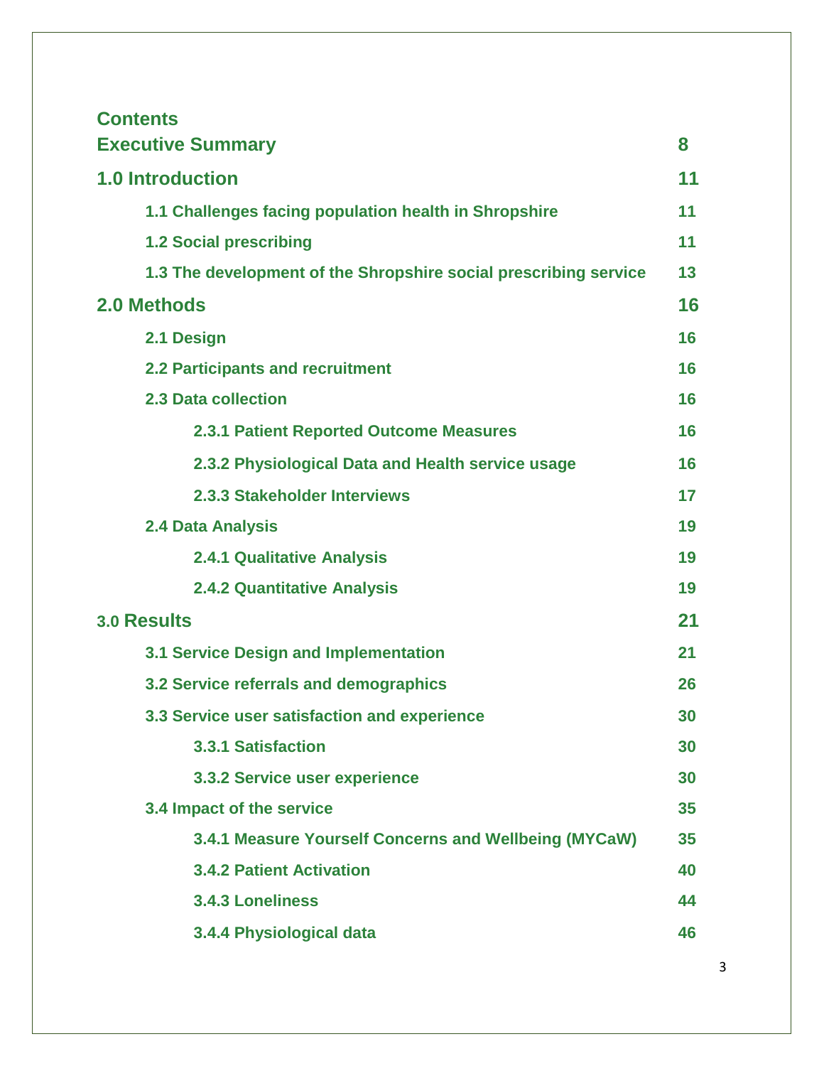# Contents

| | |
|---|---|
| **Executive Summary** | **8** |
| **1.0 Introduction** | **11** |
| 1.1 Challenges facing population health in Shropshire | 11 |
| 1.2 Social prescribing | 11 |
| 1.3 The development of the Shropshire social prescribing service | 13 |
| **2.0 Methods** | **16** |
| 2.1 Design | 16 |
| 2.2 Participants and recruitment | 16 |
| 2.3 Data collection | 16 |
| 2.3.1 Patient Reported Outcome Measures | 16 |
| 2.3.2 Physiological Data and Health service usage | 16 |
| 2.3.3 Stakeholder Interviews | 17 |
| 2.4 Data Analysis | 19 |
| 2.4.1 Qualitative Analysis | 19 |
| 2.4.2 Quantitative Analysis | 19 |
| **3.0 Results** | **21** |
| 3.1 Service Design and Implementation | 21 |
| 3.2 Service referrals and demographics | 26 |
| 3.3 Service user satisfaction and experience | 30 |
| 3.3.1 Satisfaction | 30 |
| 3.3.2 Service user experience | 30 |
| 3.4 Impact of the service | 35 |
| 3.4.1 Measure Yourself Concerns and Wellbeing (MYCaW) | 35 |
| 3.4.2 Patient Activation | 40 |
| 3.4.3 Loneliness | 44 |
| 3.4.4 Physiological data | 46 |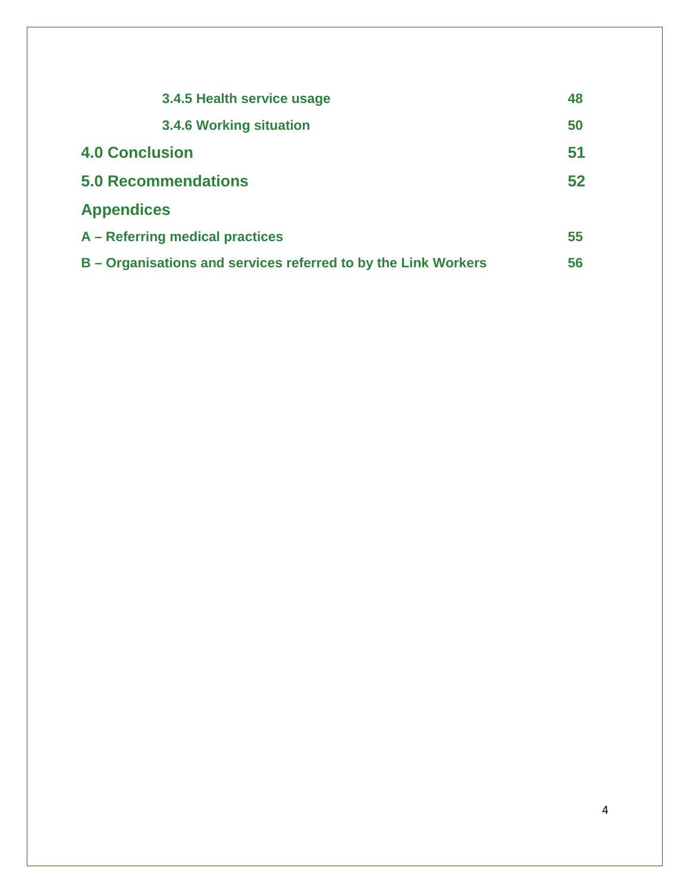3.4.5 Health service usage 48

3.4.6 Working situation 50

**4.0 Conclusion** 51

**5.0 Recommendations** 52

**Appendices**

A – Referring medical practices 55

B – Organisations and services referred to by the Link Workers 56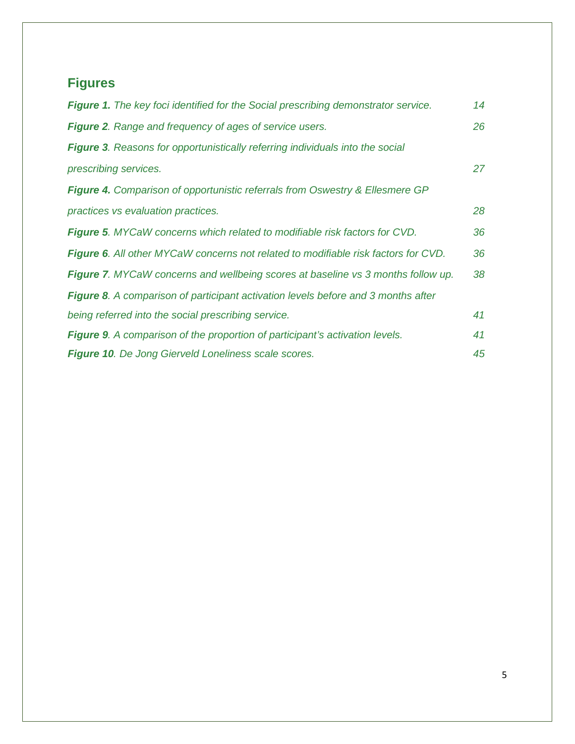## Figures

***Figure 1.*** *The key foci identified for the Social prescribing demonstrator service.* 14

***Figure 2****. Range and frequency of ages of service users.* 26

***Figure 3****. Reasons for opportunistically referring individuals into the social prescribing services.* 27

***Figure 4.*** *Comparison of opportunistic referrals from Oswestry & Ellesmere GP practices vs evaluation practices.* 28

***Figure 5****. MYCaW concerns which related to modifiable risk factors for CVD.* 36

***Figure 6****. All other MYCaW concerns not related to modifiable risk factors for CVD.* 36

***Figure 7****. MYCaW concerns and wellbeing scores at baseline vs 3 months follow up.* 38

***Figure 8****. A comparison of participant activation levels before and 3 months after being referred into the social prescribing service.* 41

***Figure 9****. A comparison of the proportion of participant's activation levels.* 41

***Figure 10****. De Jong Gierveld Loneliness scale scores.* 45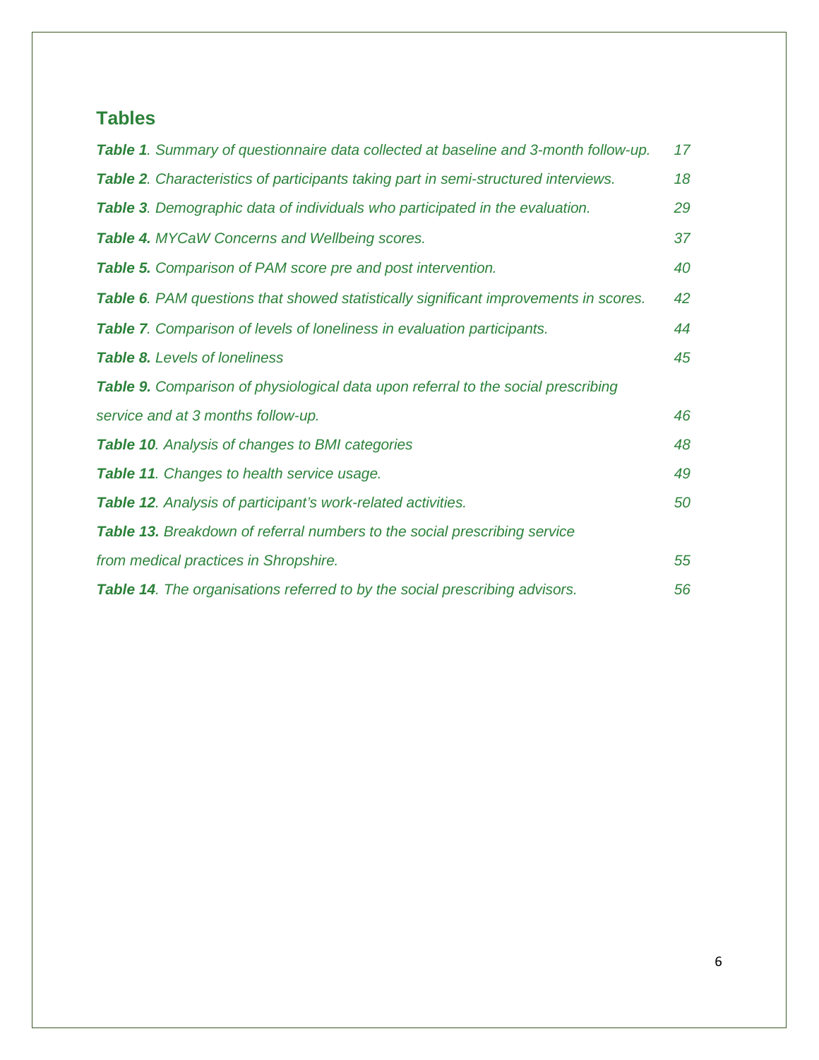## Tables

***Table 1**. Summary of questionnaire data collected at baseline and 3-month follow-up.* 17

***Table 2**. Characteristics of participants taking part in semi-structured interviews.* 18

***Table 3**. Demographic data of individuals who participated in the evaluation.* 29

***Table 4.** MYCaW Concerns and Wellbeing scores.* 37

***Table 5.** Comparison of PAM score pre and post intervention.* 40

***Table 6**. PAM questions that showed statistically significant improvements in scores.* 42

***Table 7**. Comparison of levels of loneliness in evaluation participants.* 44

***Table 8.** Levels of loneliness* 45

***Table 9.** Comparison of physiological data upon referral to the social prescribing service and at 3 months follow-up.* 46

***Table 10**. Analysis of changes to BMI categories* 48

***Table 11**. Changes to health service usage.* 49

***Table 12**. Analysis of participant's work-related activities.* 50

***Table 13.** Breakdown of referral numbers to the social prescribing service from medical practices in Shropshire.* 55

***Table 14**. The organisations referred to by the social prescribing advisors.* 56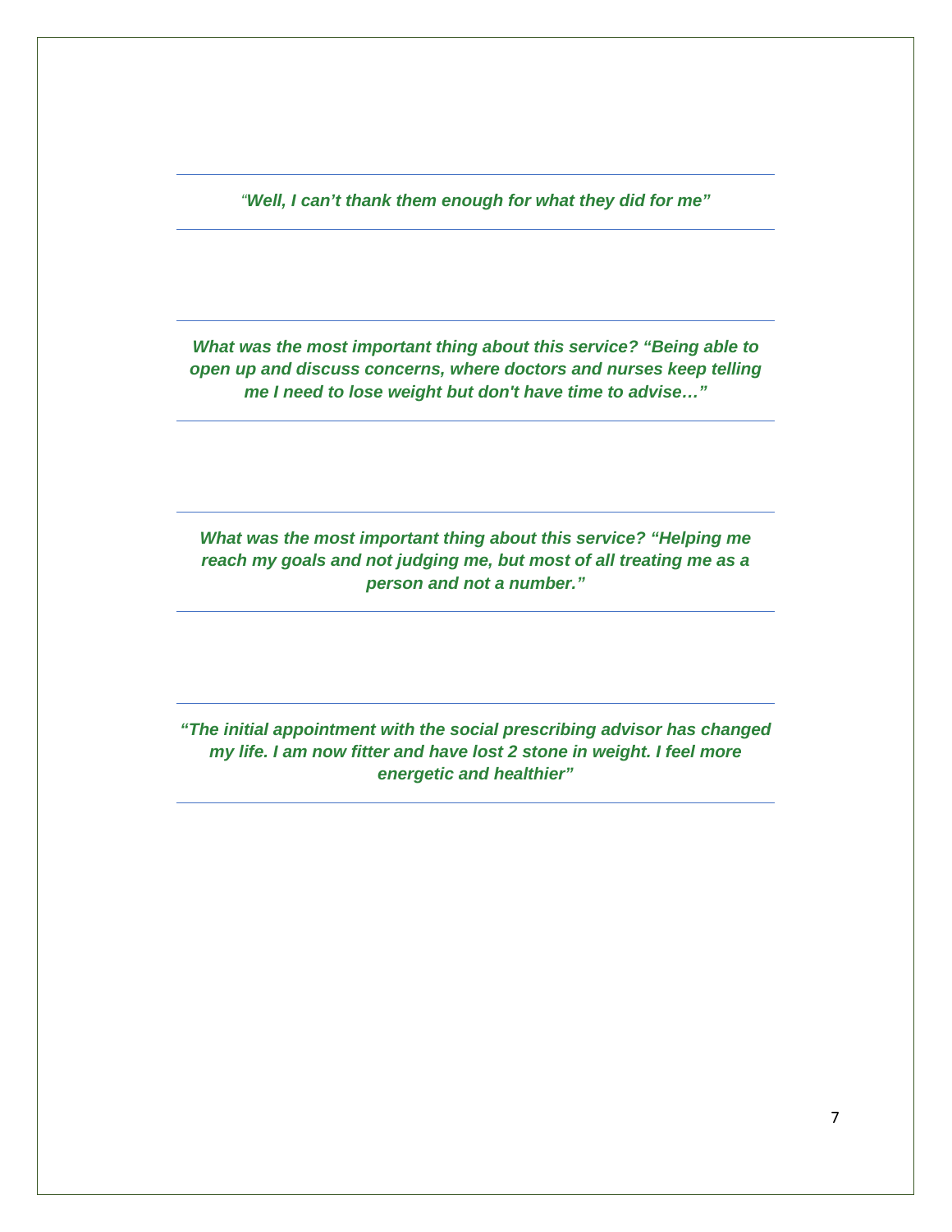---

*"**Well, I can't thank them enough for what they did for me"***

---

---

***What was the most important thing about this service? "Being able to open up and discuss concerns, where doctors and nurses keep telling me I need to lose weight but don't have time to advise…"***

---

---

***What was the most important thing about this service? "Helping me reach my goals and not judging me, but most of all treating me as a person and not a number."***

---

---

***"The initial appointment with the social prescribing advisor has changed my life. I am now fitter and have lost 2 stone in weight. I feel more energetic and healthier"***

---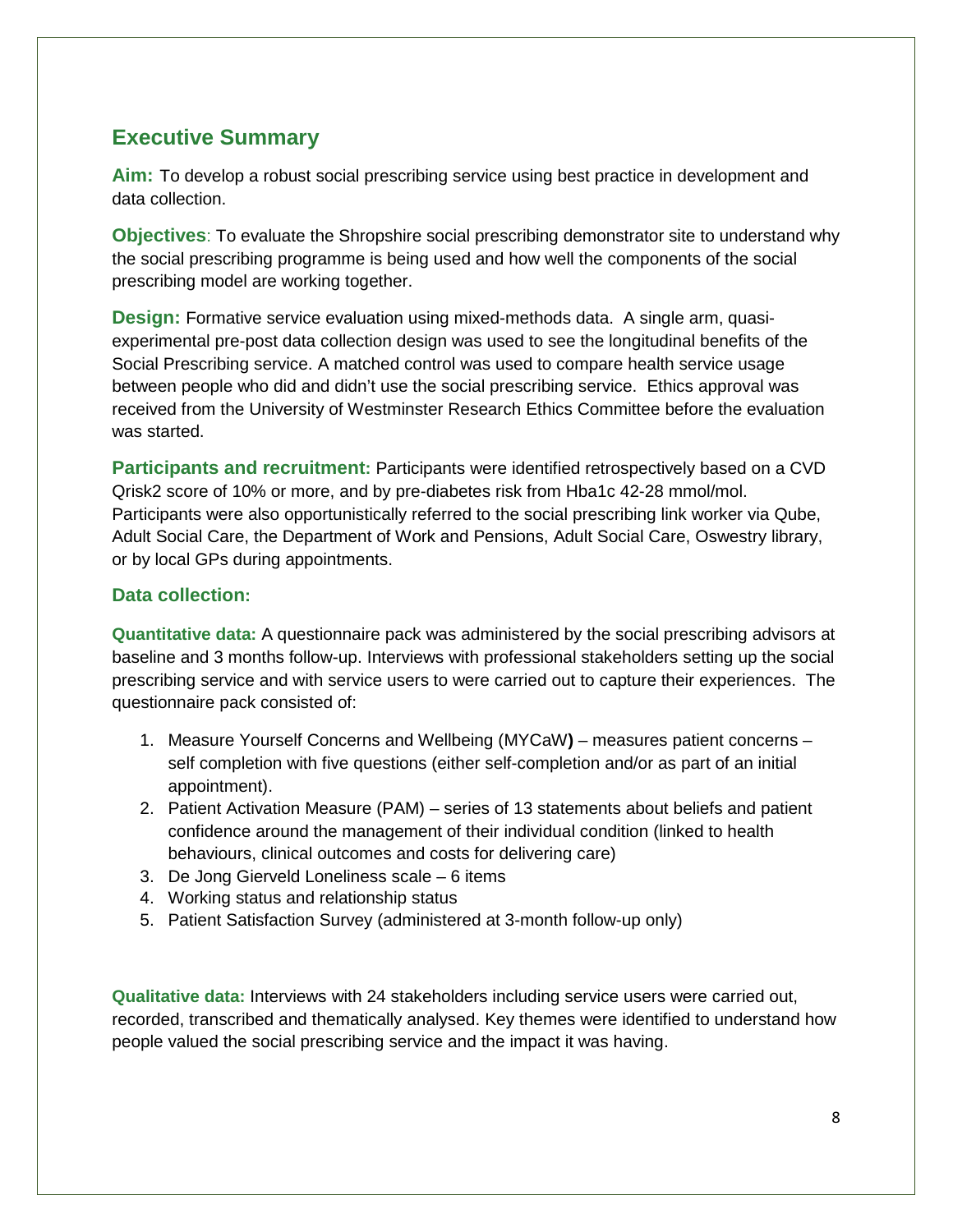## Executive Summary

**Aim:** To develop a robust social prescribing service using best practice in development and data collection.

**Objectives**: To evaluate the Shropshire social prescribing demonstrator site to understand why the social prescribing programme is being used and how well the components of the social prescribing model are working together.

**Design:** Formative service evaluation using mixed-methods data. A single arm, quasi-experimental pre-post data collection design was used to see the longitudinal benefits of the Social Prescribing service. A matched control was used to compare health service usage between people who did and didn't use the social prescribing service. Ethics approval was received from the University of Westminster Research Ethics Committee before the evaluation was started.

**Participants and recruitment:** Participants were identified retrospectively based on a CVD Qrisk2 score of 10% or more, and by pre-diabetes risk from Hba1c 42-28 mmol/mol. Participants were also opportunistically referred to the social prescribing link worker via Qube, Adult Social Care, the Department of Work and Pensions, Adult Social Care, Oswestry library, or by local GPs during appointments.

### Data collection:

**Quantitative data:** A questionnaire pack was administered by the social prescribing advisors at baseline and 3 months follow-up. Interviews with professional stakeholders setting up the social prescribing service and with service users to were carried out to capture their experiences. The questionnaire pack consisted of:

1. Measure Yourself Concerns and Wellbeing (MYCaW**)** – measures patient concerns – self completion with five questions (either self-completion and/or as part of an initial appointment).
2. Patient Activation Measure (PAM) – series of 13 statements about beliefs and patient confidence around the management of their individual condition (linked to health behaviours, clinical outcomes and costs for delivering care)
3. De Jong Gierveld Loneliness scale – 6 items
4. Working status and relationship status
5. Patient Satisfaction Survey (administered at 3-month follow-up only)

**Qualitative data:** Interviews with 24 stakeholders including service users were carried out, recorded, transcribed and thematically analysed. Key themes were identified to understand how people valued the social prescribing service and the impact it was having.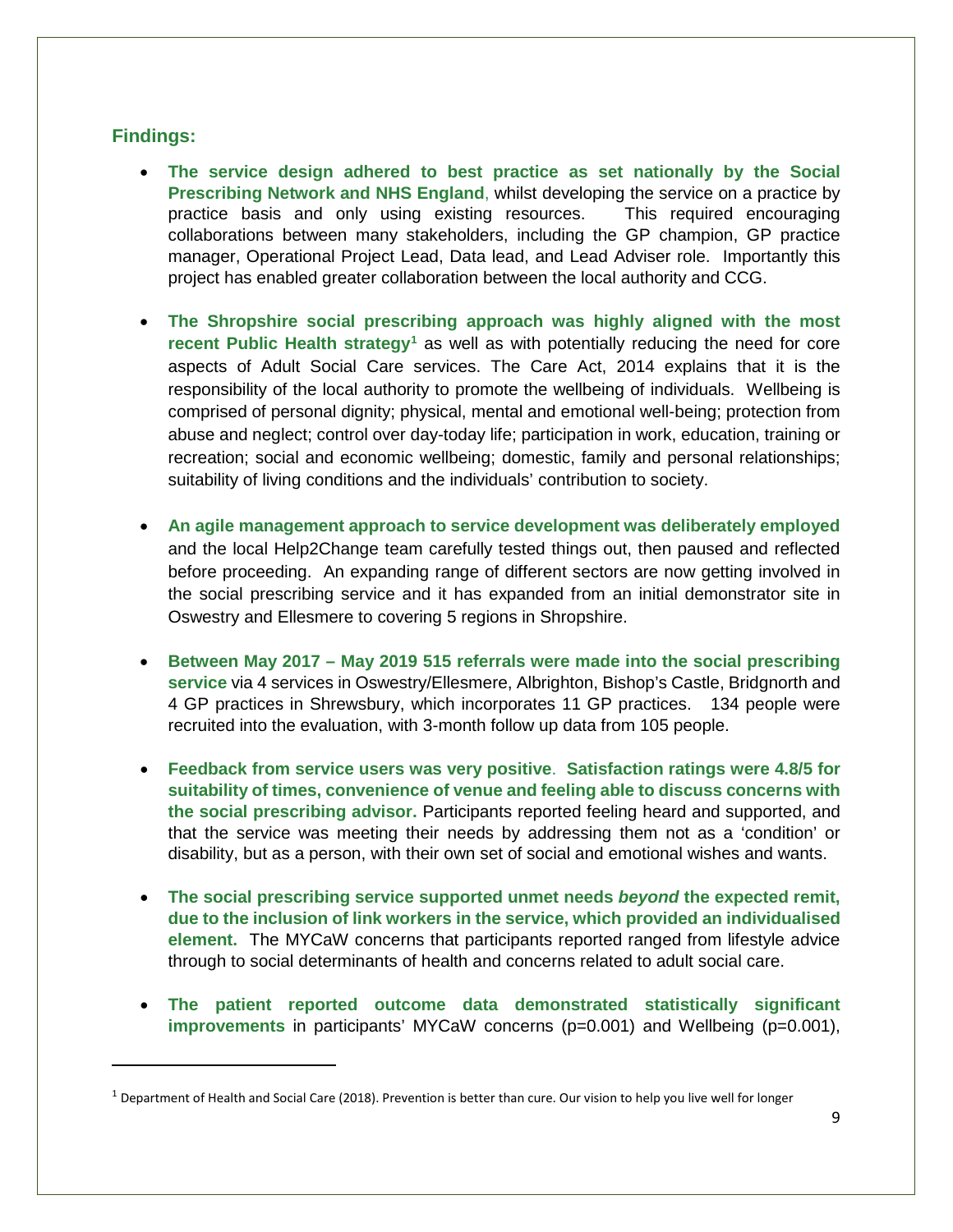## Findings:

- **The service design adhered to best practice as set nationally by the Social Prescribing Network and NHS England**, whilst developing the service on a practice by practice basis and only using existing resources. This required encouraging collaborations between many stakeholders, including the GP champion, GP practice manager, Operational Project Lead, Data lead, and Lead Adviser role. Importantly this project has enabled greater collaboration between the local authority and CCG.

- **The Shropshire social prescribing approach was highly aligned with the most recent Public Health strategy**[1] as well as with potentially reducing the need for core aspects of Adult Social Care services. The Care Act, 2014 explains that it is the responsibility of the local authority to promote the wellbeing of individuals. Wellbeing is comprised of personal dignity; physical, mental and emotional well-being; protection from abuse and neglect; control over day-today life; participation in work, education, training or recreation; social and economic wellbeing; domestic, family and personal relationships; suitability of living conditions and the individuals' contribution to society.

- **An agile management approach to service development was deliberately employed** and the local Help2Change team carefully tested things out, then paused and reflected before proceeding. An expanding range of different sectors are now getting involved in the social prescribing service and it has expanded from an initial demonstrator site in Oswestry and Ellesmere to covering 5 regions in Shropshire.

- **Between May 2017 – May 2019 515 referrals were made into the social prescribing service** via 4 services in Oswestry/Ellesmere, Albrighton, Bishop's Castle, Bridgnorth and 4 GP practices in Shrewsbury, which incorporates 11 GP practices. 134 people were recruited into the evaluation, with 3-month follow up data from 105 people.

- **Feedback from service users was very positive. Satisfaction ratings were 4.8/5 for suitability of times, convenience of venue and feeling able to discuss concerns with the social prescribing advisor.** Participants reported feeling heard and supported, and that the service was meeting their needs by addressing them not as a 'condition' or disability, but as a person, with their own set of social and emotional wishes and wants.

- **The social prescribing service supported unmet needs *beyond* the expected remit, due to the inclusion of link workers in the service, which provided an individualised element.** The MYCaW concerns that participants reported ranged from lifestyle advice through to social determinants of health and concerns related to adult social care.

- **The patient reported outcome data demonstrated statistically significant improvements** in participants' MYCaW concerns ($p=0.001$) and Wellbeing ($p=0.001$),

[1] Department of Health and Social Care (2018). Prevention is better than cure. Our vision to help you live well for longer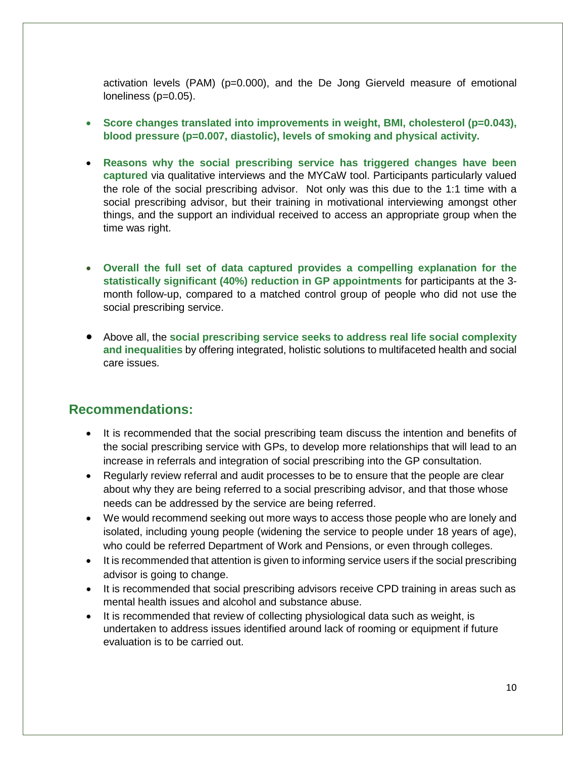activation levels (PAM) (p=0.000), and the De Jong Gierveld measure of emotional loneliness (p=0.05).

- **Score changes translated into improvements in weight, BMI, cholesterol (p=0.043), blood pressure (p=0.007, diastolic), levels of smoking and physical activity.**

- **Reasons why the social prescribing service has triggered changes have been captured** via qualitative interviews and the MYCaW tool. Participants particularly valued the role of the social prescribing advisor. Not only was this due to the 1:1 time with a social prescribing advisor, but their training in motivational interviewing amongst other things, and the support an individual received to access an appropriate group when the time was right.

- **Overall the full set of data captured provides a compelling explanation for the statistically significant (40%) reduction in GP appointments** for participants at the 3-month follow-up, compared to a matched control group of people who did not use the social prescribing service.

- Above all, the **social prescribing service seeks to address real life social complexity and inequalities** by offering integrated, holistic solutions to multifaceted health and social care issues.

## Recommendations:

- It is recommended that the social prescribing team discuss the intention and benefits of the social prescribing service with GPs, to develop more relationships that will lead to an increase in referrals and integration of social prescribing into the GP consultation.
- Regularly review referral and audit processes to be to ensure that the people are clear about why they are being referred to a social prescribing advisor, and that those whose needs can be addressed by the service are being referred.
- We would recommend seeking out more ways to access those people who are lonely and isolated, including young people (widening the service to people under 18 years of age), who could be referred Department of Work and Pensions, or even through colleges.
- It is recommended that attention is given to informing service users if the social prescribing advisor is going to change.
- It is recommended that social prescribing advisors receive CPD training in areas such as mental health issues and alcohol and substance abuse.
- It is recommended that review of collecting physiological data such as weight, is undertaken to address issues identified around lack of rooming or equipment if future evaluation is to be carried out.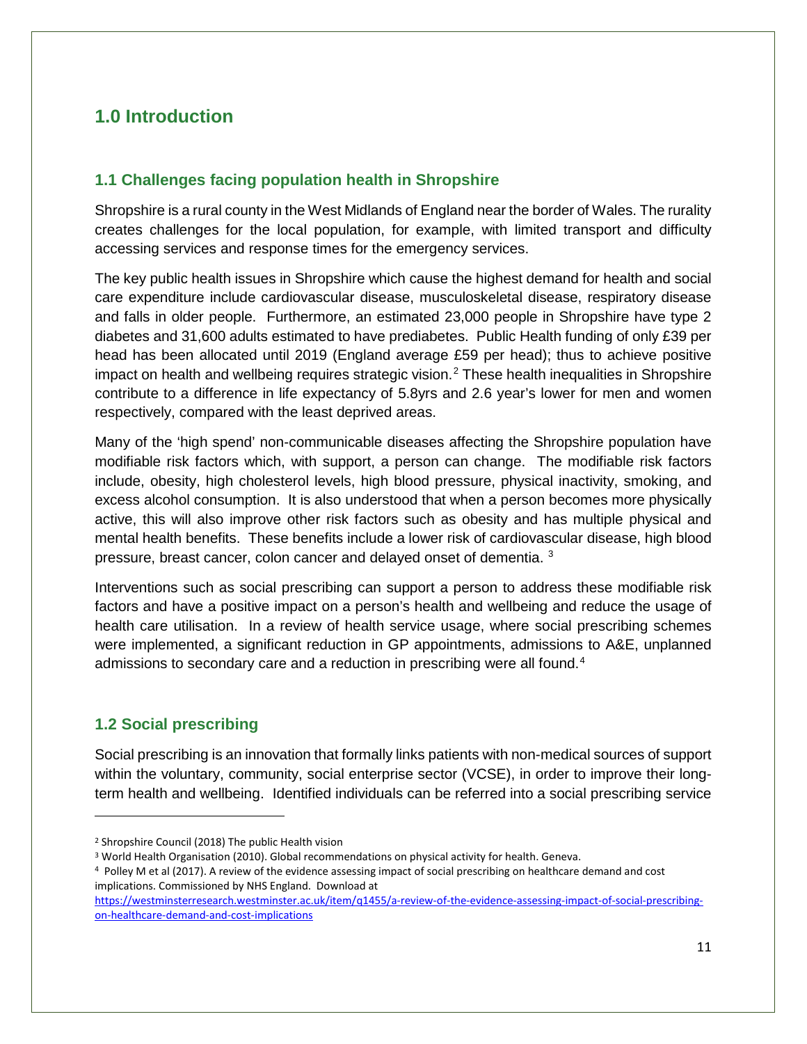# 1.0 Introduction

## 1.1 Challenges facing population health in Shropshire

Shropshire is a rural county in the West Midlands of England near the border of Wales. The rurality creates challenges for the local population, for example, with limited transport and difficulty accessing services and response times for the emergency services.

The key public health issues in Shropshire which cause the highest demand for health and social care expenditure include cardiovascular disease, musculoskeletal disease, respiratory disease and falls in older people. Furthermore, an estimated 23,000 people in Shropshire have type 2 diabetes and 31,600 adults estimated to have prediabetes. Public Health funding of only £39 per head has been allocated until 2019 (England average £59 per head); thus to achieve positive impact on health and wellbeing requires strategic vision.[2] These health inequalities in Shropshire contribute to a difference in life expectancy of 5.8yrs and 2.6 year's lower for men and women respectively, compared with the least deprived areas.

Many of the 'high spend' non-communicable diseases affecting the Shropshire population have modifiable risk factors which, with support, a person can change. The modifiable risk factors include, obesity, high cholesterol levels, high blood pressure, physical inactivity, smoking, and excess alcohol consumption. It is also understood that when a person becomes more physically active, this will also improve other risk factors such as obesity and has multiple physical and mental health benefits. These benefits include a lower risk of cardiovascular disease, high blood pressure, breast cancer, colon cancer and delayed onset of dementia. [3]

Interventions such as social prescribing can support a person to address these modifiable risk factors and have a positive impact on a person's health and wellbeing and reduce the usage of health care utilisation. In a review of health service usage, where social prescribing schemes were implemented, a significant reduction in GP appointments, admissions to A&E, unplanned admissions to secondary care and a reduction in prescribing were all found.[4]

## 1.2 Social prescribing

Social prescribing is an innovation that formally links patients with non-medical sources of support within the voluntary, community, social enterprise sector (VCSE), in order to improve their long-term health and wellbeing. Identified individuals can be referred into a social prescribing service

---

[2] Shropshire Council (2018) The public Health vision

[3] World Health Organisation (2010). Global recommendations on physical activity for health. Geneva.

[4] Polley M et al (2017). A review of the evidence assessing impact of social prescribing on healthcare demand and cost implications. Commissioned by NHS England. Download at https://westminsterresearch.westminster.ac.uk/item/q1455/a-review-of-the-evidence-assessing-impact-of-social-prescribing-on-healthcare-demand-and-cost-implications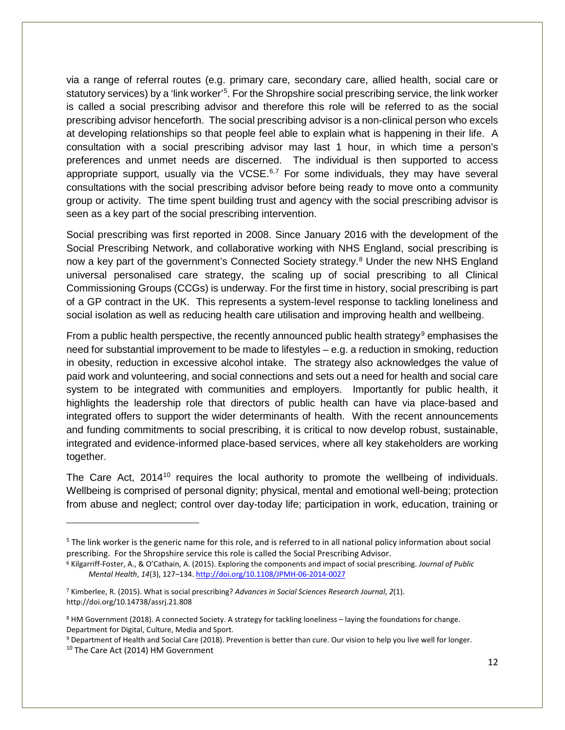via a range of referral routes (e.g. primary care, secondary care, allied health, social care or statutory services) by a 'link worker'[5]. For the Shropshire social prescribing service, the link worker is called a social prescribing advisor and therefore this role will be referred to as the social prescribing advisor henceforth. The social prescribing advisor is a non-clinical person who excels at developing relationships so that people feel able to explain what is happening in their life. A consultation with a social prescribing advisor may last 1 hour, in which time a person's preferences and unmet needs are discerned. The individual is then supported to access appropriate support, usually via the VCSE.[6,7] For some individuals, they may have several consultations with the social prescribing advisor before being ready to move onto a community group or activity. The time spent building trust and agency with the social prescribing advisor is seen as a key part of the social prescribing intervention.

Social prescribing was first reported in 2008. Since January 2016 with the development of the Social Prescribing Network, and collaborative working with NHS England, social prescribing is now a key part of the government's Connected Society strategy.[8] Under the new NHS England universal personalised care strategy, the scaling up of social prescribing to all Clinical Commissioning Groups (CCGs) is underway. For the first time in history, social prescribing is part of a GP contract in the UK. This represents a system-level response to tackling loneliness and social isolation as well as reducing health care utilisation and improving health and wellbeing.

From a public health perspective, the recently announced public health strategy[9] emphasises the need for substantial improvement to be made to lifestyles – e.g. a reduction in smoking, reduction in obesity, reduction in excessive alcohol intake. The strategy also acknowledges the value of paid work and volunteering, and social connections and sets out a need for health and social care system to be integrated with communities and employers. Importantly for public health, it highlights the leadership role that directors of public health can have via place-based and integrated offers to support the wider determinants of health. With the recent announcements and funding commitments to social prescribing, it is critical to now develop robust, sustainable, integrated and evidence-informed place-based services, where all key stakeholders are working together.

The Care Act, 2014[10] requires the local authority to promote the wellbeing of individuals. Wellbeing is comprised of personal dignity; physical, mental and emotional well-being; protection from abuse and neglect; control over day-today life; participation in work, education, training or

---

[5] The link worker is the generic name for this role, and is referred to in all national policy information about social prescribing. For the Shropshire service this role is called the Social Prescribing Advisor.

[6] Kilgarriff-Foster, A., & O'Cathain, A. (2015). Exploring the components and impact of social prescribing. *Journal of Public Mental Health*, *14*(3), 127–134. http://doi.org/10.1108/JPMH-06-2014-0027

[7] Kimberlee, R. (2015). What is social prescribing? *Advances in Social Sciences Research Journal*, *2*(1). http://doi.org/10.14738/assrj.21.808

[8] HM Government (2018). A connected Society. A strategy for tackling loneliness – laying the foundations for change. Department for Digital, Culture, Media and Sport.

[9] Department of Health and Social Care (2018). Prevention is better than cure. Our vision to help you live well for longer.

[10] The Care Act (2014) HM Government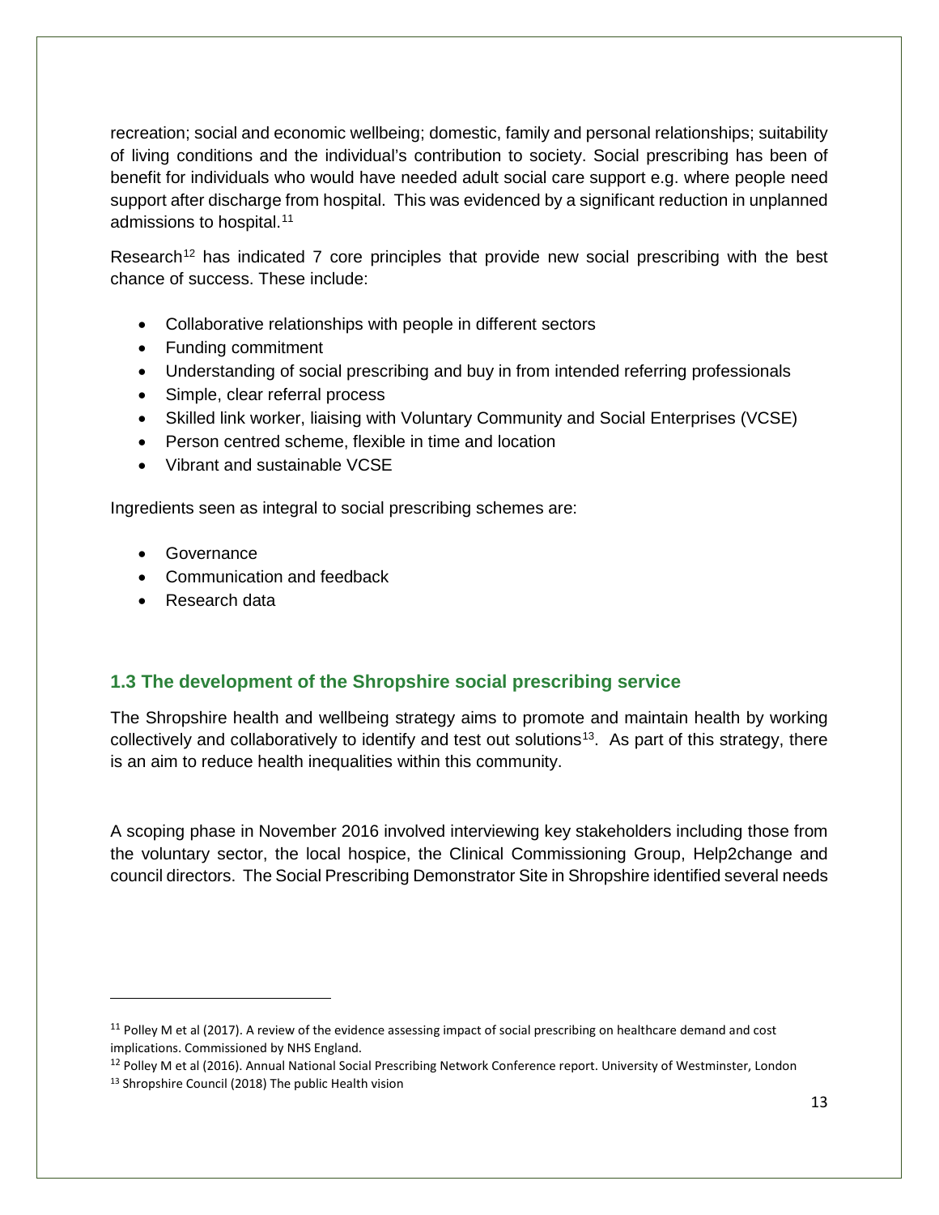recreation; social and economic wellbeing; domestic, family and personal relationships; suitability of living conditions and the individual's contribution to society. Social prescribing has been of benefit for individuals who would have needed adult social care support e.g. where people need support after discharge from hospital. This was evidenced by a significant reduction in unplanned admissions to hospital.[11]

Research[12] has indicated 7 core principles that provide new social prescribing with the best chance of success. These include:

- Collaborative relationships with people in different sectors
- Funding commitment
- Understanding of social prescribing and buy in from intended referring professionals
- Simple, clear referral process
- Skilled link worker, liaising with Voluntary Community and Social Enterprises (VCSE)
- Person centred scheme, flexible in time and location
- Vibrant and sustainable VCSE

Ingredients seen as integral to social prescribing schemes are:

- Governance
- Communication and feedback
- Research data

### 1.3 The development of the Shropshire social prescribing service

The Shropshire health and wellbeing strategy aims to promote and maintain health by working collectively and collaboratively to identify and test out solutions[13]. As part of this strategy, there is an aim to reduce health inequalities within this community.

A scoping phase in November 2016 involved interviewing key stakeholders including those from the voluntary sector, the local hospice, the Clinical Commissioning Group, Help2change and council directors. The Social Prescribing Demonstrator Site in Shropshire identified several needs

---

[11] Polley M et al (2017). A review of the evidence assessing impact of social prescribing on healthcare demand and cost implications. Commissioned by NHS England.

[12] Polley M et al (2016). Annual National Social Prescribing Network Conference report. University of Westminster, London

[13] Shropshire Council (2018) The public Health vision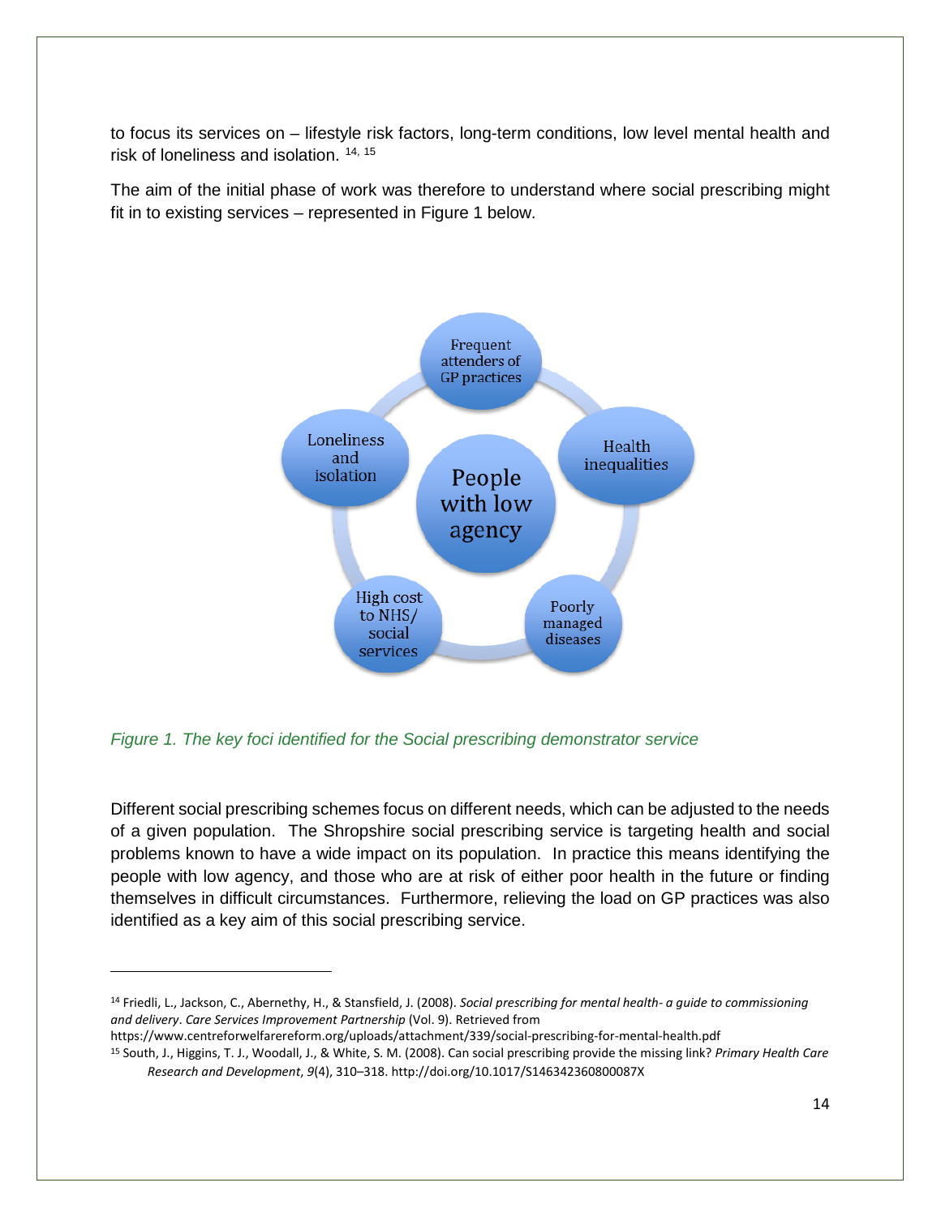to focus its services on – lifestyle risk factors, long-term conditions, low level mental health and risk of loneliness and isolation. [14, 15]

The aim of the initial phase of work was therefore to understand where social prescribing might fit in to existing services – represented in Figure 1 below.

*Figure 1. The key foci identified for the Social prescribing demonstrator service*

Different social prescribing schemes focus on different needs, which can be adjusted to the needs of a given population. The Shropshire social prescribing service is targeting health and social problems known to have a wide impact on its population. In practice this means identifying the people with low agency, and those who are at risk of either poor health in the future or finding themselves in difficult circumstances. Furthermore, relieving the load on GP practices was also identified as a key aim of this social prescribing service.

---

[14] Friedli, L., Jackson, C., Abernethy, H., & Stansfield, J. (2008). *Social prescribing for mental health- a guide to commissioning and delivery*. *Care Services Improvement Partnership* (Vol. 9). Retrieved from https://www.centreforwelfarereform.org/uploads/attachment/339/social-prescribing-for-mental-health.pdf

[15] South, J., Higgins, T. J., Woodall, J., & White, S. M. (2008). Can social prescribing provide the missing link? *Primary Health Care Research and Development*, *9*(4), 310–318. http://doi.org/10.1017/S146342360800087X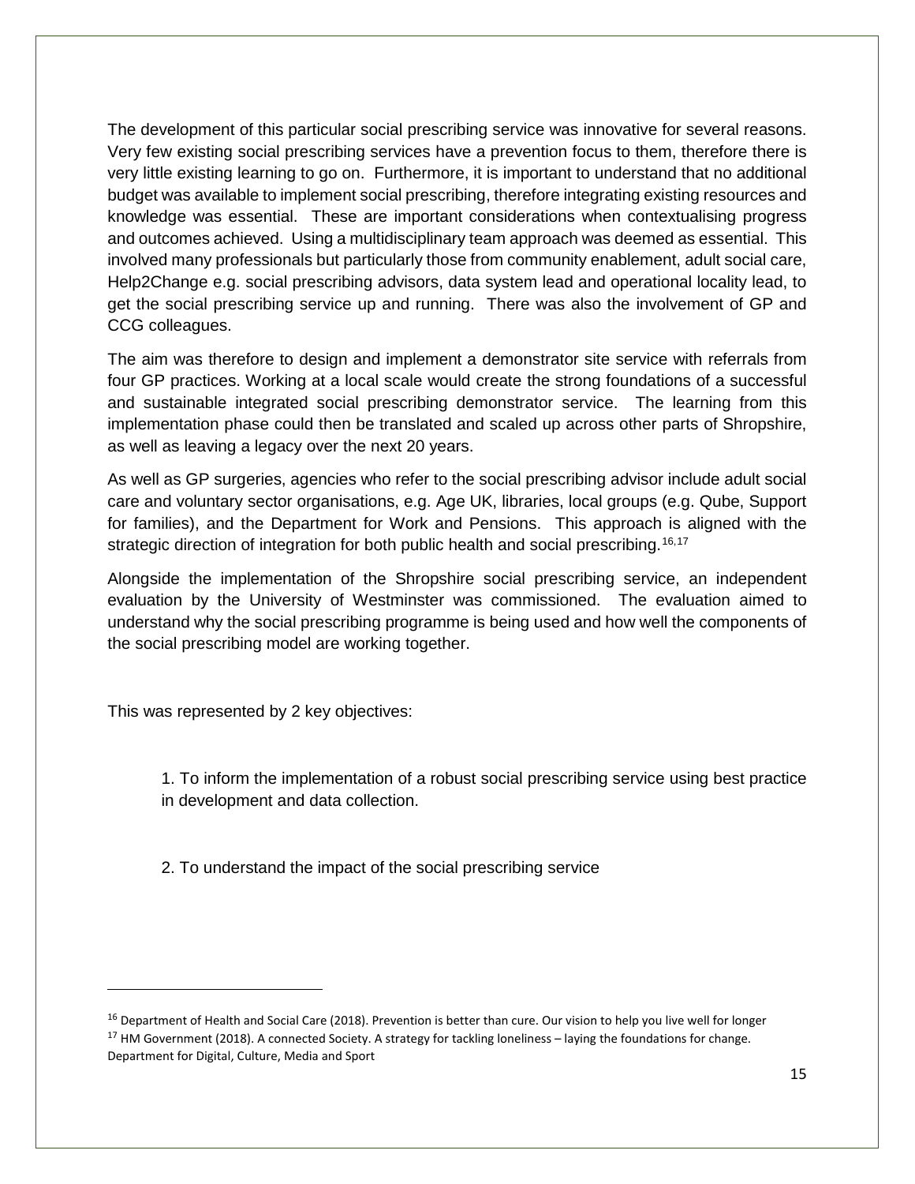The development of this particular social prescribing service was innovative for several reasons. Very few existing social prescribing services have a prevention focus to them, therefore there is very little existing learning to go on. Furthermore, it is important to understand that no additional budget was available to implement social prescribing, therefore integrating existing resources and knowledge was essential. These are important considerations when contextualising progress and outcomes achieved. Using a multidisciplinary team approach was deemed as essential. This involved many professionals but particularly those from community enablement, adult social care, Help2Change e.g. social prescribing advisors, data system lead and operational locality lead, to get the social prescribing service up and running. There was also the involvement of GP and CCG colleagues.

The aim was therefore to design and implement a demonstrator site service with referrals from four GP practices. Working at a local scale would create the strong foundations of a successful and sustainable integrated social prescribing demonstrator service. The learning from this implementation phase could then be translated and scaled up across other parts of Shropshire, as well as leaving a legacy over the next 20 years.

As well as GP surgeries, agencies who refer to the social prescribing advisor include adult social care and voluntary sector organisations, e.g. Age UK, libraries, local groups (e.g. Qube, Support for families), and the Department for Work and Pensions. This approach is aligned with the strategic direction of integration for both public health and social prescribing.[16,17]

Alongside the implementation of the Shropshire social prescribing service, an independent evaluation by the University of Westminster was commissioned. The evaluation aimed to understand why the social prescribing programme is being used and how well the components of the social prescribing model are working together.

This was represented by 2 key objectives:

1. To inform the implementation of a robust social prescribing service using best practice in development and data collection.

2. To understand the impact of the social prescribing service

---

[16] Department of Health and Social Care (2018). Prevention is better than cure. Our vision to help you live well for longer

[17] HM Government (2018). A connected Society. A strategy for tackling loneliness – laying the foundations for change. Department for Digital, Culture, Media and Sport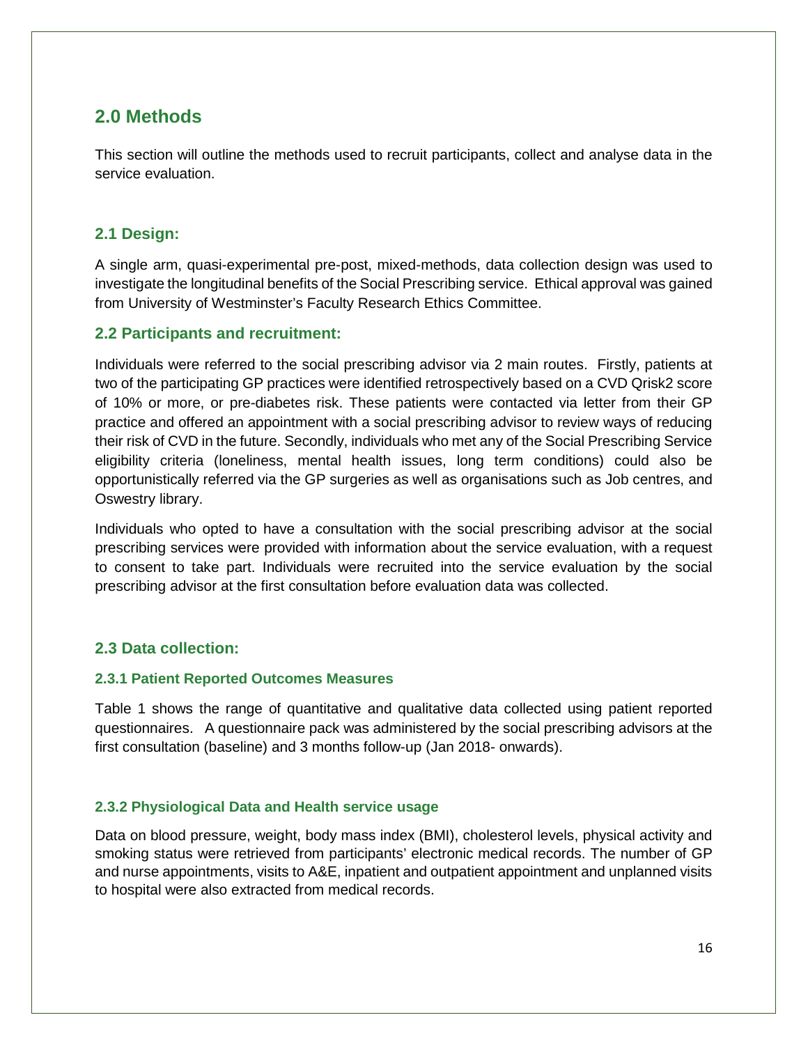## 2.0 Methods

This section will outline the methods used to recruit participants, collect and analyse data in the service evaluation.

### 2.1 Design:

A single arm, quasi-experimental pre-post, mixed-methods, data collection design was used to investigate the longitudinal benefits of the Social Prescribing service. Ethical approval was gained from University of Westminster's Faculty Research Ethics Committee.

### 2.2 Participants and recruitment:

Individuals were referred to the social prescribing advisor via 2 main routes. Firstly, patients at two of the participating GP practices were identified retrospectively based on a CVD Qrisk2 score of 10% or more, or pre-diabetes risk. These patients were contacted via letter from their GP practice and offered an appointment with a social prescribing advisor to review ways of reducing their risk of CVD in the future. Secondly, individuals who met any of the Social Prescribing Service eligibility criteria (loneliness, mental health issues, long term conditions) could also be opportunistically referred via the GP surgeries as well as organisations such as Job centres, and Oswestry library.

Individuals who opted to have a consultation with the social prescribing advisor at the social prescribing services were provided with information about the service evaluation, with a request to consent to take part. Individuals were recruited into the service evaluation by the social prescribing advisor at the first consultation before evaluation data was collected.

### 2.3 Data collection:

#### 2.3.1 Patient Reported Outcomes Measures

Table 1 shows the range of quantitative and qualitative data collected using patient reported questionnaires. A questionnaire pack was administered by the social prescribing advisors at the first consultation (baseline) and 3 months follow-up (Jan 2018- onwards).

#### 2.3.2 Physiological Data and Health service usage

Data on blood pressure, weight, body mass index (BMI), cholesterol levels, physical activity and smoking status were retrieved from participants' electronic medical records. The number of GP and nurse appointments, visits to A&E, inpatient and outpatient appointment and unplanned visits to hospital were also extracted from medical records.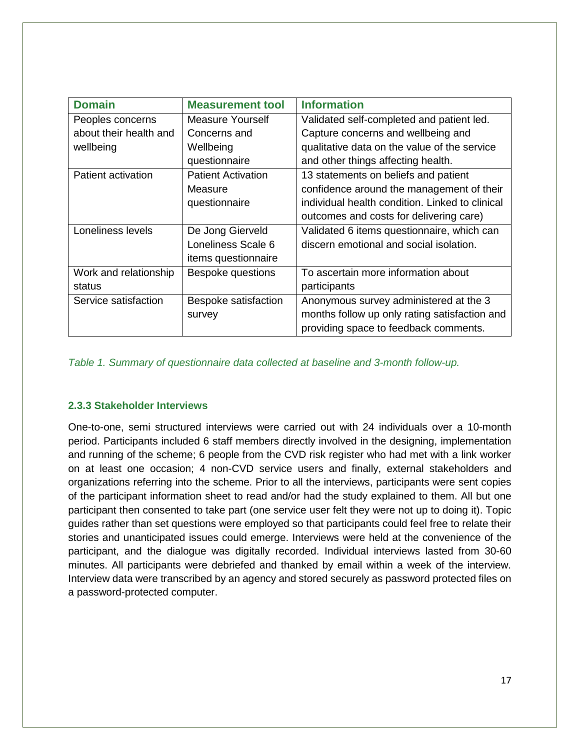| Domain | Measurement tool | Information |
|---|---|---|
| Peoples concerns about their health and wellbeing | Measure Yourself Concerns and Wellbeing questionnaire | Validated self-completed and patient led. Capture concerns and wellbeing and qualitative data on the value of the service and other things affecting health. |
| Patient activation | Patient Activation Measure questionnaire | 13 statements on beliefs and patient confidence around the management of their individual health condition. Linked to clinical outcomes and costs for delivering care) |
| Loneliness levels | De Jong Gierveld Loneliness Scale 6 items questionnaire | Validated 6 items questionnaire, which can discern emotional and social isolation. |
| Work and relationship status | Bespoke questions | To ascertain more information about participants |
| Service satisfaction | Bespoke satisfaction survey | Anonymous survey administered at the 3 months follow up only rating satisfaction and providing space to feedback comments. |

*Table 1. Summary of questionnaire data collected at baseline and 3-month follow-up.*

### 2.3.3 Stakeholder Interviews

One-to-one, semi structured interviews were carried out with 24 individuals over a 10-month period. Participants included 6 staff members directly involved in the designing, implementation and running of the scheme; 6 people from the CVD risk register who had met with a link worker on at least one occasion; 4 non-CVD service users and finally, external stakeholders and organizations referring into the scheme. Prior to all the interviews, participants were sent copies of the participant information sheet to read and/or had the study explained to them. All but one participant then consented to take part (one service user felt they were not up to doing it). Topic guides rather than set questions were employed so that participants could feel free to relate their stories and unanticipated issues could emerge. Interviews were held at the convenience of the participant, and the dialogue was digitally recorded. Individual interviews lasted from 30-60 minutes. All participants were debriefed and thanked by email within a week of the interview. Interview data were transcribed by an agency and stored securely as password protected files on a password-protected computer.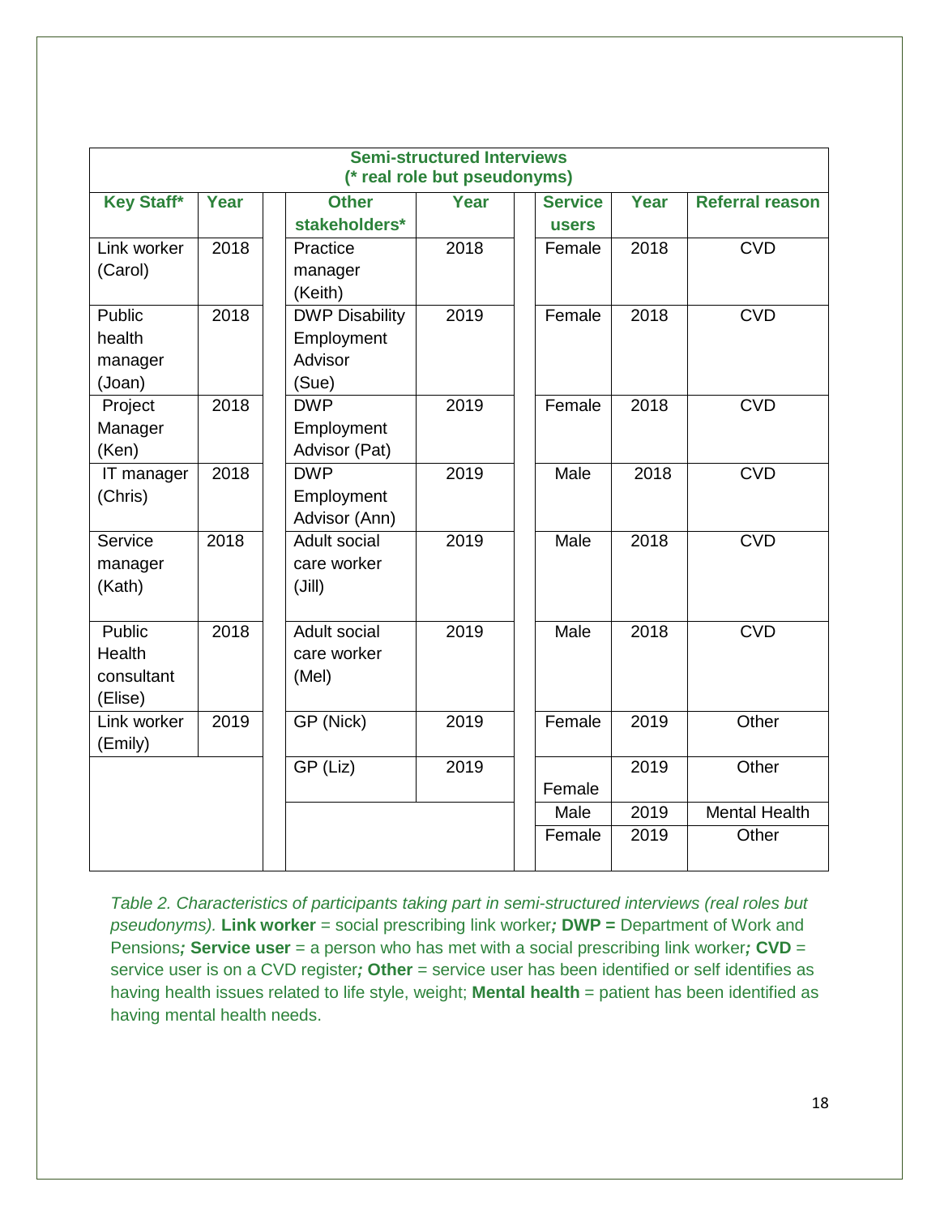| Semi-structured Interviews (* real role but pseudonyms) | | | | | | |
|---|---|---|---|---|---|---|
| **Key Staff*** | **Year** | **Other stakeholders*** | **Year** | **Service users** | **Year** | **Referral reason** |
| Link worker (Carol) | 2018 | Practice manager (Keith) | 2018 | Female | 2018 | CVD |
| Public health manager (Joan) | 2018 | DWP Disability Employment Advisor (Sue) | 2019 | Female | 2018 | CVD |
| Project Manager (Ken) | 2018 | DWP Employment Advisor (Pat) | 2019 | Female | 2018 | CVD |
| IT manager (Chris) | 2018 | DWP Employment Advisor (Ann) | 2019 | Male | 2018 | CVD |
| Service manager (Kath) | 2018 | Adult social care worker (Jill) | 2019 | Male | 2018 | CVD |
| Public Health consultant (Elise) | 2018 | Adult social care worker (Mel) | 2019 | Male | 2018 | CVD |
| Link worker (Emily) | 2019 | GP (Nick) | 2019 | Female | 2019 | Other |
| | | GP (Liz) | 2019 | Female | 2019 | Other |
| | | | | Male | 2019 | Mental Health |
| | | | | Female | 2019 | Other |

*Table 2. Characteristics of participants taking part in semi-structured interviews (real roles but pseudonyms).* **Link worker** = social prescribing link worker***;*** **DWP =** Department of Work and Pensions***;*** **Service user** = a person who has met with a social prescribing link worker***;*** **CVD** = service user is on a CVD register***;*** **Other** = service user has been identified or self identifies as having health issues related to life style, weight; **Mental health** = patient has been identified as having mental health needs.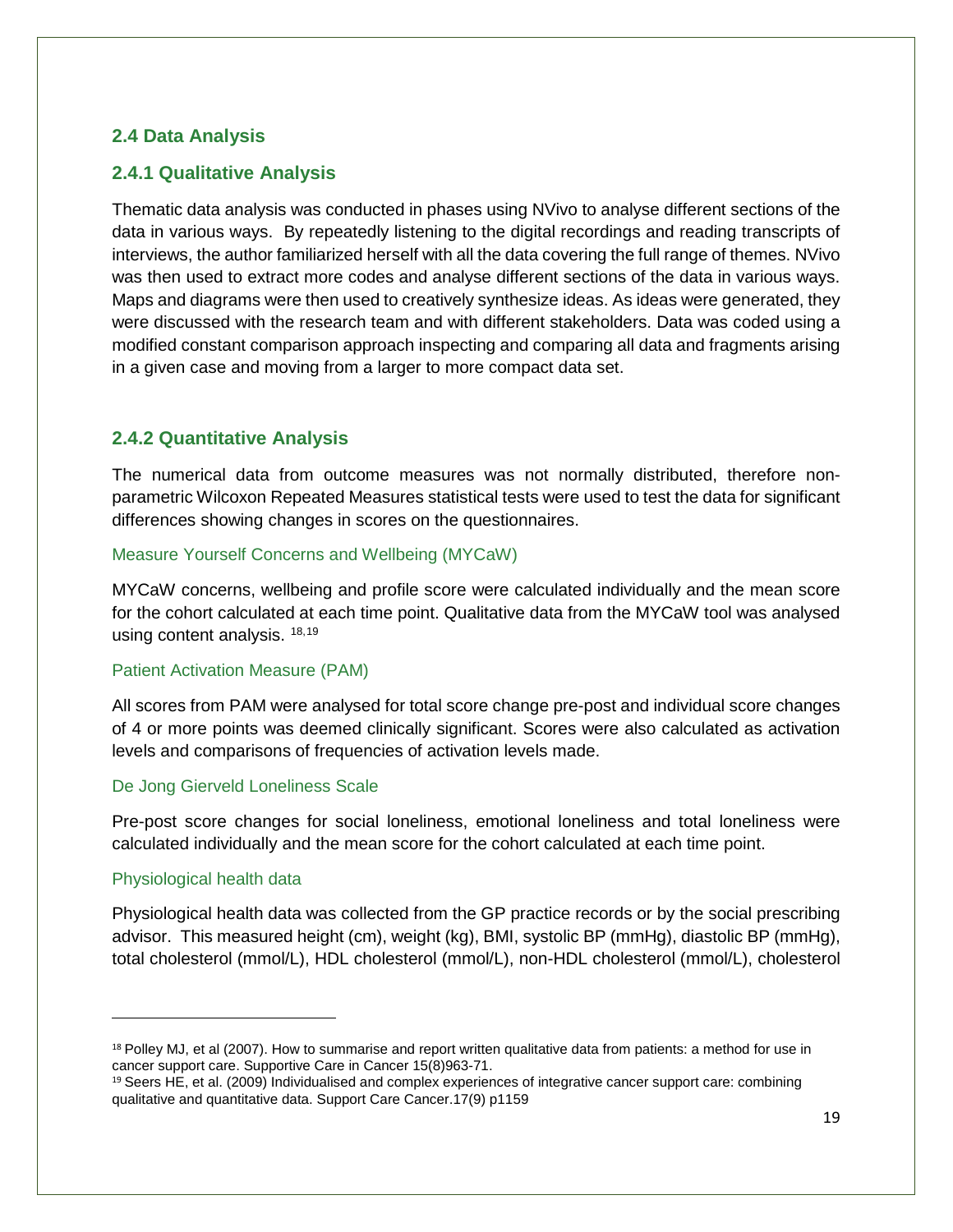## 2.4 Data Analysis

### 2.4.1 Qualitative Analysis

Thematic data analysis was conducted in phases using NVivo to analyse different sections of the data in various ways. By repeatedly listening to the digital recordings and reading transcripts of interviews, the author familiarized herself with all the data covering the full range of themes. NVivo was then used to extract more codes and analyse different sections of the data in various ways. Maps and diagrams were then used to creatively synthesize ideas. As ideas were generated, they were discussed with the research team and with different stakeholders. Data was coded using a modified constant comparison approach inspecting and comparing all data and fragments arising in a given case and moving from a larger to more compact data set.

### 2.4.2 Quantitative Analysis

The numerical data from outcome measures was not normally distributed, therefore non-parametric Wilcoxon Repeated Measures statistical tests were used to test the data for significant differences showing changes in scores on the questionnaires.

#### Measure Yourself Concerns and Wellbeing (MYCaW)

MYCaW concerns, wellbeing and profile score were calculated individually and the mean score for the cohort calculated at each time point. Qualitative data from the MYCaW tool was analysed using content analysis. [18,19]

#### Patient Activation Measure (PAM)

All scores from PAM were analysed for total score change pre-post and individual score changes of 4 or more points was deemed clinically significant. Scores were also calculated as activation levels and comparisons of frequencies of activation levels made.

#### De Jong Gierveld Loneliness Scale

Pre-post score changes for social loneliness, emotional loneliness and total loneliness were calculated individually and the mean score for the cohort calculated at each time point.

#### Physiological health data

Physiological health data was collected from the GP practice records or by the social prescribing advisor. This measured height (cm), weight (kg), BMI, systolic BP (mmHg), diastolic BP (mmHg), total cholesterol (mmol/L), HDL cholesterol (mmol/L), non-HDL cholesterol (mmol/L), cholesterol

---

[18] Polley MJ, et al (2007). How to summarise and report written qualitative data from patients: a method for use in cancer support care. Supportive Care in Cancer 15(8)963-71.

[19] Seers HE, et al. (2009) Individualised and complex experiences of integrative cancer support care: combining qualitative and quantitative data. Support Care Cancer.17(9) p1159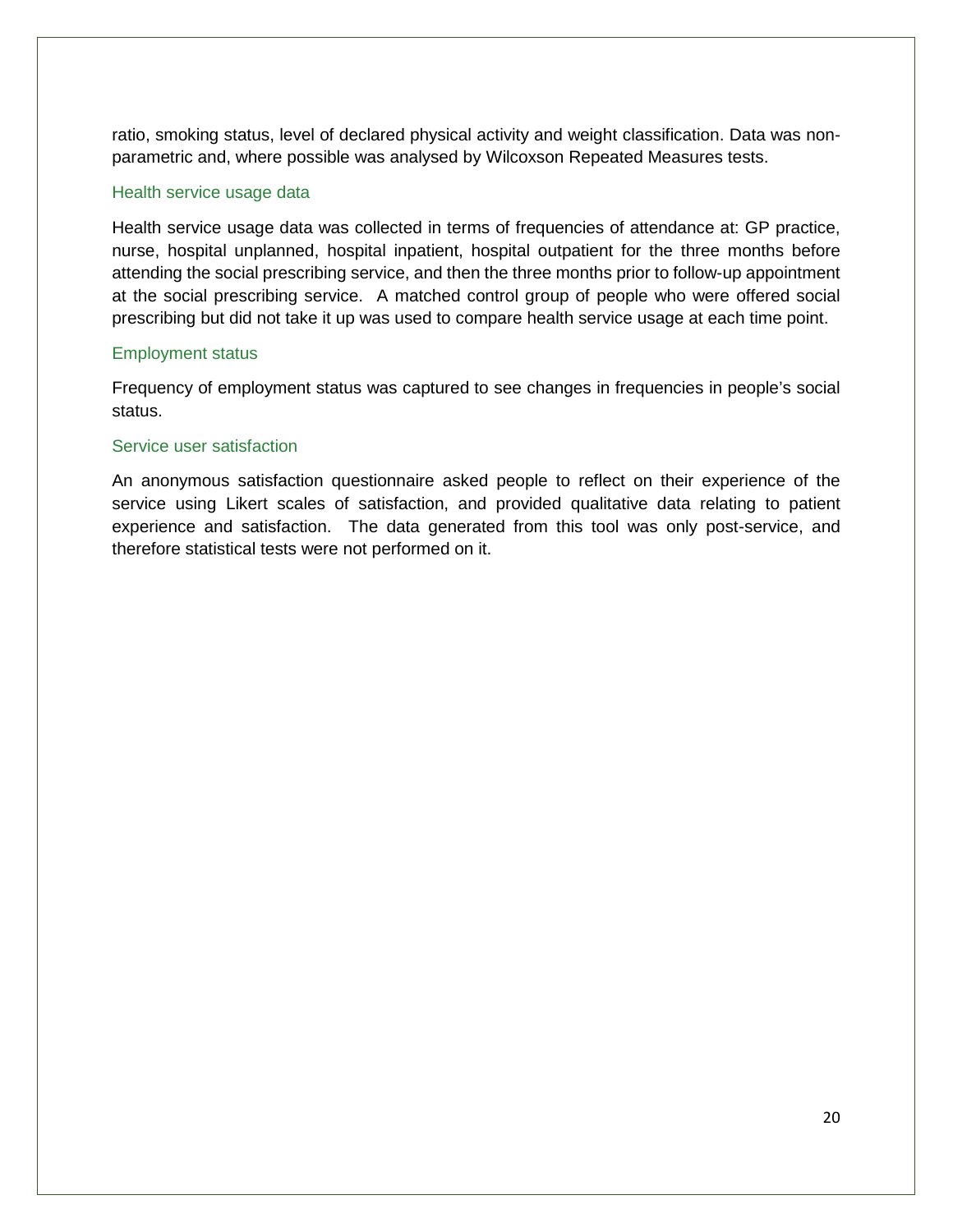ratio, smoking status, level of declared physical activity and weight classification. Data was non-parametric and, where possible was analysed by Wilcoxson Repeated Measures tests.

### Health service usage data

Health service usage data was collected in terms of frequencies of attendance at: GP practice, nurse, hospital unplanned, hospital inpatient, hospital outpatient for the three months before attending the social prescribing service, and then the three months prior to follow-up appointment at the social prescribing service. A matched control group of people who were offered social prescribing but did not take it up was used to compare health service usage at each time point.

### Employment status

Frequency of employment status was captured to see changes in frequencies in people's social status.

### Service user satisfaction

An anonymous satisfaction questionnaire asked people to reflect on their experience of the service using Likert scales of satisfaction, and provided qualitative data relating to patient experience and satisfaction. The data generated from this tool was only post-service, and therefore statistical tests were not performed on it.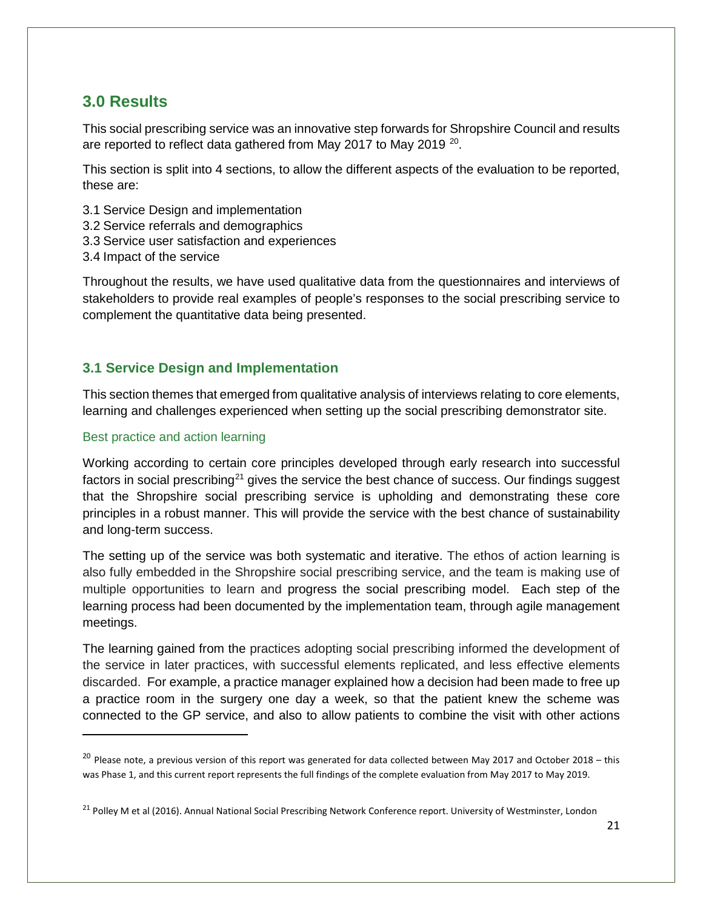## 3.0 Results

This social prescribing service was an innovative step forwards for Shropshire Council and results are reported to reflect data gathered from May 2017 to May 2019 [20].

This section is split into 4 sections, to allow the different aspects of the evaluation to be reported, these are:

3.1 Service Design and implementation
3.2 Service referrals and demographics
3.3 Service user satisfaction and experiences
3.4 Impact of the service

Throughout the results, we have used qualitative data from the questionnaires and interviews of stakeholders to provide real examples of people's responses to the social prescribing service to complement the quantitative data being presented.

### 3.1 Service Design and Implementation

This section themes that emerged from qualitative analysis of interviews relating to core elements, learning and challenges experienced when setting up the social prescribing demonstrator site.

#### Best practice and action learning

Working according to certain core principles developed through early research into successful factors in social prescribing[21] gives the service the best chance of success. Our findings suggest that the Shropshire social prescribing service is upholding and demonstrating these core principles in a robust manner. This will provide the service with the best chance of sustainability and long-term success.

The setting up of the service was both systematic and iterative. The ethos of action learning is also fully embedded in the Shropshire social prescribing service, and the team is making use of multiple opportunities to learn and progress the social prescribing model. Each step of the learning process had been documented by the implementation team, through agile management meetings.

The learning gained from the practices adopting social prescribing informed the development of the service in later practices, with successful elements replicated, and less effective elements discarded. For example, a practice manager explained how a decision had been made to free up a practice room in the surgery one day a week, so that the patient knew the scheme was connected to the GP service, and also to allow patients to combine the visit with other actions

---

[20] Please note, a previous version of this report was generated for data collected between May 2017 and October 2018 – this was Phase 1, and this current report represents the full findings of the complete evaluation from May 2017 to May 2019.

[21] Polley M et al (2016). Annual National Social Prescribing Network Conference report. University of Westminster, London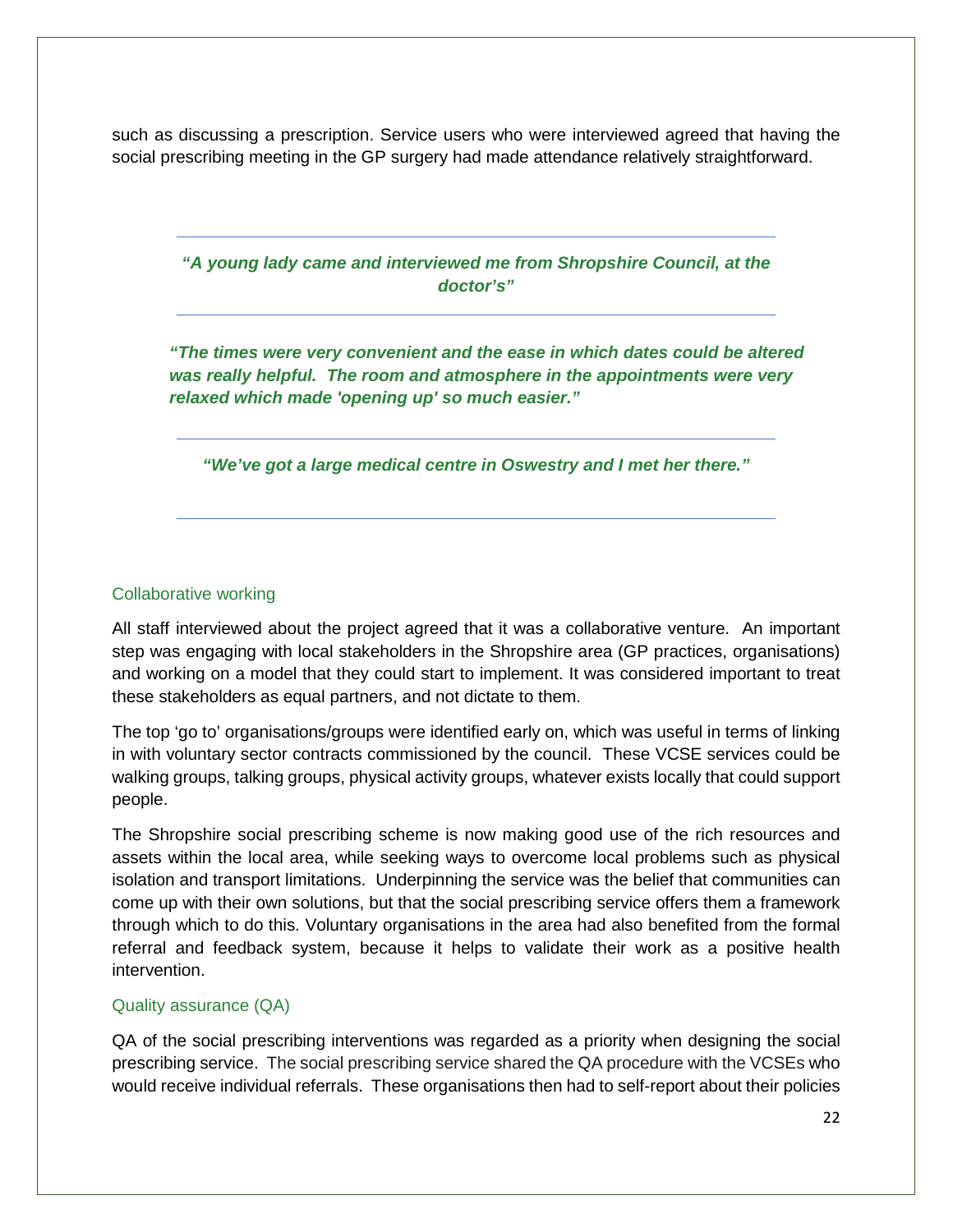such as discussing a prescription. Service users who were interviewed agreed that having the social prescribing meeting in the GP surgery had made attendance relatively straightforward.

---

***"A young lady came and interviewed me from Shropshire Council, at the doctor's"***

---

***"The times were very convenient and the ease in which dates could be altered was really helpful. The room and atmosphere in the appointments were very relaxed which made 'opening up' so much easier."***

---

***"We've got a large medical centre in Oswestry and I met her there."***

---

### Collaborative working

All staff interviewed about the project agreed that it was a collaborative venture. An important step was engaging with local stakeholders in the Shropshire area (GP practices, organisations) and working on a model that they could start to implement. It was considered important to treat these stakeholders as equal partners, and not dictate to them.

The top 'go to' organisations/groups were identified early on, which was useful in terms of linking in with voluntary sector contracts commissioned by the council. These VCSE services could be walking groups, talking groups, physical activity groups, whatever exists locally that could support people.

The Shropshire social prescribing scheme is now making good use of the rich resources and assets within the local area, while seeking ways to overcome local problems such as physical isolation and transport limitations. Underpinning the service was the belief that communities can come up with their own solutions, but that the social prescribing service offers them a framework through which to do this. Voluntary organisations in the area had also benefited from the formal referral and feedback system, because it helps to validate their work as a positive health intervention.

### Quality assurance (QA)

QA of the social prescribing interventions was regarded as a priority when designing the social prescribing service. The social prescribing service shared the QA procedure with the VCSEs who would receive individual referrals. These organisations then had to self-report about their policies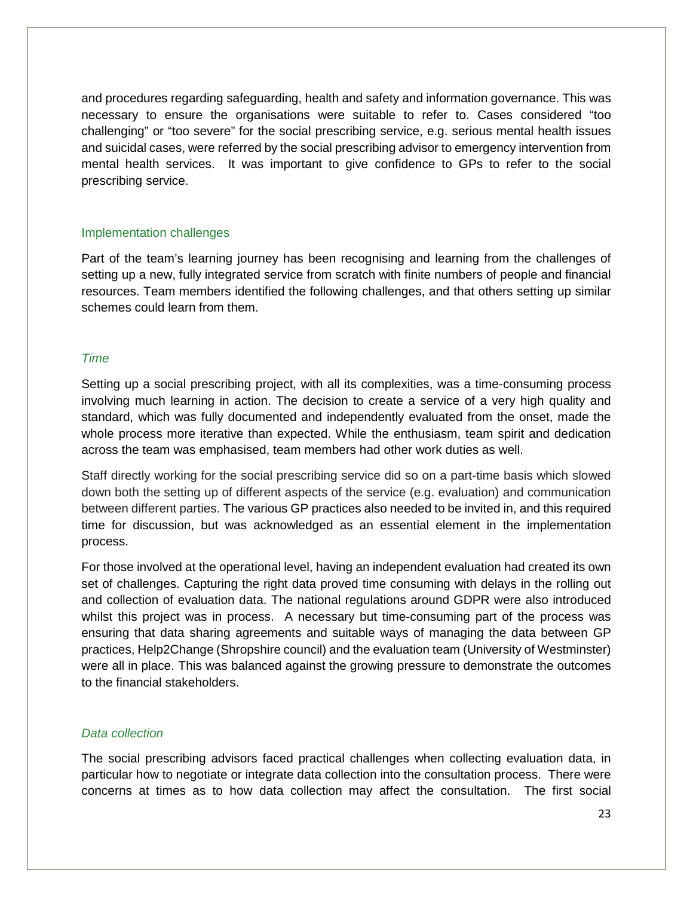and procedures regarding safeguarding, health and safety and information governance. This was necessary to ensure the organisations were suitable to refer to. Cases considered "too challenging" or "too severe" for the social prescribing service, e.g. serious mental health issues and suicidal cases, were referred by the social prescribing advisor to emergency intervention from mental health services. It was important to give confidence to GPs to refer to the social prescribing service.

## Implementation challenges

Part of the team's learning journey has been recognising and learning from the challenges of setting up a new, fully integrated service from scratch with finite numbers of people and financial resources. Team members identified the following challenges, and that others setting up similar schemes could learn from them.

### *Time*

Setting up a social prescribing project, with all its complexities, was a time-consuming process involving much learning in action. The decision to create a service of a very high quality and standard, which was fully documented and independently evaluated from the onset, made the whole process more iterative than expected. While the enthusiasm, team spirit and dedication across the team was emphasised, team members had other work duties as well.

Staff directly working for the social prescribing service did so on a part-time basis which slowed down both the setting up of different aspects of the service (e.g. evaluation) and communication between different parties. The various GP practices also needed to be invited in, and this required time for discussion, but was acknowledged as an essential element in the implementation process.

For those involved at the operational level, having an independent evaluation had created its own set of challenges. Capturing the right data proved time consuming with delays in the rolling out and collection of evaluation data. The national regulations around GDPR were also introduced whilst this project was in process. A necessary but time-consuming part of the process was ensuring that data sharing agreements and suitable ways of managing the data between GP practices, Help2Change (Shropshire council) and the evaluation team (University of Westminster) were all in place. This was balanced against the growing pressure to demonstrate the outcomes to the financial stakeholders.

### *Data collection*

The social prescribing advisors faced practical challenges when collecting evaluation data, in particular how to negotiate or integrate data collection into the consultation process. There were concerns at times as to how data collection may affect the consultation. The first social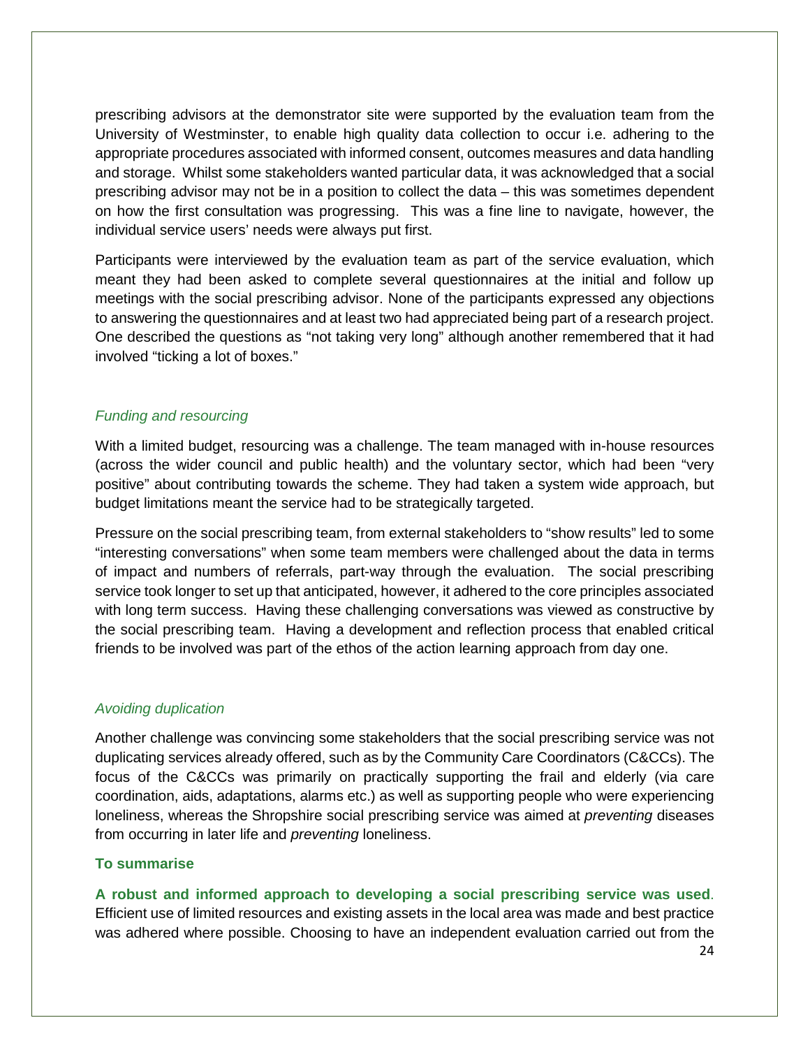prescribing advisors at the demonstrator site were supported by the evaluation team from the University of Westminster, to enable high quality data collection to occur i.e. adhering to the appropriate procedures associated with informed consent, outcomes measures and data handling and storage. Whilst some stakeholders wanted particular data, it was acknowledged that a social prescribing advisor may not be in a position to collect the data – this was sometimes dependent on how the first consultation was progressing. This was a fine line to navigate, however, the individual service users' needs were always put first.

Participants were interviewed by the evaluation team as part of the service evaluation, which meant they had been asked to complete several questionnaires at the initial and follow up meetings with the social prescribing advisor. None of the participants expressed any objections to answering the questionnaires and at least two had appreciated being part of a research project. One described the questions as "not taking very long" although another remembered that it had involved "ticking a lot of boxes."

*Funding and resourcing*

With a limited budget, resourcing was a challenge. The team managed with in-house resources (across the wider council and public health) and the voluntary sector, which had been "very positive" about contributing towards the scheme. They had taken a system wide approach, but budget limitations meant the service had to be strategically targeted.

Pressure on the social prescribing team, from external stakeholders to "show results" led to some "interesting conversations" when some team members were challenged about the data in terms of impact and numbers of referrals, part-way through the evaluation. The social prescribing service took longer to set up that anticipated, however, it adhered to the core principles associated with long term success. Having these challenging conversations was viewed as constructive by the social prescribing team. Having a development and reflection process that enabled critical friends to be involved was part of the ethos of the action learning approach from day one.

*Avoiding duplication*

Another challenge was convincing some stakeholders that the social prescribing service was not duplicating services already offered, such as by the Community Care Coordinators (C&CCs). The focus of the C&CCs was primarily on practically supporting the frail and elderly (via care coordination, aids, adaptations, alarms etc.) as well as supporting people who were experiencing loneliness, whereas the Shropshire social prescribing service was aimed at *preventing* diseases from occurring in later life and *preventing* loneliness.

**To summarise**

**A robust and informed approach to developing a social prescribing service was used**. Efficient use of limited resources and existing assets in the local area was made and best practice was adhered where possible. Choosing to have an independent evaluation carried out from the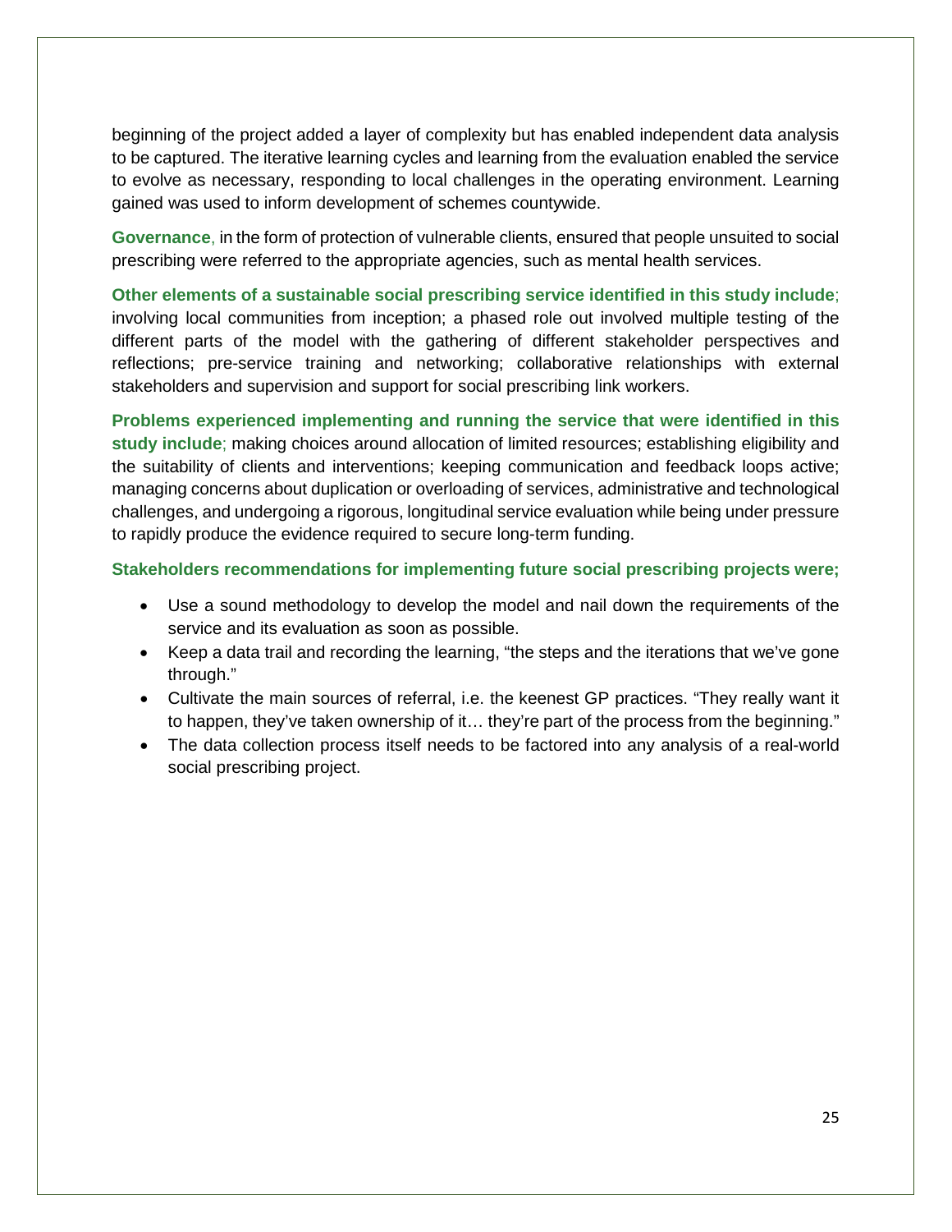beginning of the project added a layer of complexity but has enabled independent data analysis to be captured. The iterative learning cycles and learning from the evaluation enabled the service to evolve as necessary, responding to local challenges in the operating environment. Learning gained was used to inform development of schemes countywide.

**Governance**, in the form of protection of vulnerable clients, ensured that people unsuited to social prescribing were referred to the appropriate agencies, such as mental health services.

**Other elements of a sustainable social prescribing service identified in this study include**; involving local communities from inception; a phased role out involved multiple testing of the different parts of the model with the gathering of different stakeholder perspectives and reflections; pre-service training and networking; collaborative relationships with external stakeholders and supervision and support for social prescribing link workers.

**Problems experienced implementing and running the service that were identified in this study include**; making choices around allocation of limited resources; establishing eligibility and the suitability of clients and interventions; keeping communication and feedback loops active; managing concerns about duplication or overloading of services, administrative and technological challenges, and undergoing a rigorous, longitudinal service evaluation while being under pressure to rapidly produce the evidence required to secure long-term funding.

**Stakeholders recommendations for implementing future social prescribing projects were;**

- Use a sound methodology to develop the model and nail down the requirements of the service and its evaluation as soon as possible.
- Keep a data trail and recording the learning, “the steps and the iterations that we’ve gone through.”
- Cultivate the main sources of referral, i.e. the keenest GP practices. “They really want it to happen, they’ve taken ownership of it… they’re part of the process from the beginning.”
- The data collection process itself needs to be factored into any analysis of a real-world social prescribing project.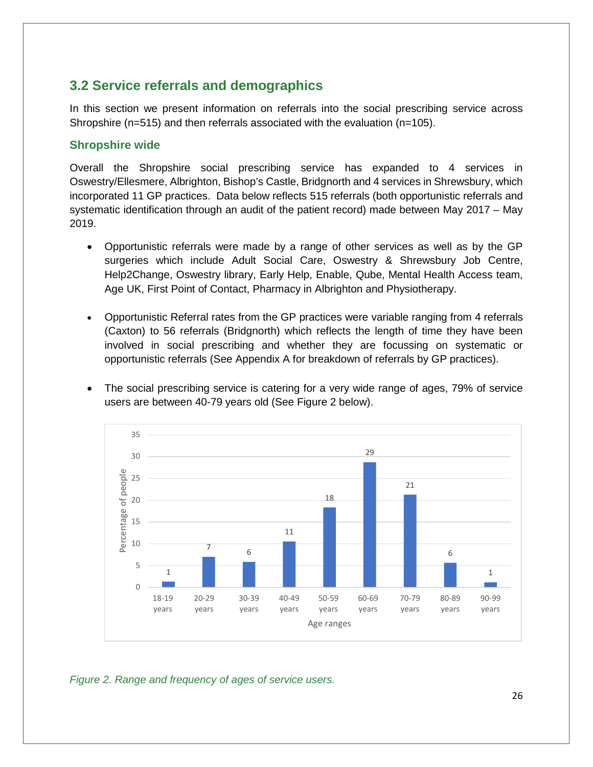## 3.2 Service referrals and demographics

In this section we present information on referrals into the social prescribing service across Shropshire (n=515) and then referrals associated with the evaluation (n=105).

### Shropshire wide

Overall the Shropshire social prescribing service has expanded to 4 services in Oswestry/Ellesmere, Albrighton, Bishop's Castle, Bridgnorth and 4 services in Shrewsbury, which incorporated 11 GP practices. Data below reflects 515 referrals (both opportunistic referrals and systematic identification through an audit of the patient record) made between May 2017 – May 2019.

- Opportunistic referrals were made by a range of other services as well as by the GP surgeries which include Adult Social Care, Oswestry & Shrewsbury Job Centre, Help2Change, Oswestry library, Early Help, Enable, Qube, Mental Health Access team, Age UK, First Point of Contact, Pharmacy in Albrighton and Physiotherapy.

- Opportunistic Referral rates from the GP practices were variable ranging from 4 referrals (Caxton) to 56 referrals (Bridgnorth) which reflects the length of time they have been involved in social prescribing and whether they are focussing on systematic or opportunistic referrals (See Appendix A for breakdown of referrals by GP practices).

- The social prescribing service is catering for a very wide range of ages, 79% of service users are between 40-79 years old (See Figure 2 below).

| Age ranges | Percentage of people |
|---|---|
| 18-19 years | 1 |
| 20-29 years | 7 |
| 30-39 years | 6 |
| 40-49 years | 11 |
| 50-59 years | 18 |
| 60-69 years | 29 |
| 70-79 years | 21 |
| 80-89 years | 6 |
| 90-99 years | 1 |

*Figure 2. Range and frequency of ages of service users.*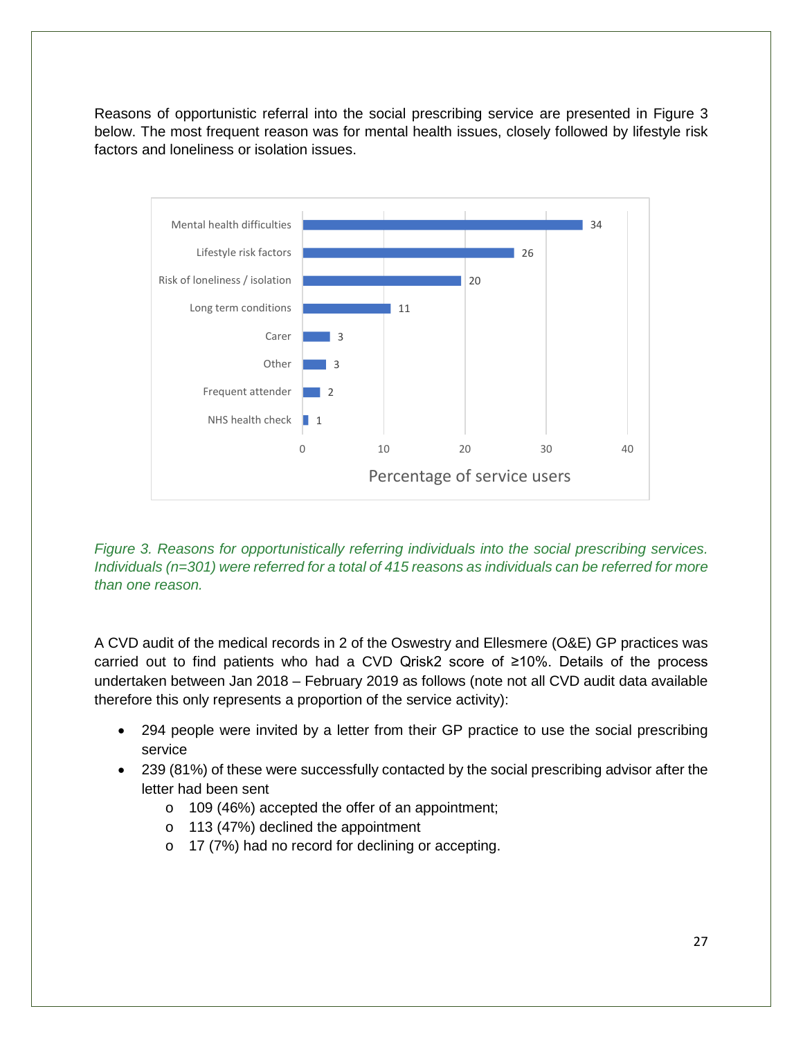Reasons of opportunistic referral into the social prescribing service are presented in Figure 3 below. The most frequent reason was for mental health issues, closely followed by lifestyle risk factors and loneliness or isolation issues.

| Reason | Percentage of service users |
| --- | --- |
| Mental health difficulties | 34 |
| Lifestyle risk factors | 26 |
| Risk of loneliness / isolation | 20 |
| Long term conditions | 11 |
| Carer | 3 |
| Other | 3 |
| Frequent attender | 2 |
| NHS health check | 1 |

*Figure 3. Reasons for opportunistically referring individuals into the social prescribing services. Individuals (n=301) were referred for a total of 415 reasons as individuals can be referred for more than one reason.*

A CVD audit of the medical records in 2 of the Oswestry and Ellesmere (O&E) GP practices was carried out to find patients who had a CVD Qrisk2 score of ≥10%. Details of the process undertaken between Jan 2018 – February 2019 as follows (note not all CVD audit data available therefore this only represents a proportion of the service activity):

- 294 people were invited by a letter from their GP practice to use the social prescribing service
- 239 (81%) of these were successfully contacted by the social prescribing advisor after the letter had been sent
  - 109 (46%) accepted the offer of an appointment;
  - 113 (47%) declined the appointment
  - 17 (7%) had no record for declining or accepting.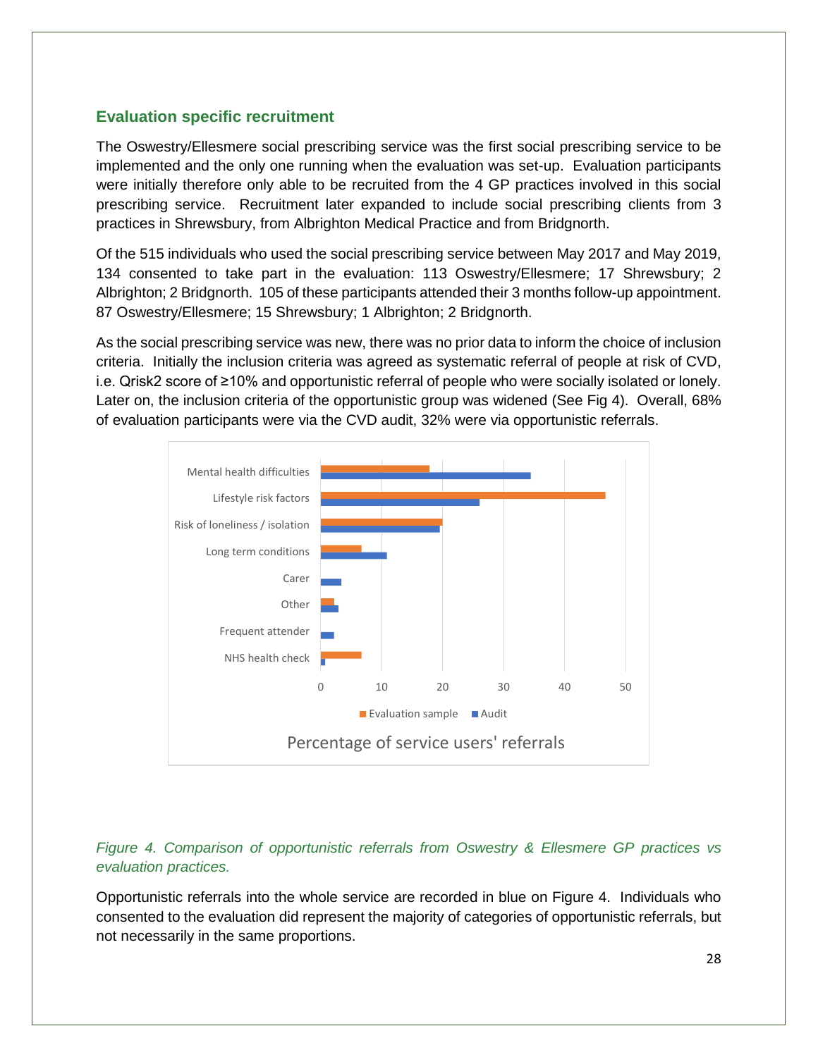### Evaluation specific recruitment

The Oswestry/Ellesmere social prescribing service was the first social prescribing service to be implemented and the only one running when the evaluation was set-up. Evaluation participants were initially therefore only able to be recruited from the 4 GP practices involved in this social prescribing service. Recruitment later expanded to include social prescribing clients from 3 practices in Shrewsbury, from Albrighton Medical Practice and from Bridgnorth.

Of the 515 individuals who used the social prescribing service between May 2017 and May 2019, 134 consented to take part in the evaluation: 113 Oswestry/Ellesmere; 17 Shrewsbury; 2 Albrighton; 2 Bridgnorth. 105 of these participants attended their 3 months follow-up appointment. 87 Oswestry/Ellesmere; 15 Shrewsbury; 1 Albrighton; 2 Bridgnorth.

As the social prescribing service was new, there was no prior data to inform the choice of inclusion criteria. Initially the inclusion criteria was agreed as systematic referral of people at risk of CVD, i.e. Qrisk2 score of ≥10% and opportunistic referral of people who were socially isolated or lonely. Later on, the inclusion criteria of the opportunistic group was widened (See Fig 4). Overall, 68% of evaluation participants were via the CVD audit, 32% were via opportunistic referrals.

*Figure 4. Comparison of opportunistic referrals from Oswestry & Ellesmere GP practices vs evaluation practices.*

Opportunistic referrals into the whole service are recorded in blue on Figure 4. Individuals who consented to the evaluation did represent the majority of categories of opportunistic referrals, but not necessarily in the same proportions.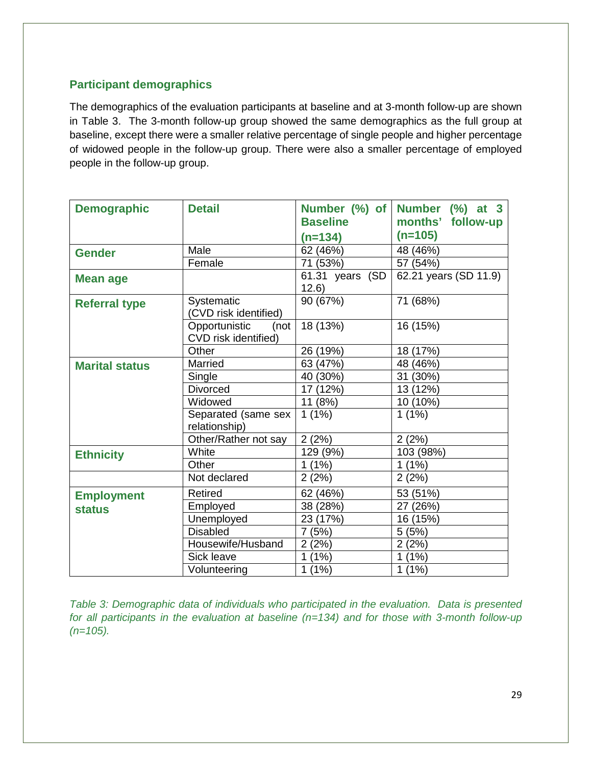## Participant demographics

The demographics of the evaluation participants at baseline and at 3-month follow-up are shown in Table 3. The 3-month follow-up group showed the same demographics as the full group at baseline, except there were a smaller relative percentage of single people and higher percentage of widowed people in the follow-up group. There were also a smaller percentage of employed people in the follow-up group.

| Demographic | Detail | Number (%) of Baseline (n=134) | Number (%) at 3 months' follow-up (n=105) |
|---|---|---|---|
| **Gender** | Male | 62 (46%) | 48 (46%) |
| | Female | 71 (53%) | 57 (54%) |
| **Mean age** | | 61.31 years (SD 12.6) | 62.21 years (SD 11.9) |
| **Referral type** | Systematic (CVD risk identified) | 90 (67%) | 71 (68%) |
| | Opportunistic (not CVD risk identified) | 18 (13%) | 16 (15%) |
| | Other | 26 (19%) | 18 (17%) |
| **Marital status** | Married | 63 (47%) | 48 (46%) |
| | Single | 40 (30%) | 31 (30%) |
| | Divorced | 17 (12%) | 13 (12%) |
| | Widowed | 11 (8%) | 10 (10%) |
| | Separated (same sex relationship) | 1 (1%) | 1 (1%) |
| | Other/Rather not say | 2 (2%) | 2 (2%) |
| **Ethnicity** | White | 129 (9%) | 103 (98%) |
| | Other | 1 (1%) | 1 (1%) |
| | Not declared | 2 (2%) | 2 (2%) |
| **Employment status** | Retired | 62 (46%) | 53 (51%) |
| | Employed | 38 (28%) | 27 (26%) |
| | Unemployed | 23 (17%) | 16 (15%) |
| | Disabled | 7 (5%) | 5 (5%) |
| | Housewife/Husband | 2 (2%) | 2 (2%) |
| | Sick leave | 1 (1%) | 1 (1%) |
| | Volunteering | 1 (1%) | 1 (1%) |

*Table 3: Demographic data of individuals who participated in the evaluation. Data is presented for all participants in the evaluation at baseline (n=134) and for those with 3-month follow-up (n=105).*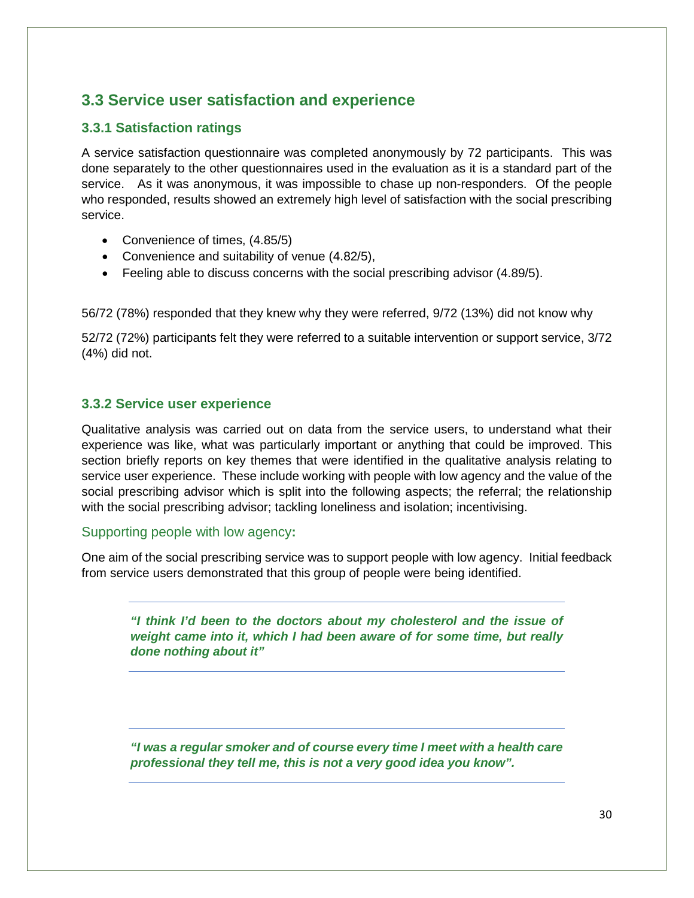## 3.3 Service user satisfaction and experience

### 3.3.1 Satisfaction ratings

A service satisfaction questionnaire was completed anonymously by 72 participants. This was done separately to the other questionnaires used in the evaluation as it is a standard part of the service. As it was anonymous, it was impossible to chase up non-responders. Of the people who responded, results showed an extremely high level of satisfaction with the social prescribing service.

- Convenience of times, (4.85/5)
- Convenience and suitability of venue (4.82/5),
- Feeling able to discuss concerns with the social prescribing advisor (4.89/5).

56/72 (78%) responded that they knew why they were referred, 9/72 (13%) did not know why

52/72 (72%) participants felt they were referred to a suitable intervention or support service, 3/72 (4%) did not.

### 3.3.2 Service user experience

Qualitative analysis was carried out on data from the service users, to understand what their experience was like, what was particularly important or anything that could be improved. This section briefly reports on key themes that were identified in the qualitative analysis relating to service user experience. These include working with people with low agency and the value of the social prescribing advisor which is split into the following aspects; the referral; the relationship with the social prescribing advisor; tackling loneliness and isolation; incentivising.

#### Supporting people with low agency:

One aim of the social prescribing service was to support people with low agency. Initial feedback from service users demonstrated that this group of people were being identified.

> ***"I think I'd been to the doctors about my cholesterol and the issue of weight came into it, which I had been aware of for some time, but really done nothing about it"***

> ***"I was a regular smoker and of course every time I meet with a health care professional they tell me, this is not a very good idea you know".***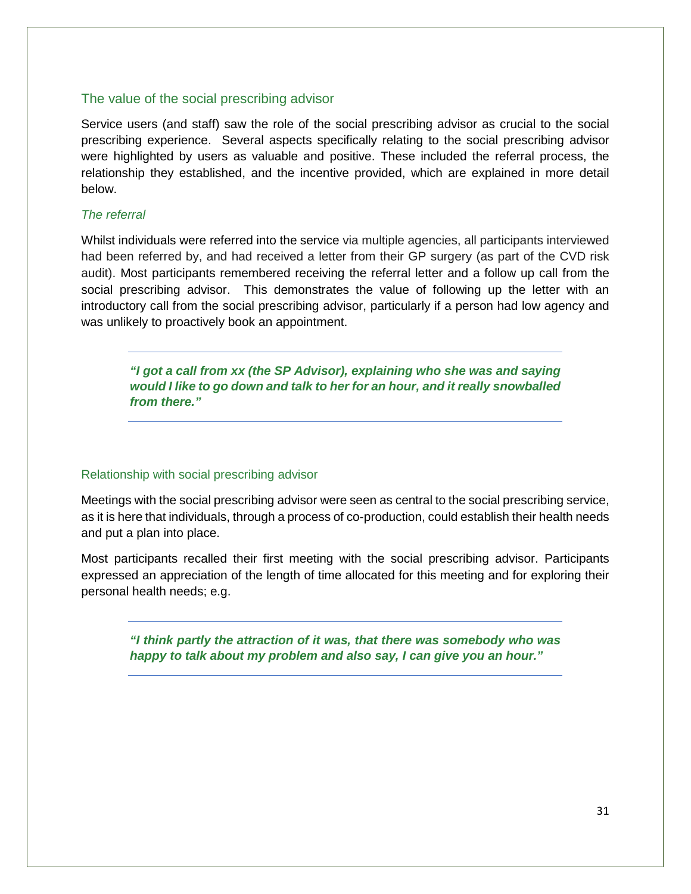## The value of the social prescribing advisor

Service users (and staff) saw the role of the social prescribing advisor as crucial to the social prescribing experience. Several aspects specifically relating to the social prescribing advisor were highlighted by users as valuable and positive. These included the referral process, the relationship they established, and the incentive provided, which are explained in more detail below.

### *The referral*

Whilst individuals were referred into the service via multiple agencies, all participants interviewed had been referred by, and had received a letter from their GP surgery (as part of the CVD risk audit). Most participants remembered receiving the referral letter and a follow up call from the social prescribing advisor. This demonstrates the value of following up the letter with an introductory call from the social prescribing advisor, particularly if a person had low agency and was unlikely to proactively book an appointment.

> ***"I got a call from xx (the SP Advisor), explaining who she was and saying would I like to go down and talk to her for an hour, and it really snowballed from there."***

### Relationship with social prescribing advisor

Meetings with the social prescribing advisor were seen as central to the social prescribing service, as it is here that individuals, through a process of co-production, could establish their health needs and put a plan into place.

Most participants recalled their first meeting with the social prescribing advisor. Participants expressed an appreciation of the length of time allocated for this meeting and for exploring their personal health needs; e.g.

> ***"I think partly the attraction of it was, that there was somebody who was happy to talk about my problem and also say, I can give you an hour."***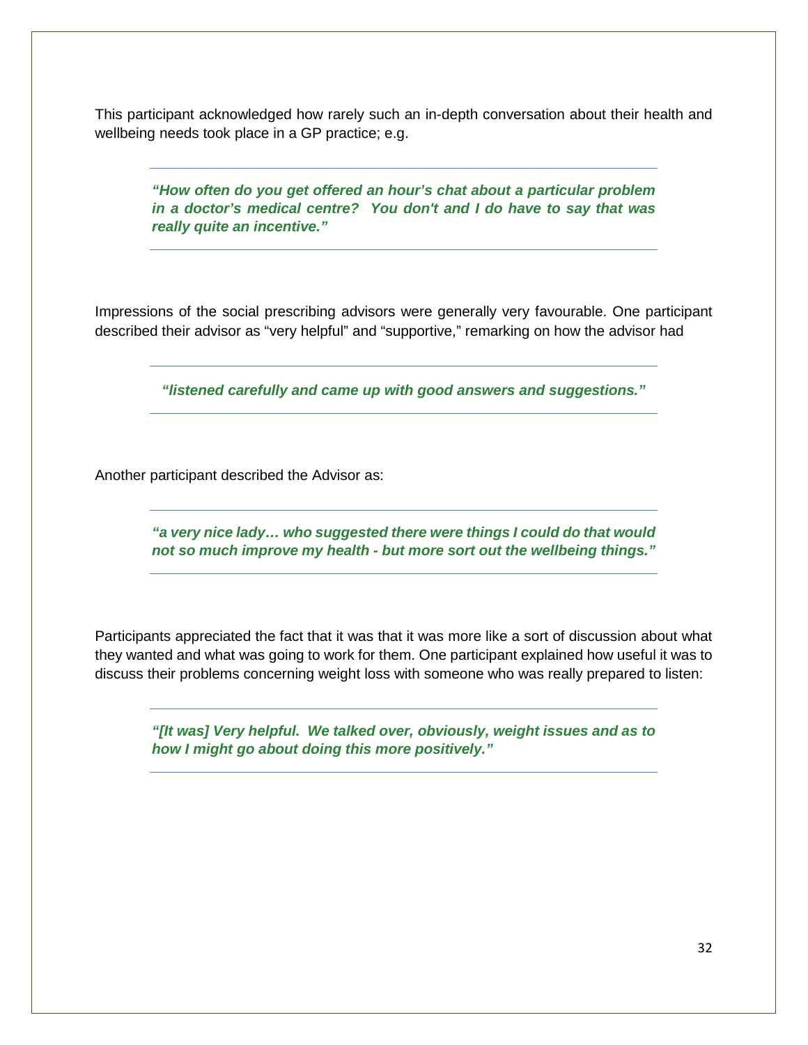This participant acknowledged how rarely such an in-depth conversation about their health and wellbeing needs took place in a GP practice; e.g.

> ***"How often do you get offered an hour's chat about a particular problem in a doctor's medical centre? You don't and I do have to say that was really quite an incentive."***

Impressions of the social prescribing advisors were generally very favourable. One participant described their advisor as "very helpful" and "supportive," remarking on how the advisor had

> ***"listened carefully and came up with good answers and suggestions."***

Another participant described the Advisor as:

> ***"a very nice lady… who suggested there were things I could do that would not so much improve my health - but more sort out the wellbeing things."***

Participants appreciated the fact that it was that it was more like a sort of discussion about what they wanted and what was going to work for them. One participant explained how useful it was to discuss their problems concerning weight loss with someone who was really prepared to listen:

> ***"[It was] Very helpful. We talked over, obviously, weight issues and as to how I might go about doing this more positively."***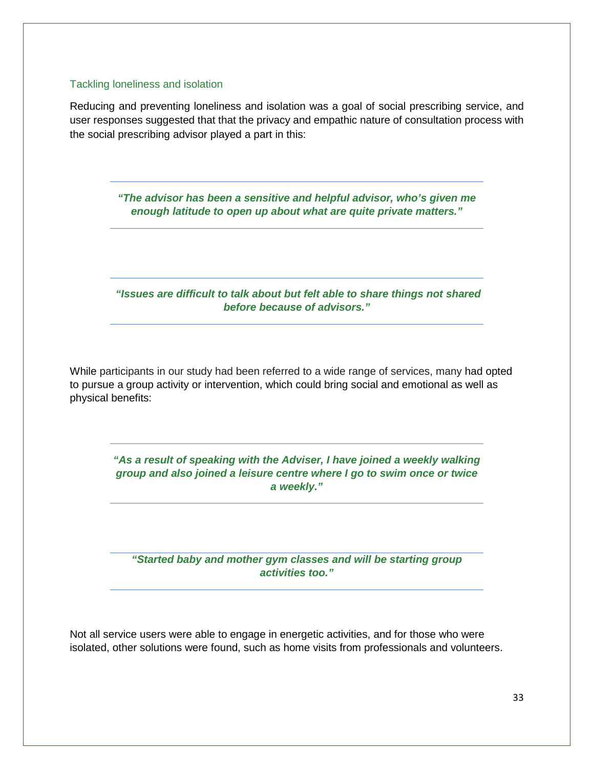### Tackling loneliness and isolation

Reducing and preventing loneliness and isolation was a goal of social prescribing service, and user responses suggested that that the privacy and empathic nature of consultation process with the social prescribing advisor played a part in this:

> ***"The advisor has been a sensitive and helpful advisor, who's given me enough latitude to open up about what are quite private matters."***

> ***"Issues are difficult to talk about but felt able to share things not shared before because of advisors."***

While participants in our study had been referred to a wide range of services, many had opted to pursue a group activity or intervention, which could bring social and emotional as well as physical benefits:

> ***"As a result of speaking with the Adviser, I have joined a weekly walking group and also joined a leisure centre where I go to swim once or twice a weekly."***

> ***"Started baby and mother gym classes and will be starting group activities too."***

Not all service users were able to engage in energetic activities, and for those who were isolated, other solutions were found, such as home visits from professionals and volunteers.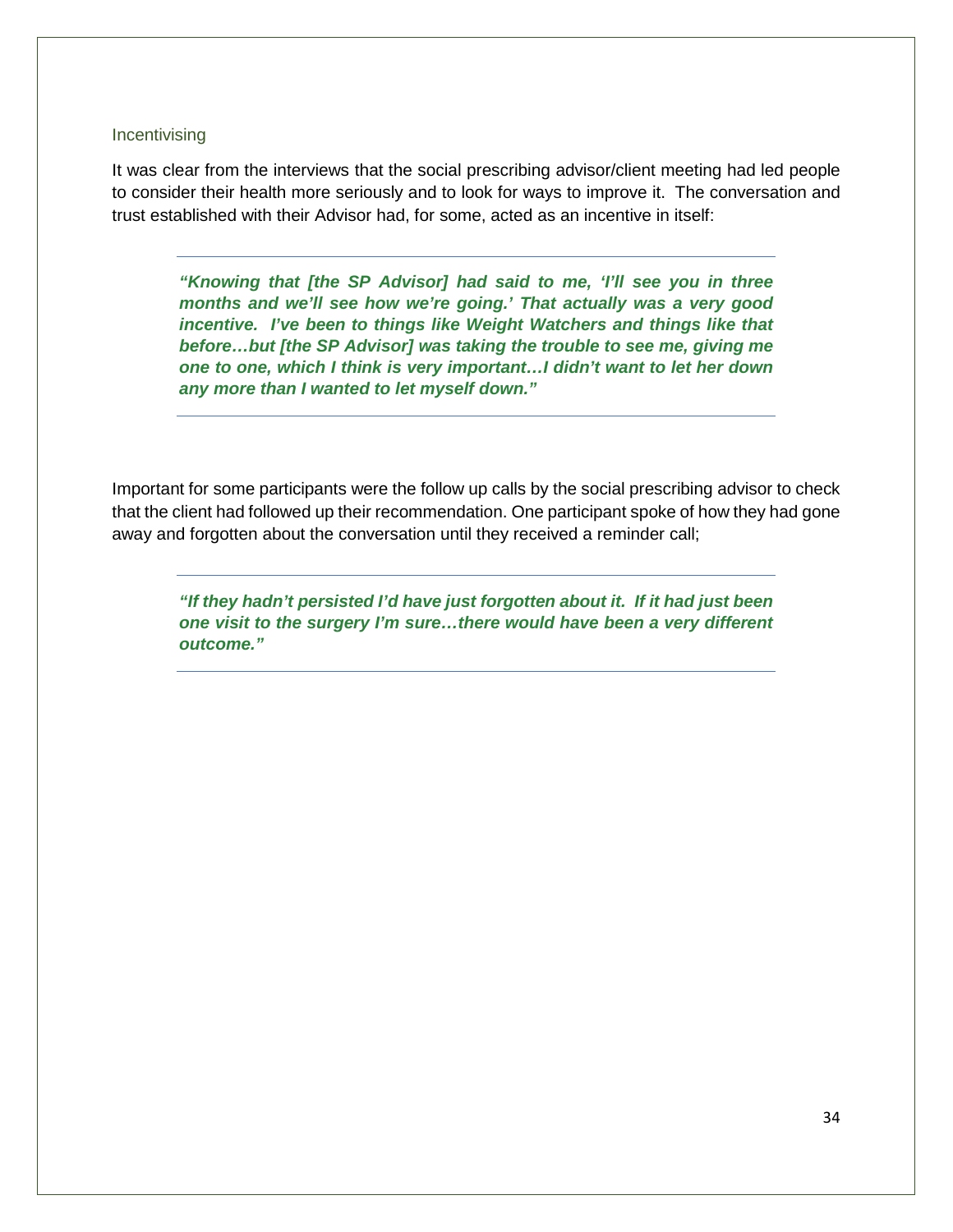### Incentivising

It was clear from the interviews that the social prescribing advisor/client meeting had led people to consider their health more seriously and to look for ways to improve it. The conversation and trust established with their Advisor had, for some, acted as an incentive in itself:

> ***"Knowing that [the SP Advisor] had said to me, 'I'll see you in three months and we'll see how we're going.' That actually was a very good incentive. I've been to things like Weight Watchers and things like that before…but [the SP Advisor] was taking the trouble to see me, giving me one to one, which I think is very important…I didn't want to let her down any more than I wanted to let myself down."***

Important for some participants were the follow up calls by the social prescribing advisor to check that the client had followed up their recommendation. One participant spoke of how they had gone away and forgotten about the conversation until they received a reminder call;

> ***"If they hadn't persisted I'd have just forgotten about it. If it had just been one visit to the surgery I'm sure…there would have been a very different outcome."***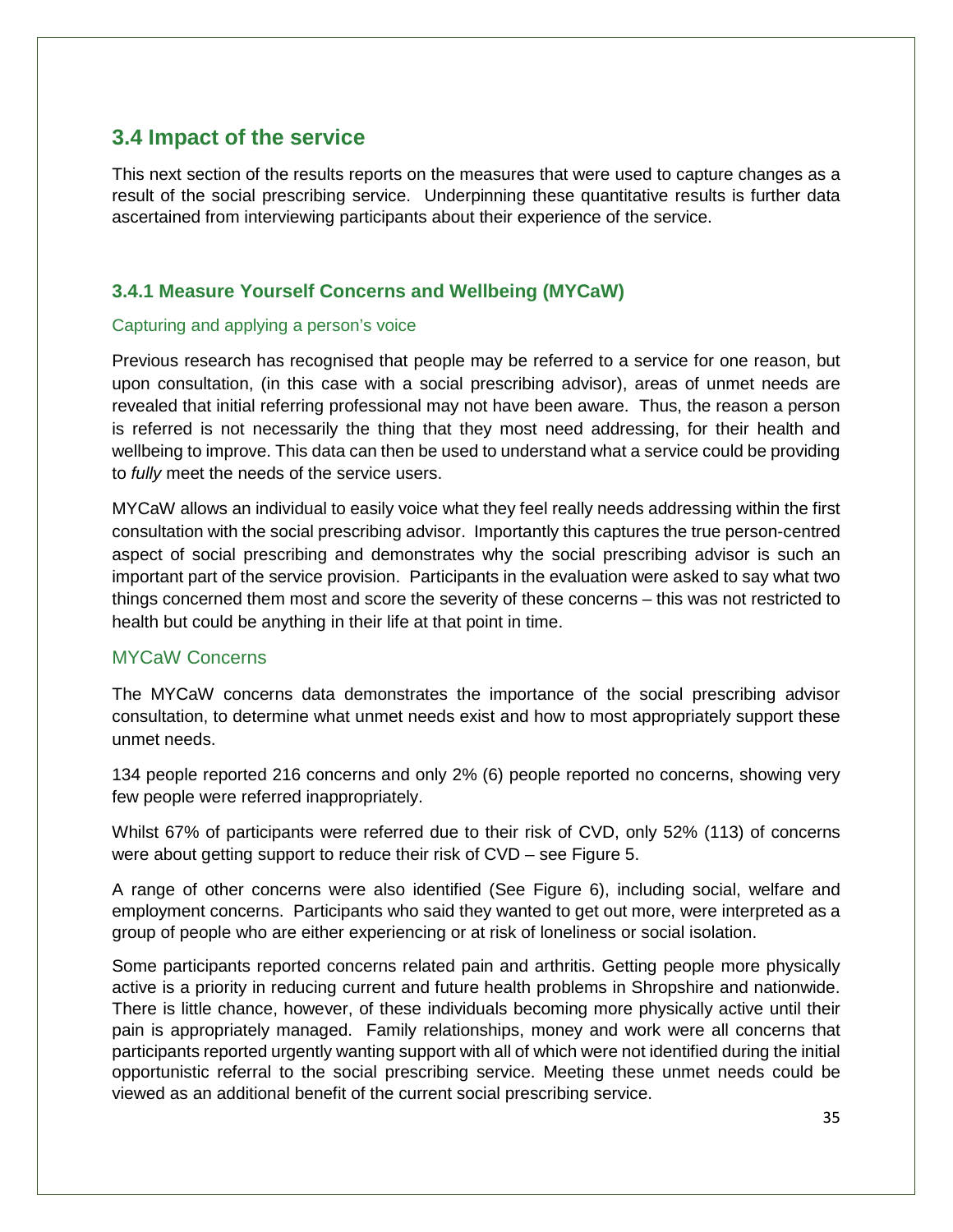## 3.4 Impact of the service

This next section of the results reports on the measures that were used to capture changes as a result of the social prescribing service. Underpinning these quantitative results is further data ascertained from interviewing participants about their experience of the service.

### 3.4.1 Measure Yourself Concerns and Wellbeing (MYCaW)

#### Capturing and applying a person's voice

Previous research has recognised that people may be referred to a service for one reason, but upon consultation, (in this case with a social prescribing advisor), areas of unmet needs are revealed that initial referring professional may not have been aware. Thus, the reason a person is referred is not necessarily the thing that they most need addressing, for their health and wellbeing to improve. This data can then be used to understand what a service could be providing to *fully* meet the needs of the service users.

MYCaW allows an individual to easily voice what they feel really needs addressing within the first consultation with the social prescribing advisor. Importantly this captures the true person-centred aspect of social prescribing and demonstrates why the social prescribing advisor is such an important part of the service provision. Participants in the evaluation were asked to say what two things concerned them most and score the severity of these concerns – this was not restricted to health but could be anything in their life at that point in time.

#### MYCaW Concerns

The MYCaW concerns data demonstrates the importance of the social prescribing advisor consultation, to determine what unmet needs exist and how to most appropriately support these unmet needs.

134 people reported 216 concerns and only 2% (6) people reported no concerns, showing very few people were referred inappropriately.

Whilst 67% of participants were referred due to their risk of CVD, only 52% (113) of concerns were about getting support to reduce their risk of CVD – see Figure 5.

A range of other concerns were also identified (See Figure 6), including social, welfare and employment concerns. Participants who said they wanted to get out more, were interpreted as a group of people who are either experiencing or at risk of loneliness or social isolation.

Some participants reported concerns related pain and arthritis. Getting people more physically active is a priority in reducing current and future health problems in Shropshire and nationwide. There is little chance, however, of these individuals becoming more physically active until their pain is appropriately managed. Family relationships, money and work were all concerns that participants reported urgently wanting support with all of which were not identified during the initial opportunistic referral to the social prescribing service. Meeting these unmet needs could be viewed as an additional benefit of the current social prescribing service.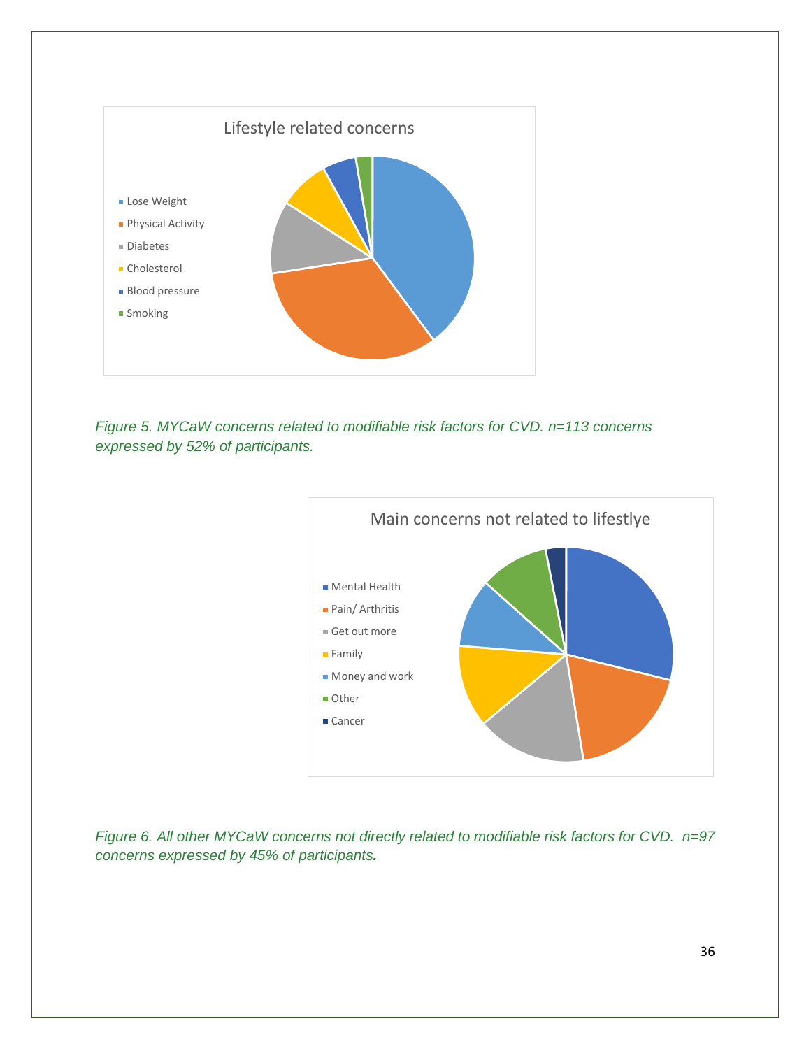Lifestyle related concerns

- Lose Weight
- Physical Activity
- Diabetes
- Cholesterol
- Blood pressure
- Smoking

*Figure 5. MYCaW concerns related to modifiable risk factors for CVD. n=113 concerns expressed by 52% of participants.*

Main concerns not related to lifestlye

- Mental Health
- Pain/ Arthritis
- Get out more
- Family
- Money and work
- Other
- Cancer

*Figure 6. All other MYCaW concerns not directly related to modifiable risk factors for CVD. n=97 concerns expressed by 45% of participants.*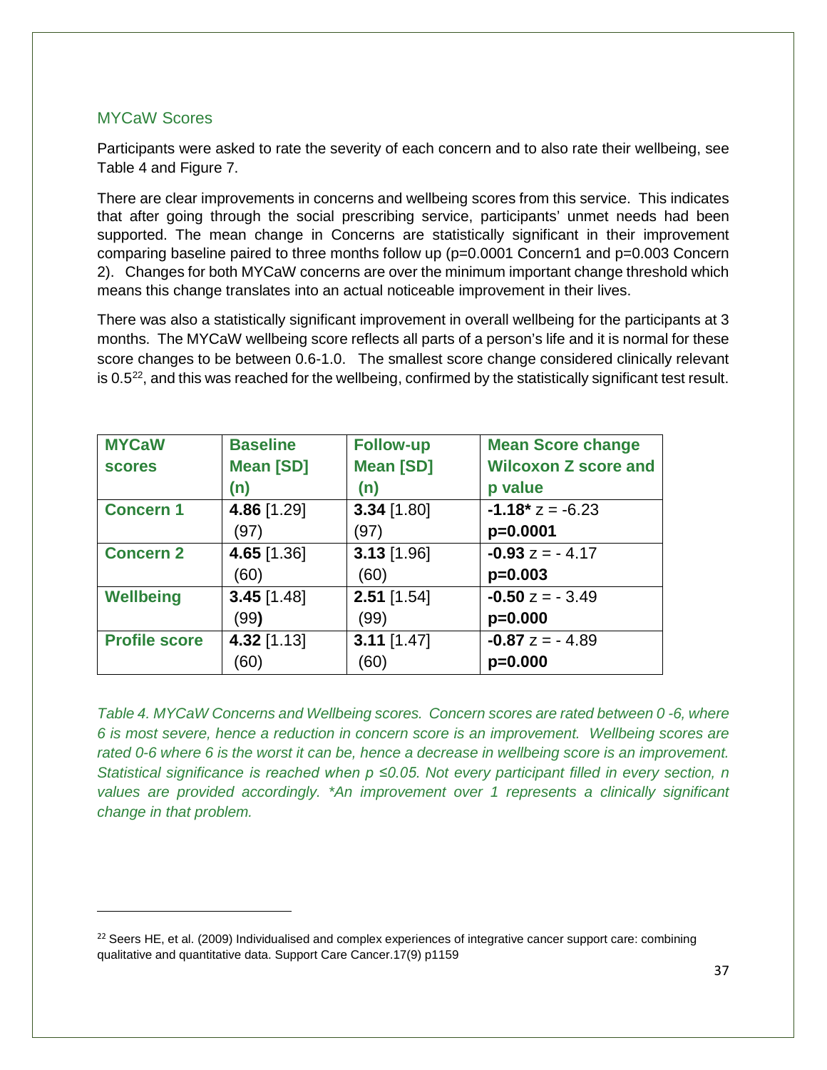## MYCaW Scores

Participants were asked to rate the severity of each concern and to also rate their wellbeing, see Table 4 and Figure 7.

There are clear improvements in concerns and wellbeing scores from this service. This indicates that after going through the social prescribing service, participants' unmet needs had been supported. The mean change in Concerns are statistically significant in their improvement comparing baseline paired to three months follow up (p=0.0001 Concern1 and p=0.003 Concern 2). Changes for both MYCaW concerns are over the minimum important change threshold which means this change translates into an actual noticeable improvement in their lives.

There was also a statistically significant improvement in overall wellbeing for the participants at 3 months. The MYCaW wellbeing score reflects all parts of a person's life and it is normal for these score changes to be between 0.6-1.0. The smallest score change considered clinically relevant is 0.5[22], and this was reached for the wellbeing, confirmed by the statistically significant test result.

| MYCaW scores | Baseline Mean [SD] (n) | Follow-up Mean [SD] (n) | Mean Score change Wilcoxon Z score and p value |
|---|---|---|---|
| **Concern 1** | **4.86** [1.29] (97) | **3.34** [1.80] (97) | **-1.18*** z = -6.23 **p=0.0001** |
| **Concern 2** | **4.65** [1.36] (60) | **3.13** [1.96] (60) | **-0.93** z = - 4.17 **p=0.003** |
| **Wellbeing** | **3.45** [1.48] (99) | **2.51** [1.54] (99) | **-0.50** z = - 3.49 **p=0.000** |
| **Profile score** | **4.32** [1.13] (60) | **3.11** [1.47] (60) | **-0.87** z = - 4.89 **p=0.000** |

*Table 4. MYCaW Concerns and Wellbeing scores. Concern scores are rated between 0 -6, where 6 is most severe, hence a reduction in concern score is an improvement. Wellbeing scores are rated 0-6 where 6 is the worst it can be, hence a decrease in wellbeing score is an improvement. Statistical significance is reached when p ≤0.05. Not every participant filled in every section, n values are provided accordingly. *An improvement over 1 represents a clinically significant change in that problem.*

[22] Seers HE, et al. (2009) Individualised and complex experiences of integrative cancer support care: combining qualitative and quantitative data. Support Care Cancer.17(9) p1159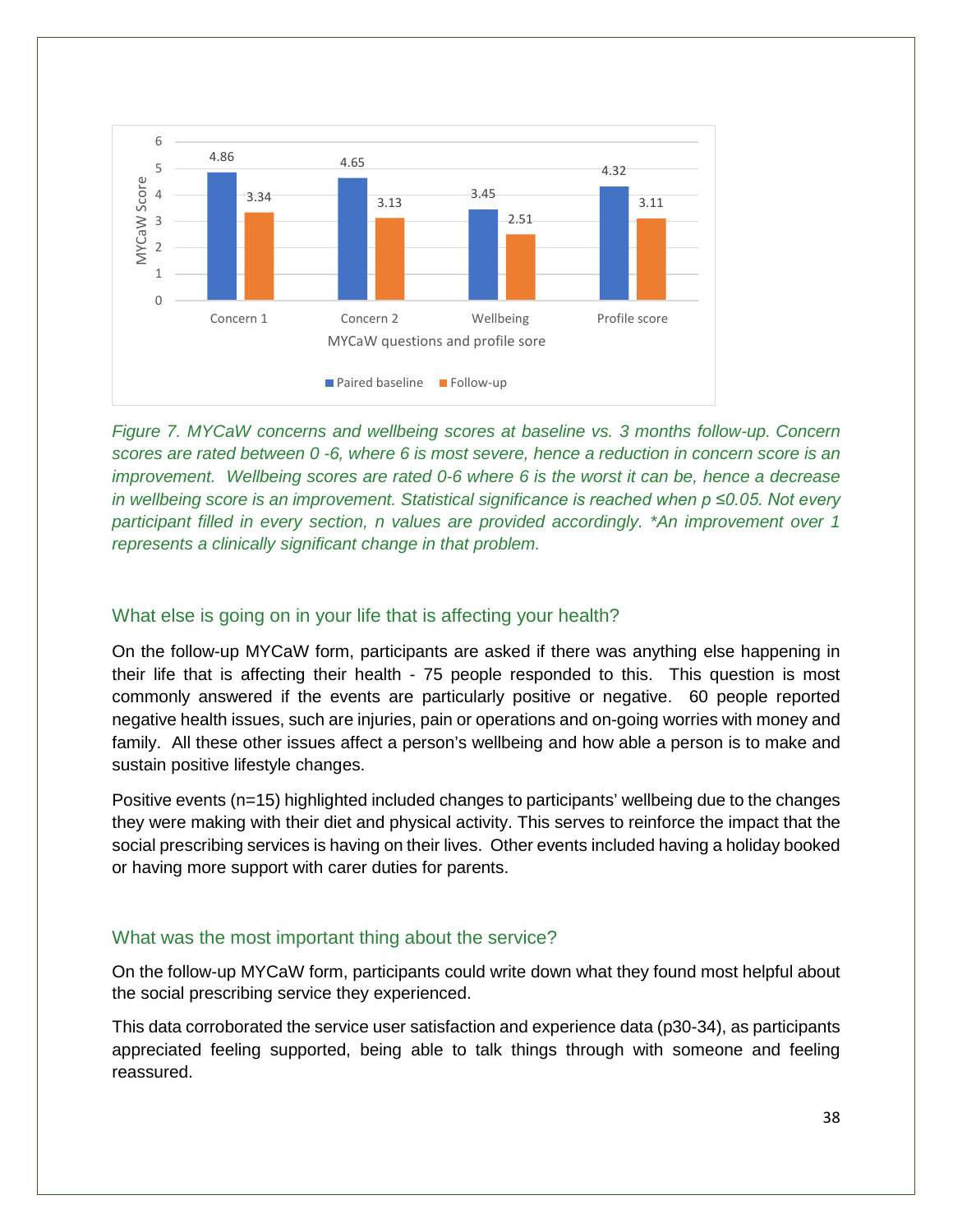*Figure 7. MYCaW concerns and wellbeing scores at baseline vs. 3 months follow-up. Concern scores are rated between 0 -6, where 6 is most severe, hence a reduction in concern score is an improvement. Wellbeing scores are rated 0-6 where 6 is the worst it can be, hence a decrease in wellbeing score is an improvement. Statistical significance is reached when p ≤0.05. Not every participant filled in every section, n values are provided accordingly. *An improvement over 1 represents a clinically significant change in that problem.*

## What else is going on in your life that is affecting your health?

On the follow-up MYCaW form, participants are asked if there was anything else happening in their life that is affecting their health - 75 people responded to this. This question is most commonly answered if the events are particularly positive or negative. 60 people reported negative health issues, such are injuries, pain or operations and on-going worries with money and family. All these other issues affect a person's wellbeing and how able a person is to make and sustain positive lifestyle changes.

Positive events (n=15) highlighted included changes to participants' wellbeing due to the changes they were making with their diet and physical activity. This serves to reinforce the impact that the social prescribing services is having on their lives. Other events included having a holiday booked or having more support with carer duties for parents.

## What was the most important thing about the service?

On the follow-up MYCaW form, participants could write down what they found most helpful about the social prescribing service they experienced.

This data corroborated the service user satisfaction and experience data (p30-34), as participants appreciated feeling supported, being able to talk things through with someone and feeling reassured.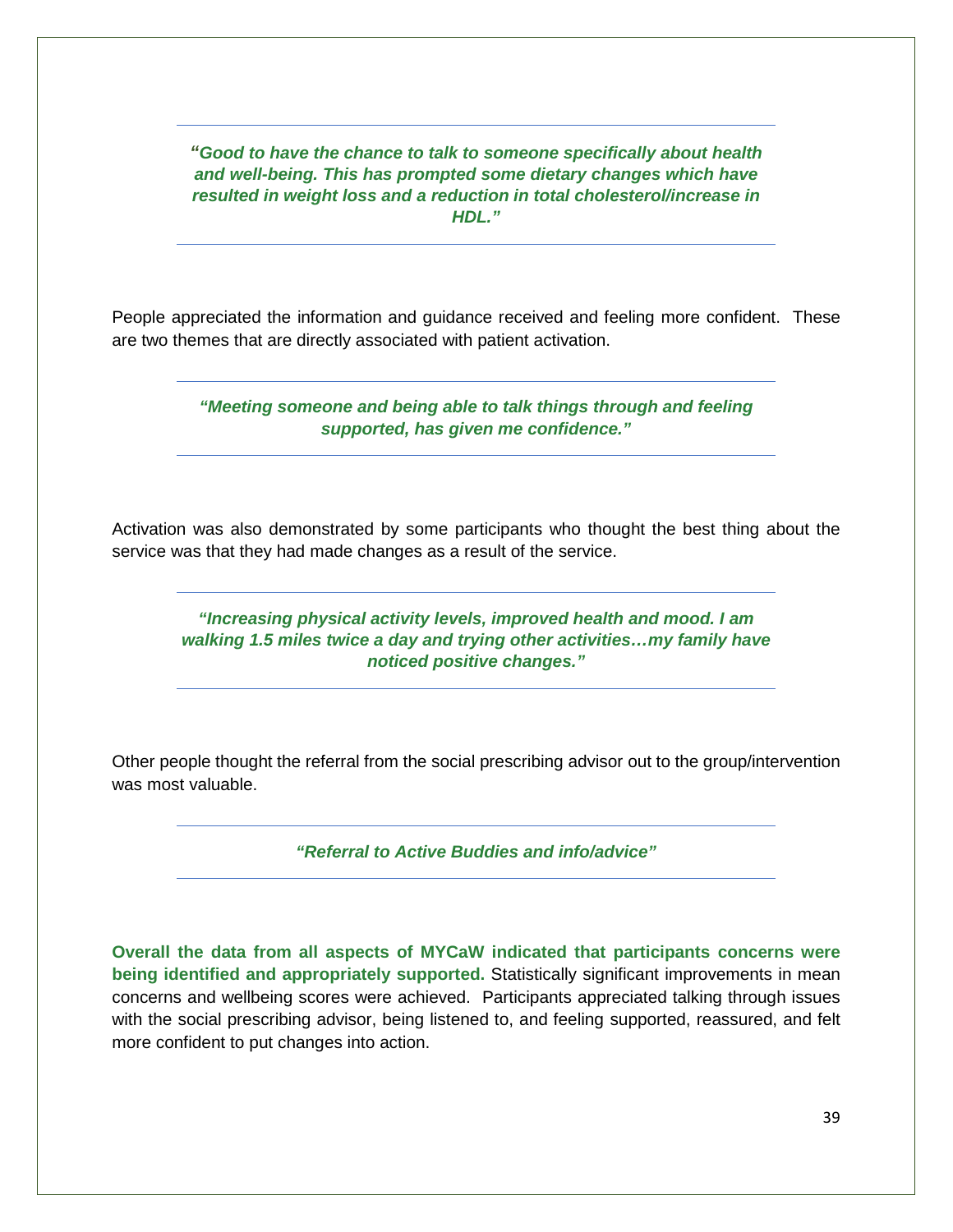---

***"Good to have the chance to talk to someone specifically about health and well-being. This has prompted some dietary changes which have resulted in weight loss and a reduction in total cholesterol/increase in HDL."***

---

People appreciated the information and guidance received and feeling more confident. These are two themes that are directly associated with patient activation.

---

***"Meeting someone and being able to talk things through and feeling supported, has given me confidence."***

---

Activation was also demonstrated by some participants who thought the best thing about the service was that they had made changes as a result of the service.

---

***"Increasing physical activity levels, improved health and mood. I am walking 1.5 miles twice a day and trying other activities…my family have noticed positive changes."***

---

Other people thought the referral from the social prescribing advisor out to the group/intervention was most valuable.

---

***"Referral to Active Buddies and info/advice"***

---

**Overall the data from all aspects of MYCaW indicated that participants concerns were being identified and appropriately supported.** Statistically significant improvements in mean concerns and wellbeing scores were achieved. Participants appreciated talking through issues with the social prescribing advisor, being listened to, and feeling supported, reassured, and felt more confident to put changes into action.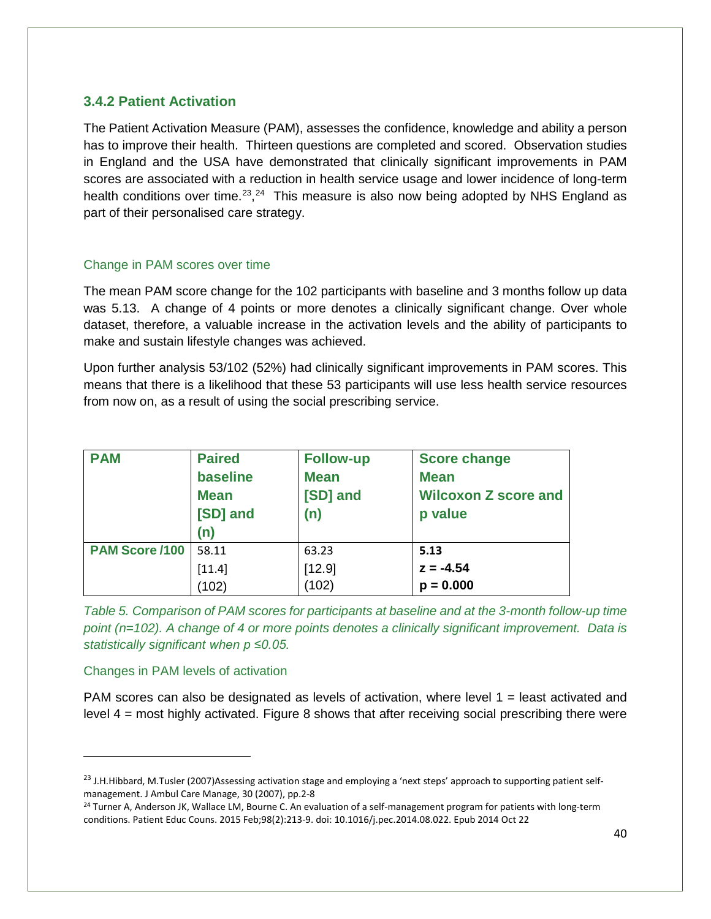### 3.4.2 Patient Activation

The Patient Activation Measure (PAM), assesses the confidence, knowledge and ability a person has to improve their health. Thirteen questions are completed and scored. Observation studies in England and the USA have demonstrated that clinically significant improvements in PAM scores are associated with a reduction in health service usage and lower incidence of long-term health conditions over time.[23],[24] This measure is also now being adopted by NHS England as part of their personalised care strategy.

#### Change in PAM scores over time

The mean PAM score change for the 102 participants with baseline and 3 months follow up data was 5.13. A change of 4 points or more denotes a clinically significant change. Over whole dataset, therefore, a valuable increase in the activation levels and the ability of participants to make and sustain lifestyle changes was achieved.

Upon further analysis 53/102 (52%) had clinically significant improvements in PAM scores. This means that there is a likelihood that these 53 participants will use less health service resources from now on, as a result of using the social prescribing service.

| PAM | Paired baseline Mean [SD] and (n) | Follow-up Mean [SD] and (n) | Score change Mean Wilcoxon Z score and p value |
|---|---|---|---|
| **PAM Score /100** | 58.11<br>[11.4]<br>(102) | 63.23<br>[12.9]<br>(102) | **5.13**<br>**z = -4.54**<br>**p = 0.000** |

*Table 5. Comparison of PAM scores for participants at baseline and at the 3-month follow-up time point (n=102). A change of 4 or more points denotes a clinically significant improvement. Data is statistically significant when p ≤0.05.*

#### Changes in PAM levels of activation

PAM scores can also be designated as levels of activation, where level 1 = least activated and level 4 = most highly activated. Figure 8 shows that after receiving social prescribing there were

---

[23] J.H.Hibbard, M.Tusler (2007)Assessing activation stage and employing a 'next steps' approach to supporting patient self-management. J Ambul Care Manage, 30 (2007), pp.2-8

[24] Turner A, Anderson JK, Wallace LM, Bourne C. An evaluation of a self-management program for patients with long-term conditions. Patient Educ Couns. 2015 Feb;98(2):213-9. doi: 10.1016/j.pec.2014.08.022. Epub 2014 Oct 22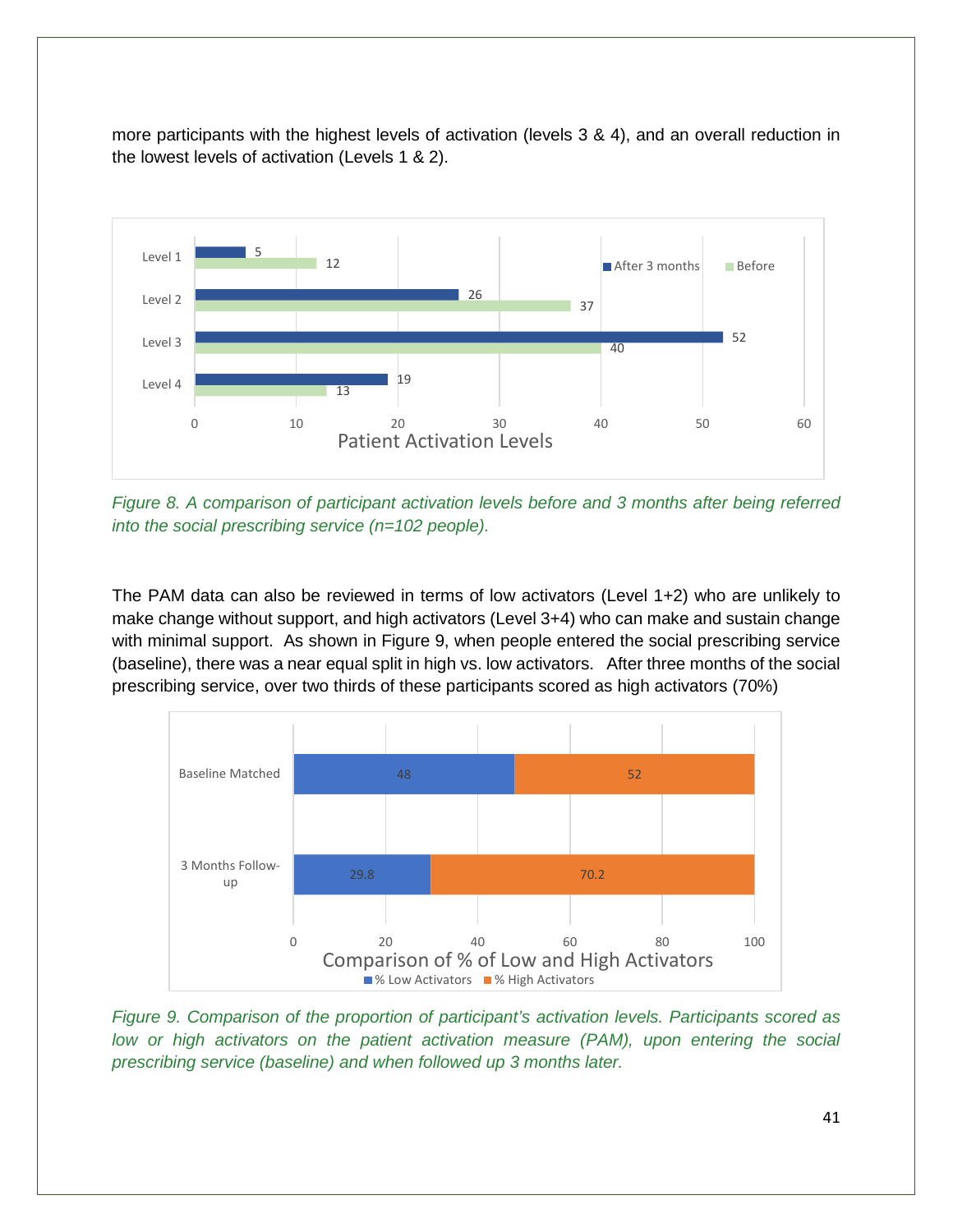more participants with the highest levels of activation (levels 3 & 4), and an overall reduction in the lowest levels of activation (Levels 1 & 2).

| Patient Activation Levels | After 3 months | Before |
| --- | --- | --- |
| Level 1 | 5 | 12 |
| Level 2 | 26 | 37 |
| Level 3 | 52 | 40 |
| Level 4 | 19 | 13 |

*Figure 8. A comparison of participant activation levels before and 3 months after being referred into the social prescribing service (n=102 people).*

The PAM data can also be reviewed in terms of low activators (Level 1+2) who are unlikely to make change without support, and high activators (Level 3+4) who can make and sustain change with minimal support. As shown in Figure 9, when people entered the social prescribing service (baseline), there was a near equal split in high vs. low activators. After three months of the social prescribing service, over two thirds of these participants scored as high activators (70%)

| Comparison of % of Low and High Activators | % Low Activators | % High Activators |
| --- | --- | --- |
| Baseline Matched | 48 | 52 |
| 3 Months Follow-up | 29.8 | 70.2 |

*Figure 9. Comparison of the proportion of participant's activation levels. Participants scored as low or high activators on the patient activation measure (PAM), upon entering the social prescribing service (baseline) and when followed up 3 months later.*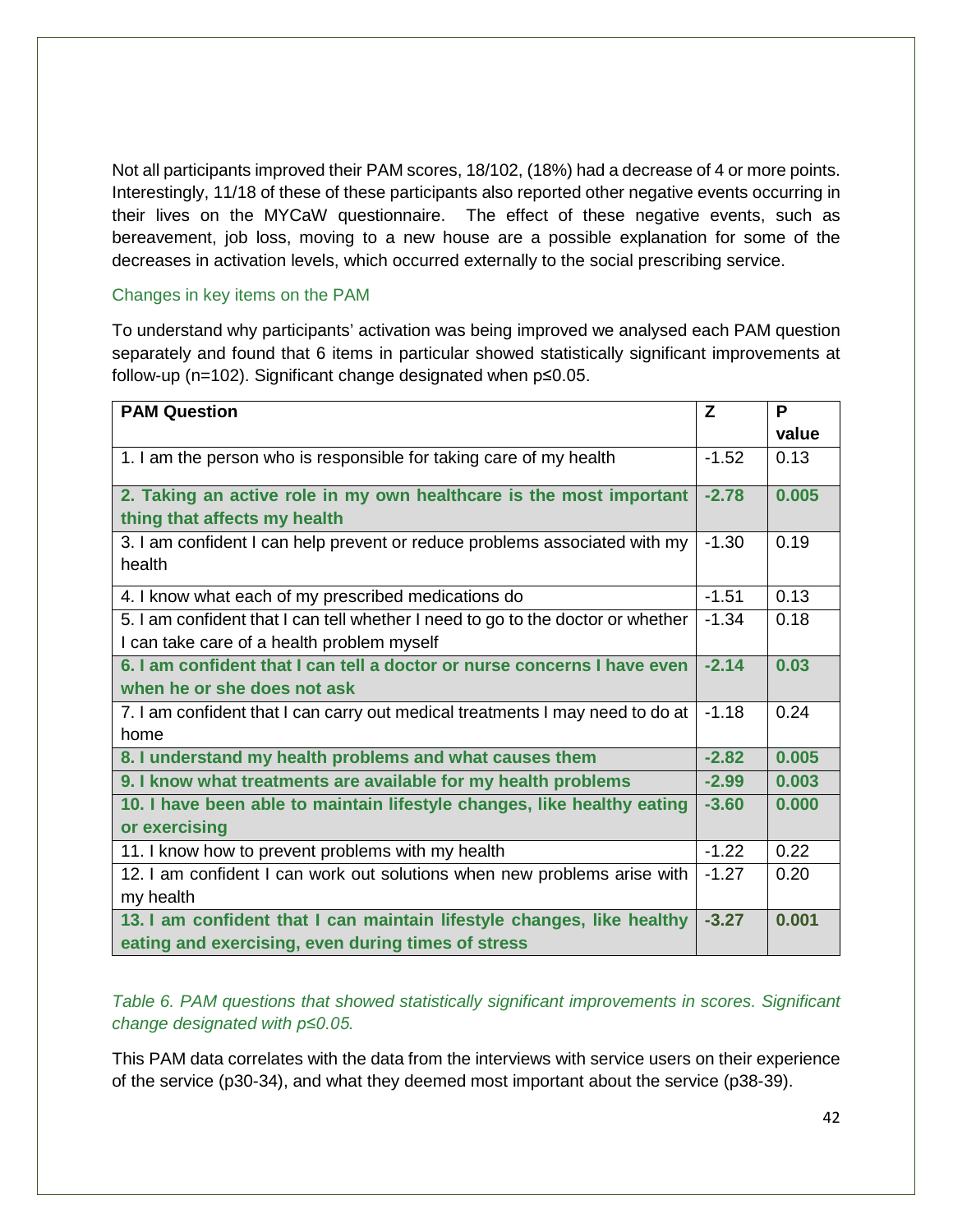Not all participants improved their PAM scores, 18/102, (18%) had a decrease of 4 or more points. Interestingly, 11/18 of these of these participants also reported other negative events occurring in their lives on the MYCaW questionnaire. The effect of these negative events, such as bereavement, job loss, moving to a new house are a possible explanation for some of the decreases in activation levels, which occurred externally to the social prescribing service.

### Changes in key items on the PAM

To understand why participants' activation was being improved we analysed each PAM question separately and found that 6 items in particular showed statistically significant improvements at follow-up (n=102). Significant change designated when p≤0.05.

| PAM Question | Z | P value |
|---|---|---|
| 1. I am the person who is responsible for taking care of my health | -1.52 | 0.13 |
| **2. Taking an active role in my own healthcare is the most important thing that affects my health** | **-2.78** | **0.005** |
| 3. I am confident I can help prevent or reduce problems associated with my health | -1.30 | 0.19 |
| 4. I know what each of my prescribed medications do | -1.51 | 0.13 |
| 5. I am confident that I can tell whether I need to go to the doctor or whether I can take care of a health problem myself | -1.34 | 0.18 |
| **6. I am confident that I can tell a doctor or nurse concerns I have even when he or she does not ask** | **-2.14** | **0.03** |
| 7. I am confident that I can carry out medical treatments I may need to do at home | -1.18 | 0.24 |
| **8. I understand my health problems and what causes them** | **-2.82** | **0.005** |
| **9. I know what treatments are available for my health problems** | **-2.99** | **0.003** |
| **10. I have been able to maintain lifestyle changes, like healthy eating or exercising** | **-3.60** | **0.000** |
| 11. I know how to prevent problems with my health | -1.22 | 0.22 |
| 12. I am confident I can work out solutions when new problems arise with my health | -1.27 | 0.20 |
| **13. I am confident that I can maintain lifestyle changes, like healthy eating and exercising, even during times of stress** | **-3.27** | **0.001** |

*Table 6. PAM questions that showed statistically significant improvements in scores. Significant change designated with p≤0.05.*

This PAM data correlates with the data from the interviews with service users on their experience of the service (p30-34), and what they deemed most important about the service (p38-39).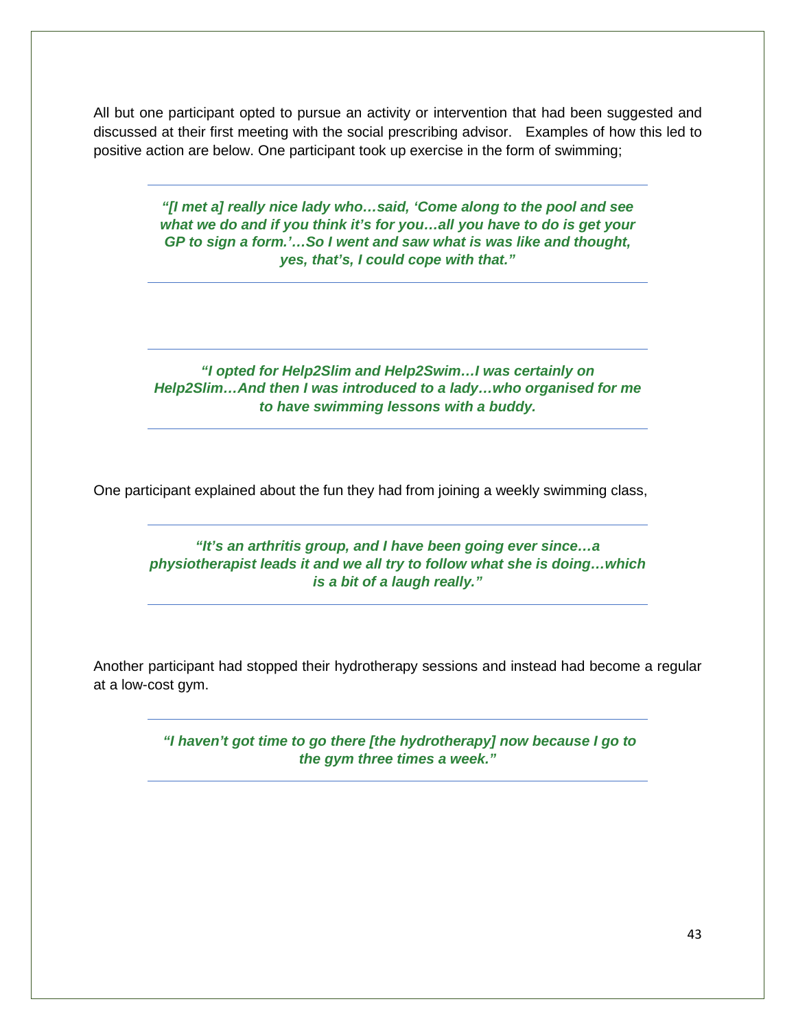All but one participant opted to pursue an activity or intervention that had been suggested and discussed at their first meeting with the social prescribing advisor. Examples of how this led to positive action are below. One participant took up exercise in the form of swimming;

> ***"[I met a] really nice lady who…said, 'Come along to the pool and see what we do and if you think it's for you…all you have to do is get your GP to sign a form.'…So I went and saw what is was like and thought, yes, that's, I could cope with that."***

> ***"I opted for Help2Slim and Help2Swim…I was certainly on Help2Slim…And then I was introduced to a lady…who organised for me to have swimming lessons with a buddy.***

One participant explained about the fun they had from joining a weekly swimming class,

> ***"It's an arthritis group, and I have been going ever since…a physiotherapist leads it and we all try to follow what she is doing…which is a bit of a laugh really."***

Another participant had stopped their hydrotherapy sessions and instead had become a regular at a low-cost gym.

> ***"I haven't got time to go there [the hydrotherapy] now because I go to the gym three times a week."***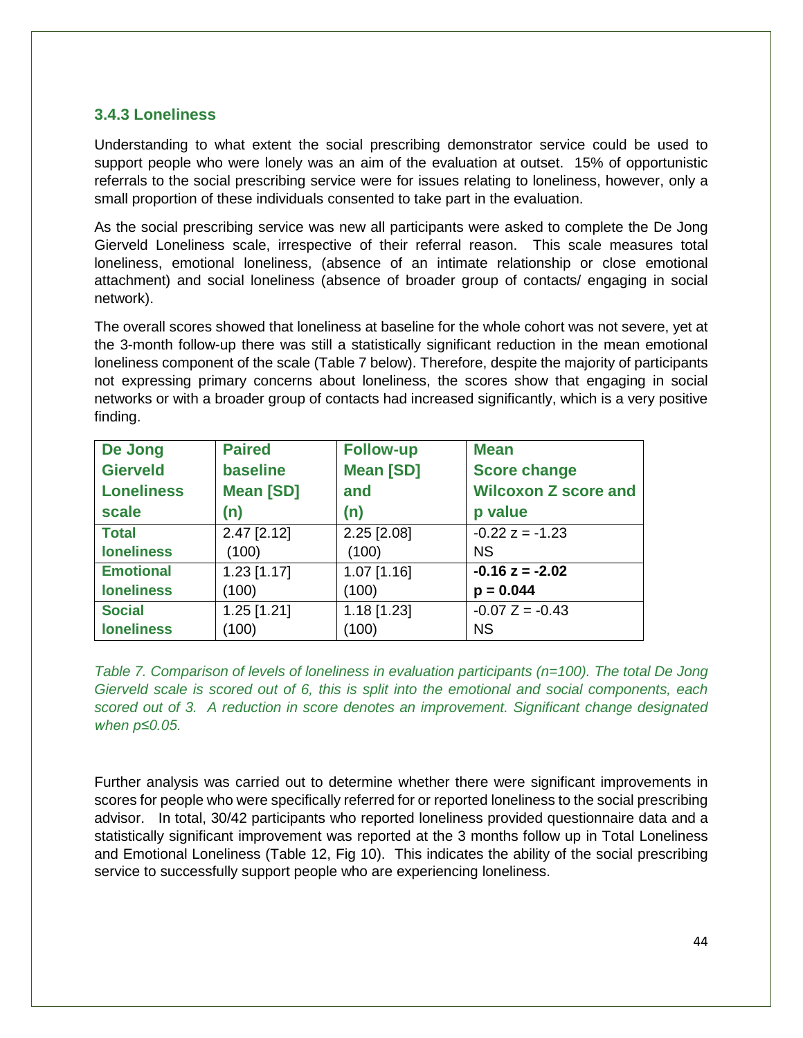### 3.4.3 Loneliness

Understanding to what extent the social prescribing demonstrator service could be used to support people who were lonely was an aim of the evaluation at outset. 15% of opportunistic referrals to the social prescribing service were for issues relating to loneliness, however, only a small proportion of these individuals consented to take part in the evaluation.

As the social prescribing service was new all participants were asked to complete the De Jong Gierveld Loneliness scale, irrespective of their referral reason. This scale measures total loneliness, emotional loneliness, (absence of an intimate relationship or close emotional attachment) and social loneliness (absence of broader group of contacts/ engaging in social network).

The overall scores showed that loneliness at baseline for the whole cohort was not severe, yet at the 3-month follow-up there was still a statistically significant reduction in the mean emotional loneliness component of the scale (Table 7 below). Therefore, despite the majority of participants not expressing primary concerns about loneliness, the scores show that engaging in social networks or with a broader group of contacts had increased significantly, which is a very positive finding.

| De Jong Gierveld Loneliness scale | Paired baseline Mean [SD] (n) | Follow-up Mean [SD] and (n) | Mean Score change Wilcoxon Z score and p value |
|---|---|---|---|
| **Total loneliness** | 2.47 [2.12] (100) | 2.25 [2.08] (100) | -0.22 z = -1.23 NS |
| **Emotional loneliness** | 1.23 [1.17] (100) | 1.07 [1.16] (100) | **-0.16 z = -2.02 p = 0.044** |
| **Social loneliness** | 1.25 [1.21] (100) | 1.18 [1.23] (100) | -0.07 Z = -0.43 NS |

*Table 7. Comparison of levels of loneliness in evaluation participants (n=100). The total De Jong Gierveld scale is scored out of 6, this is split into the emotional and social components, each scored out of 3. A reduction in score denotes an improvement. Significant change designated when p≤0.05.*

Further analysis was carried out to determine whether there were significant improvements in scores for people who were specifically referred for or reported loneliness to the social prescribing advisor. In total, 30/42 participants who reported loneliness provided questionnaire data and a statistically significant improvement was reported at the 3 months follow up in Total Loneliness and Emotional Loneliness (Table 12, Fig 10). This indicates the ability of the social prescribing service to successfully support people who are experiencing loneliness.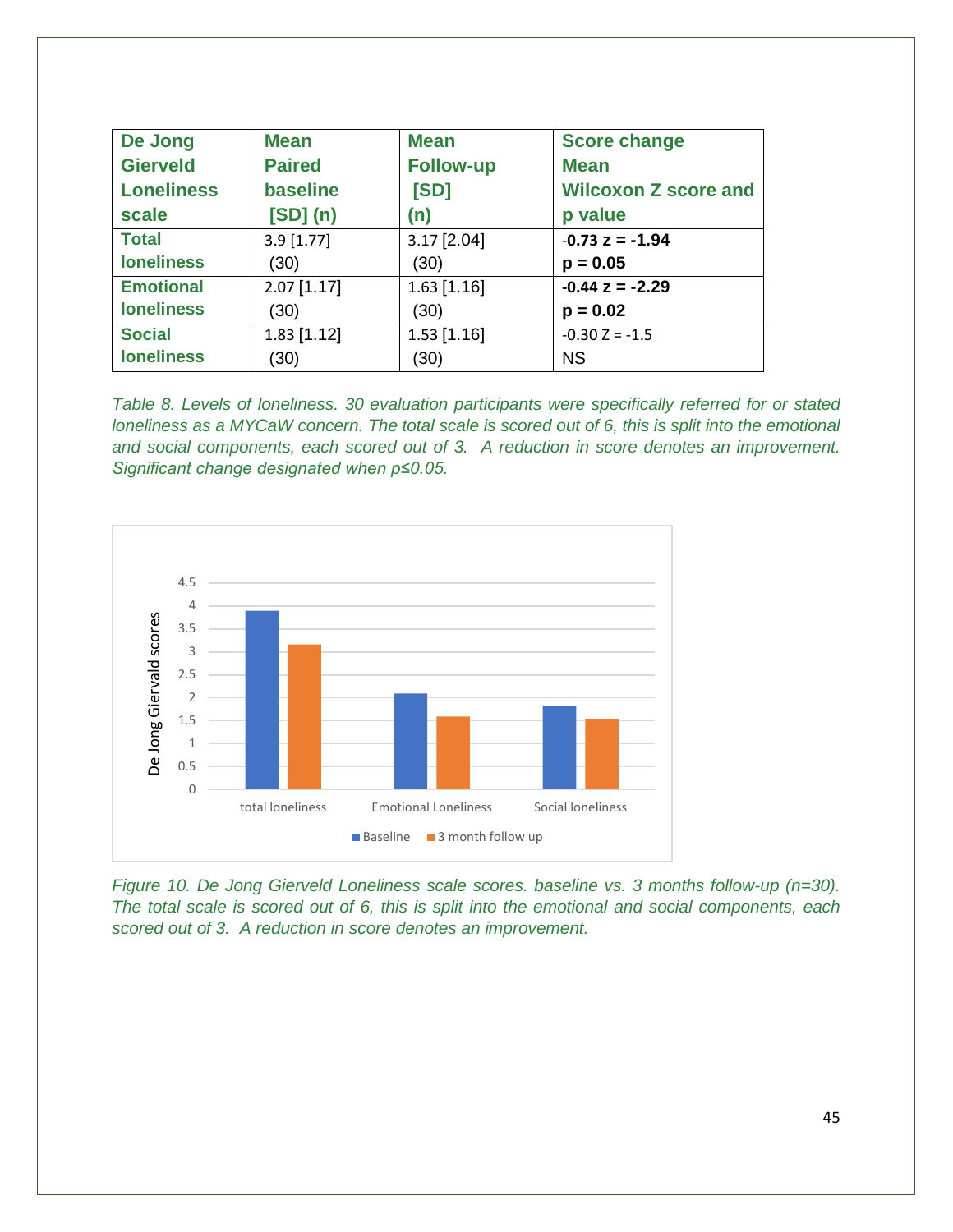| De Jong Gierveld Loneliness scale | Mean Paired baseline [SD] (n) | Mean Follow-up [SD] (n) | Score change Mean Wilcoxon Z score and p value |
|---|---|---|---|
| **Total loneliness** | 3.9 [1.77] (30) | 3.17 [2.04] (30) | **-0.73 z = -1.94 p = 0.05** |
| **Emotional loneliness** | 2.07 [1.17] (30) | 1.63 [1.16] (30) | **-0.44 z = -2.29 p = 0.02** |
| **Social loneliness** | 1.83 [1.12] (30) | 1.53 [1.16] (30) | -0.30 Z = -1.5 NS |

*Table 8. Levels of loneliness. 30 evaluation participants were specifically referred for or stated loneliness as a MYCaW concern. The total scale is scored out of 6, this is split into the emotional and social components, each scored out of 3. A reduction in score denotes an improvement. Significant change designated when $p \leq 0.05$.*

*Figure 10. De Jong Gierveld Loneliness scale scores. baseline vs. 3 months follow-up (n=30). The total scale is scored out of 6, this is split into the emotional and social components, each scored out of 3. A reduction in score denotes an improvement.*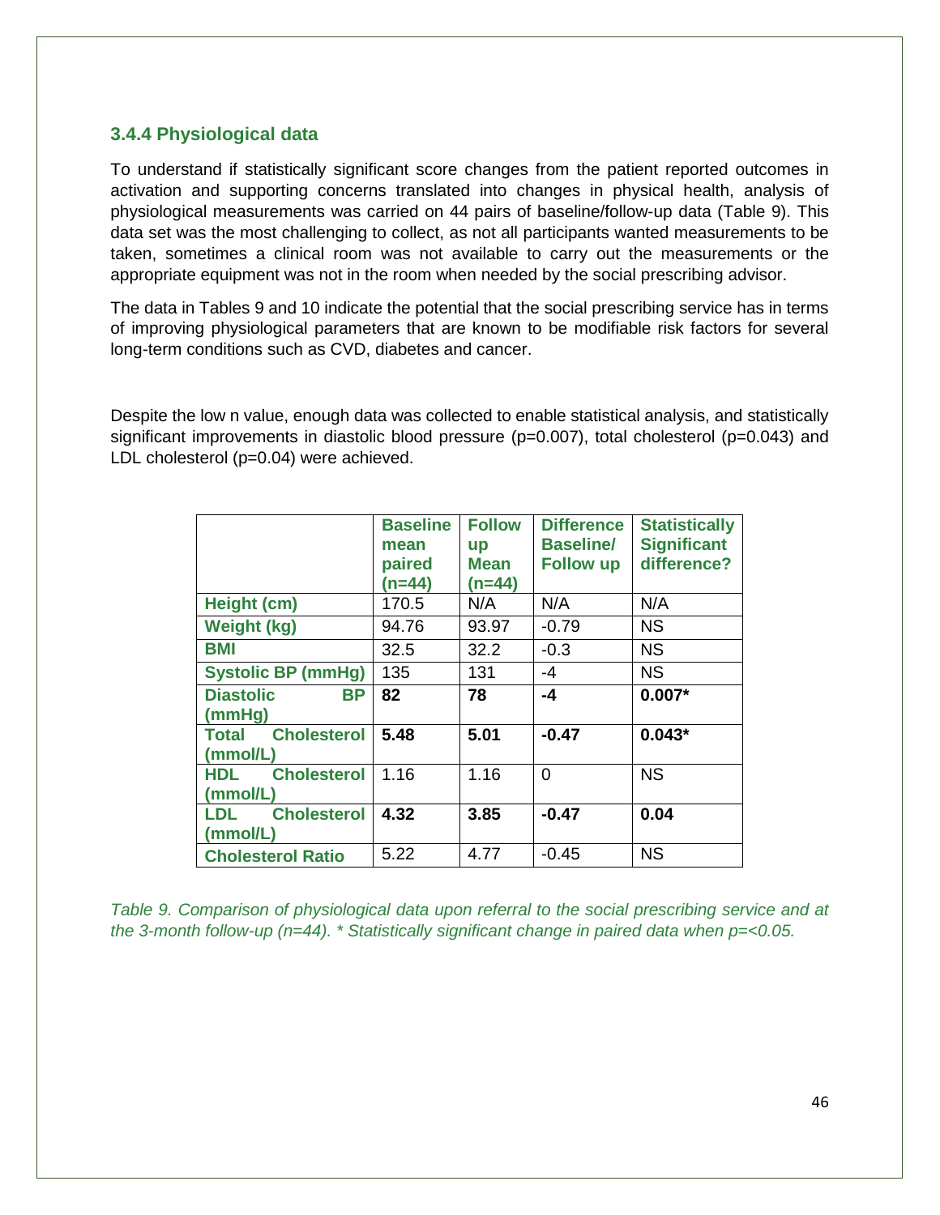### 3.4.4 Physiological data

To understand if statistically significant score changes from the patient reported outcomes in activation and supporting concerns translated into changes in physical health, analysis of physiological measurements was carried on 44 pairs of baseline/follow-up data (Table 9). This data set was the most challenging to collect, as not all participants wanted measurements to be taken, sometimes a clinical room was not available to carry out the measurements or the appropriate equipment was not in the room when needed by the social prescribing advisor.

The data in Tables 9 and 10 indicate the potential that the social prescribing service has in terms of improving physiological parameters that are known to be modifiable risk factors for several long-term conditions such as CVD, diabetes and cancer.

Despite the low n value, enough data was collected to enable statistical analysis, and statistically significant improvements in diastolic blood pressure (p=0.007), total cholesterol (p=0.043) and LDL cholesterol (p=0.04) were achieved.

| | Baseline mean paired (n=44) | Follow up Mean (n=44) | Difference Baseline/ Follow up | Statistically Significant difference? |
|---|---|---|---|---|
| **Height (cm)** | 170.5 | N/A | N/A | N/A |
| **Weight (kg)** | 94.76 | 93.97 | -0.79 | NS |
| **BMI** | 32.5 | 32.2 | -0.3 | NS |
| **Systolic BP (mmHg)** | 135 | 131 | -4 | NS |
| **Diastolic BP (mmHg)** | **82** | **78** | **-4** | **0.007*** |
| **Total Cholesterol (mmol/L)** | **5.48** | **5.01** | **-0.47** | **0.043*** |
| **HDL Cholesterol (mmol/L)** | 1.16 | 1.16 | 0 | NS |
| **LDL Cholesterol (mmol/L)** | **4.32** | **3.85** | **-0.47** | **0.04** |
| **Cholesterol Ratio** | 5.22 | 4.77 | -0.45 | NS |

*Table 9. Comparison of physiological data upon referral to the social prescribing service and at the 3-month follow-up (n=44). * Statistically significant change in paired data when p=<0.05.*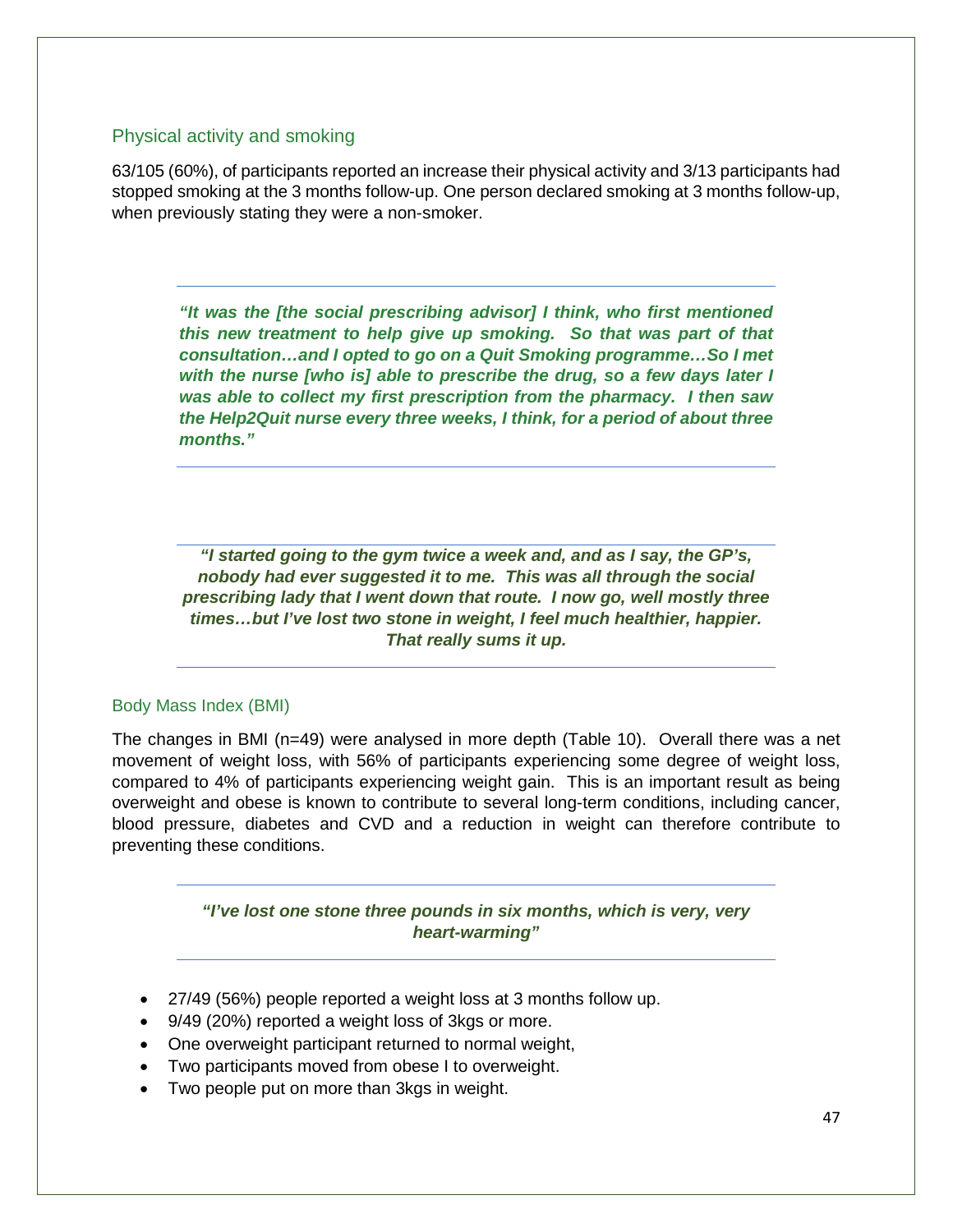## Physical activity and smoking

63/105 (60%), of participants reported an increase their physical activity and 3/13 participants had stopped smoking at the 3 months follow-up. One person declared smoking at 3 months follow-up, when previously stating they were a non-smoker.

---

***"It was the [the social prescribing advisor] I think, who first mentioned this new treatment to help give up smoking. So that was part of that consultation…and I opted to go on a Quit Smoking programme…So I met with the nurse [who is] able to prescribe the drug, so a few days later I was able to collect my first prescription from the pharmacy. I then saw the Help2Quit nurse every three weeks, I think, for a period of about three months."***

---

***"I started going to the gym twice a week and, and as I say, the GP's, nobody had ever suggested it to me. This was all through the social prescribing lady that I went down that route. I now go, well mostly three times…but I've lost two stone in weight, I feel much healthier, happier. That really sums it up.***

---

## Body Mass Index (BMI)

The changes in BMI (n=49) were analysed in more depth (Table 10). Overall there was a net movement of weight loss, with 56% of participants experiencing some degree of weight loss, compared to 4% of participants experiencing weight gain. This is an important result as being overweight and obese is known to contribute to several long-term conditions, including cancer, blood pressure, diabetes and CVD and a reduction in weight can therefore contribute to preventing these conditions.

---

***"I've lost one stone three pounds in six months, which is very, very heart-warming"***

---

- 27/49 (56%) people reported a weight loss at 3 months follow up.
- 9/49 (20%) reported a weight loss of 3kgs or more.
- One overweight participant returned to normal weight,
- Two participants moved from obese I to overweight.
- Two people put on more than 3kgs in weight.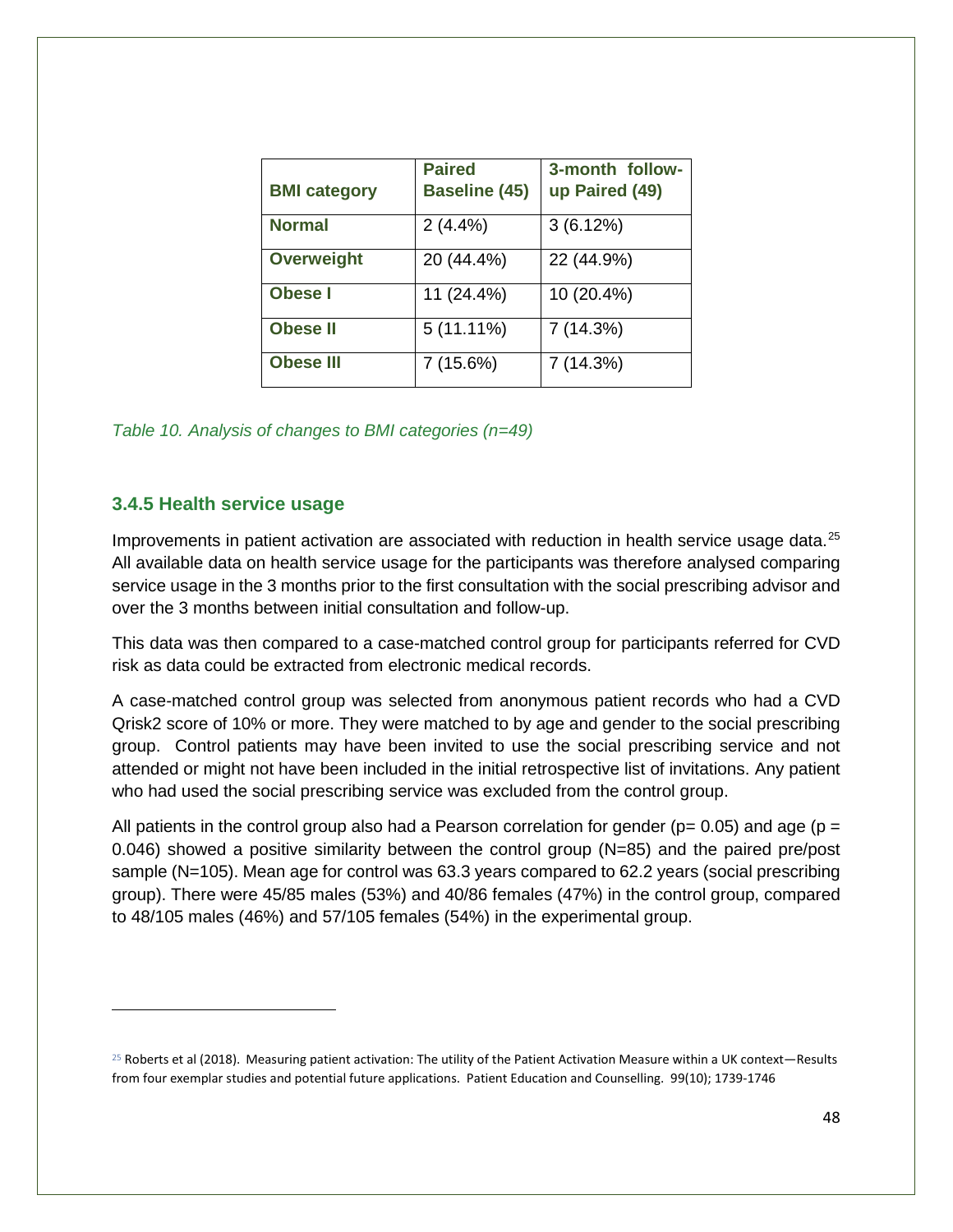| BMI category | Paired Baseline (45) | 3-month follow-up Paired (49) |
|---|---|---|
| **Normal** | 2 (4.4%) | 3 (6.12%) |
| **Overweight** | 20 (44.4%) | 22 (44.9%) |
| **Obese I** | 11 (24.4%) | 10 (20.4%) |
| **Obese II** | 5 (11.11%) | 7 (14.3%) |
| **Obese III** | 7 (15.6%) | 7 (14.3%) |

*Table 10. Analysis of changes to BMI categories (n=49)*

### 3.4.5 Health service usage

Improvements in patient activation are associated with reduction in health service usage data.[25] All available data on health service usage for the participants was therefore analysed comparing service usage in the 3 months prior to the first consultation with the social prescribing advisor and over the 3 months between initial consultation and follow-up.

This data was then compared to a case-matched control group for participants referred for CVD risk as data could be extracted from electronic medical records.

A case-matched control group was selected from anonymous patient records who had a CVD Qrisk2 score of 10% or more. They were matched to by age and gender to the social prescribing group. Control patients may have been invited to use the social prescribing service and not attended or might not have been included in the initial retrospective list of invitations. Any patient who had used the social prescribing service was excluded from the control group.

All patients in the control group also had a Pearson correlation for gender ($p = 0.05$) and age ($p = 0.046$) showed a positive similarity between the control group (N=85) and the paired pre/post sample (N=105). Mean age for control was 63.3 years compared to 62.2 years (social prescribing group). There were 45/85 males (53%) and 40/86 females (47%) in the control group, compared to 48/105 males (46%) and 57/105 females (54%) in the experimental group.

[25] Roberts et al (2018). Measuring patient activation: The utility of the Patient Activation Measure within a UK context—Results from four exemplar studies and potential future applications. Patient Education and Counselling. 99(10); 1739-1746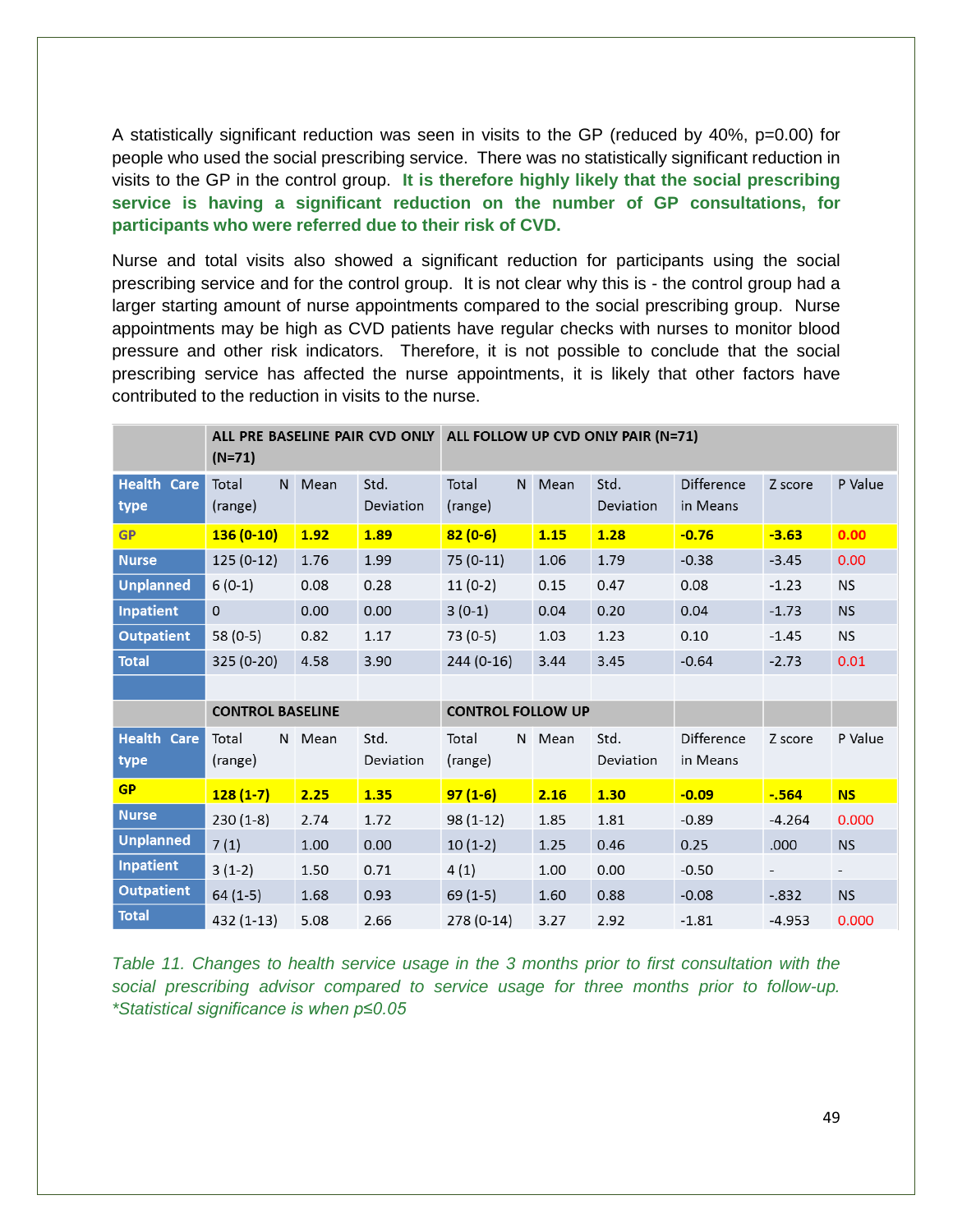A statistically significant reduction was seen in visits to the GP (reduced by 40%, p=0.00) for people who used the social prescribing service. There was no statistically significant reduction in visits to the GP in the control group. **It is therefore highly likely that the social prescribing service is having a significant reduction on the number of GP consultations, for participants who were referred due to their risk of CVD.**

Nurse and total visits also showed a significant reduction for participants using the social prescribing service and for the control group. It is not clear why this is - the control group had a larger starting amount of nurse appointments compared to the social prescribing group. Nurse appointments may be high as CVD patients have regular checks with nurses to monitor blood pressure and other risk indicators. Therefore, it is not possible to conclude that the social prescribing service has affected the nurse appointments, it is likely that other factors have contributed to the reduction in visits to the nurse.

| | ALL PRE BASELINE PAIR CVD ONLY (N=71) | | | ALL FOLLOW UP CVD ONLY PAIR (N=71) | | | | | |
|---|---|---|---|---|---|---|---|---|---|
| **Health Care type** | Total N (range) | Mean | Std. Deviation | Total N (range) | Mean | Std. Deviation | Difference in Means | Z score | P Value |
| **GP** | **136 (0-10)** | **1.92** | **1.89** | **82 (0-6)** | **1.15** | **1.28** | **-0.76** | **-3.63** | **0.00** |
| **Nurse** | 125 (0-12) | 1.76 | 1.99 | 75 (0-11) | 1.06 | 1.79 | -0.38 | -3.45 | 0.00 |
| **Unplanned** | 6 (0-1) | 0.08 | 0.28 | 11 (0-2) | 0.15 | 0.47 | 0.08 | -1.23 | NS |
| **Inpatient** | 0 | 0.00 | 0.00 | 3 (0-1) | 0.04 | 0.20 | 0.04 | -1.73 | NS |
| **Outpatient** | 58 (0-5) | 0.82 | 1.17 | 73 (0-5) | 1.03 | 1.23 | 0.10 | -1.45 | NS |
| **Total** | 325 (0-20) | 4.58 | 3.90 | 244 (0-16) | 3.44 | 3.45 | -0.64 | -2.73 | 0.01 |
| | | | | | | | | | |
| | CONTROL BASELINE | | | CONTROL FOLLOW UP | | | | | |
| **Health Care type** | Total N (range) | Mean | Std. Deviation | Total N (range) | Mean | Std. Deviation | Difference in Means | Z score | P Value |
| **GP** | **128 (1-7)** | **2.25** | **1.35** | **97 (1-6)** | **2.16** | **1.30** | **-0.09** | **-.564** | **NS** |
| **Nurse** | 230 (1-8) | 2.74 | 1.72 | 98 (1-12) | 1.85 | 1.81 | -0.89 | -4.264 | 0.000 |
| **Unplanned** | 7 (1) | 1.00 | 0.00 | 10 (1-2) | 1.25 | 0.46 | 0.25 | .000 | NS |
| **Inpatient** | 3 (1-2) | 1.50 | 0.71 | 4 (1) | 1.00 | 0.00 | -0.50 | - | - |
| **Outpatient** | 64 (1-5) | 1.68 | 0.93 | 69 (1-5) | 1.60 | 0.88 | -0.08 | -.832 | NS |
| **Total** | 432 (1-13) | 5.08 | 2.66 | 278 (0-14) | 3.27 | 2.92 | -1.81 | -4.953 | 0.000 |

*Table 11. Changes to health service usage in the 3 months prior to first consultation with the social prescribing advisor compared to service usage for three months prior to follow-up. *Statistical significance is when p≤0.05*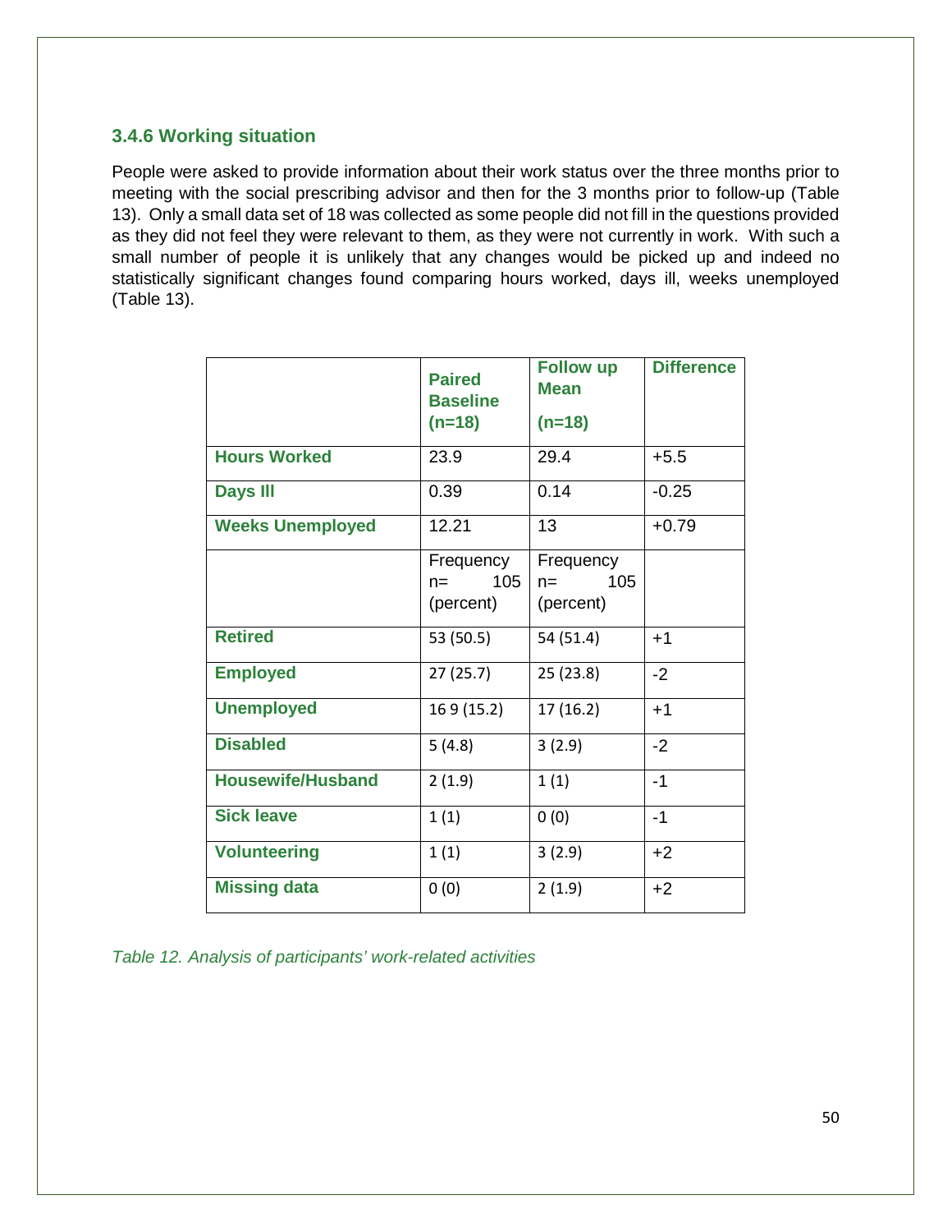### 3.4.6 Working situation

People were asked to provide information about their work status over the three months prior to meeting with the social prescribing advisor and then for the 3 months prior to follow-up (Table 13). Only a small data set of 18 was collected as some people did not fill in the questions provided as they did not feel they were relevant to them, as they were not currently in work. With such a small number of people it is unlikely that any changes would be picked up and indeed no statistically significant changes found comparing hours worked, days ill, weeks unemployed (Table 13).

| | Paired Baseline (n=18) | Follow up Mean (n=18) | Difference |
|---|---|---|---|
| Hours Worked | 23.9 | 29.4 | +5.5 |
| Days Ill | 0.39 | 0.14 | -0.25 |
| Weeks Unemployed | 12.21 | 13 | +0.79 |
| | Frequency n= 105 (percent) | Frequency n= 105 (percent) | |
| Retired | 53 (50.5) | 54 (51.4) | +1 |
| Employed | 27 (25.7) | 25 (23.8) | -2 |
| Unemployed | 16 9 (15.2) | 17 (16.2) | +1 |
| Disabled | 5 (4.8) | 3 (2.9) | -2 |
| Housewife/Husband | 2 (1.9) | 1 (1) | -1 |
| Sick leave | 1 (1) | 0 (0) | -1 |
| Volunteering | 1 (1) | 3 (2.9) | +2 |
| Missing data | 0 (0) | 2 (1.9) | +2 |

*Table 12. Analysis of participants' work-related activities*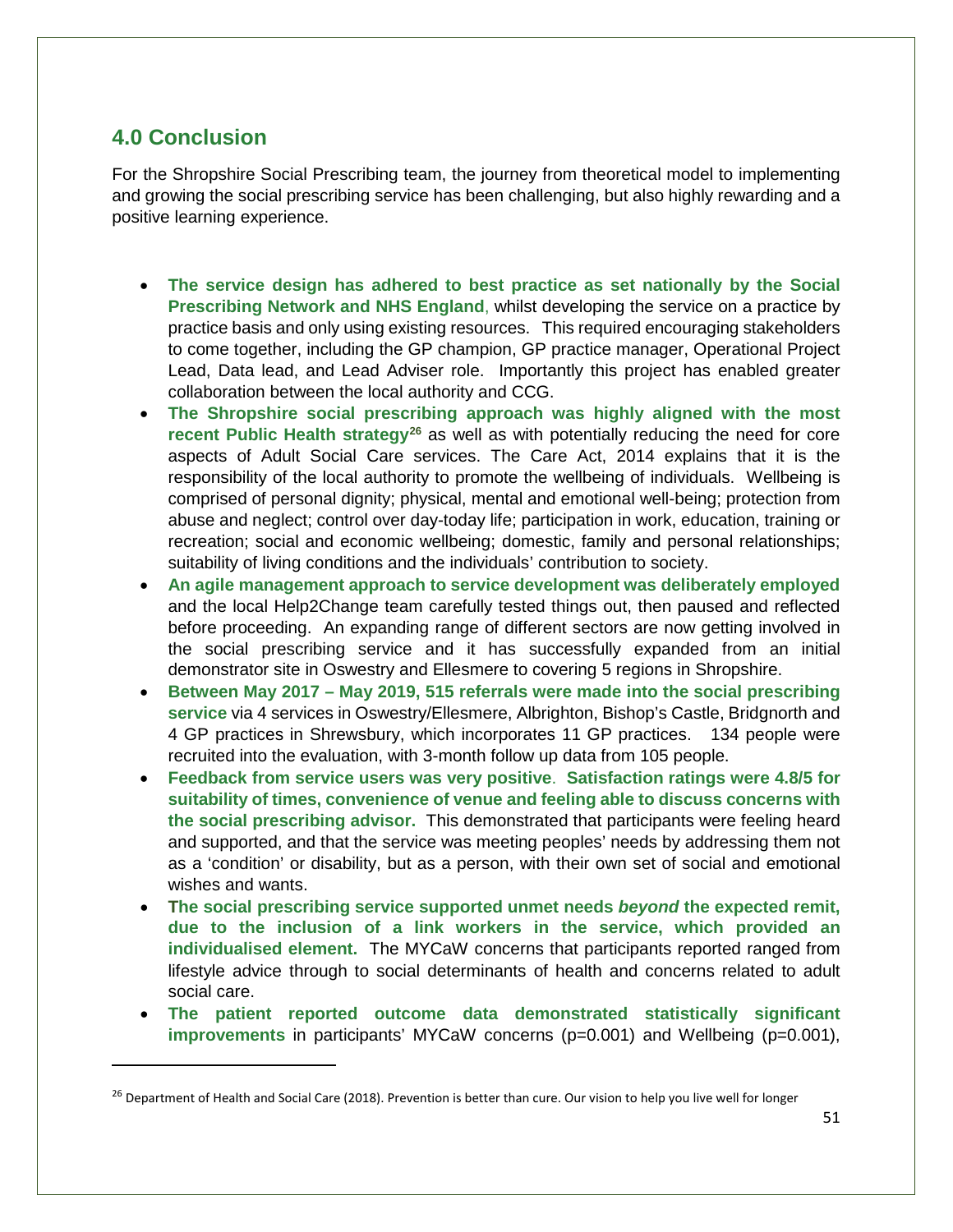## 4.0 Conclusion

For the Shropshire Social Prescribing team, the journey from theoretical model to implementing and growing the social prescribing service has been challenging, but also highly rewarding and a positive learning experience.

- **The service design has adhered to best practice as set nationally by the Social Prescribing Network and NHS England**, whilst developing the service on a practice by practice basis and only using existing resources. This required encouraging stakeholders to come together, including the GP champion, GP practice manager, Operational Project Lead, Data lead, and Lead Adviser role. Importantly this project has enabled greater collaboration between the local authority and CCG.
- **The Shropshire social prescribing approach was highly aligned with the most recent Public Health strategy**[26] as well as with potentially reducing the need for core aspects of Adult Social Care services. The Care Act, 2014 explains that it is the responsibility of the local authority to promote the wellbeing of individuals. Wellbeing is comprised of personal dignity; physical, mental and emotional well-being; protection from abuse and neglect; control over day-today life; participation in work, education, training or recreation; social and economic wellbeing; domestic, family and personal relationships; suitability of living conditions and the individuals' contribution to society.
- **An agile management approach to service development was deliberately employed** and the local Help2Change team carefully tested things out, then paused and reflected before proceeding. An expanding range of different sectors are now getting involved in the social prescribing service and it has successfully expanded from an initial demonstrator site in Oswestry and Ellesmere to covering 5 regions in Shropshire.
- **Between May 2017 – May 2019, 515 referrals were made into the social prescribing service** via 4 services in Oswestry/Ellesmere, Albrighton, Bishop's Castle, Bridgnorth and 4 GP practices in Shrewsbury, which incorporates 11 GP practices. 134 people were recruited into the evaluation, with 3-month follow up data from 105 people.
- **Feedback from service users was very positive**. **Satisfaction ratings were 4.8/5 for suitability of times, convenience of venue and feeling able to discuss concerns with the social prescribing advisor.** This demonstrated that participants were feeling heard and supported, and that the service was meeting peoples' needs by addressing them not as a 'condition' or disability, but as a person, with their own set of social and emotional wishes and wants.
- **The social prescribing service supported unmet needs *beyond* the expected remit, due to the inclusion of a link workers in the service, which provided an individualised element.** The MYCaW concerns that participants reported ranged from lifestyle advice through to social determinants of health and concerns related to adult social care.
- **The patient reported outcome data demonstrated statistically significant improvements** in participants' MYCaW concerns (p=0.001) and Wellbeing (p=0.001),

[26] Department of Health and Social Care (2018). Prevention is better than cure. Our vision to help you live well for longer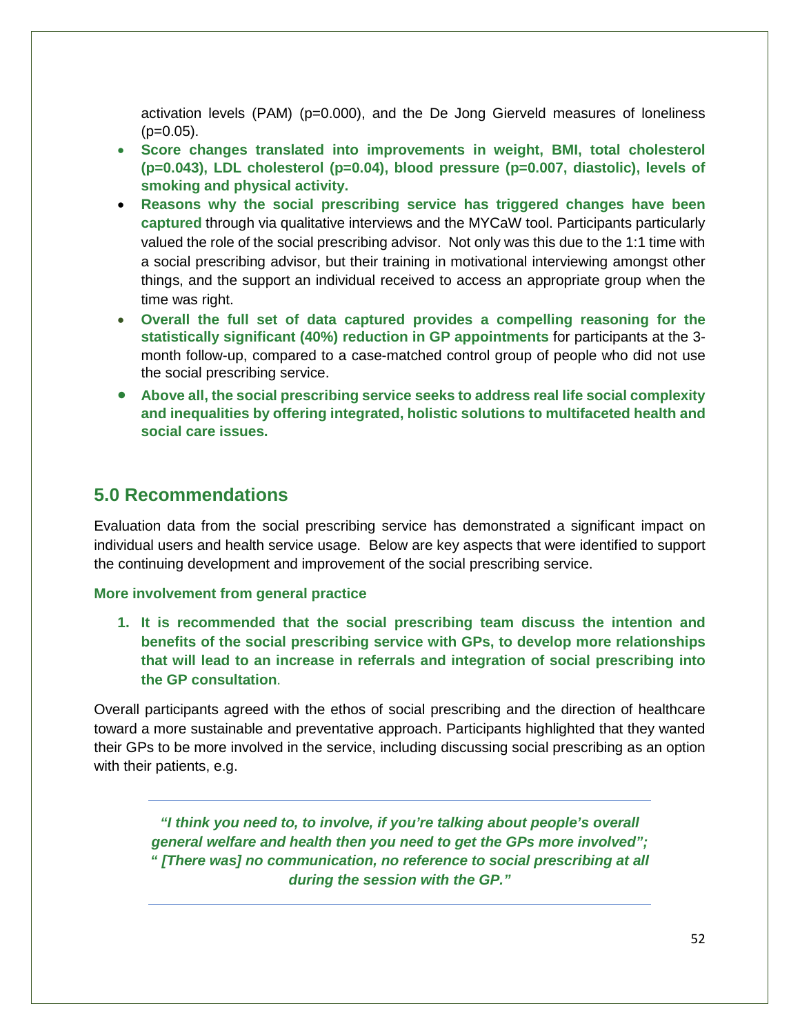activation levels (PAM) (p=0.000), and the De Jong Gierveld measures of loneliness (p=0.05).

- **Score changes translated into improvements in weight, BMI, total cholesterol (p=0.043), LDL cholesterol (p=0.04), blood pressure (p=0.007, diastolic), levels of smoking and physical activity.**
- **Reasons why the social prescribing service has triggered changes have been captured** through via qualitative interviews and the MYCaW tool. Participants particularly valued the role of the social prescribing advisor. Not only was this due to the 1:1 time with a social prescribing advisor, but their training in motivational interviewing amongst other things, and the support an individual received to access an appropriate group when the time was right.
- **Overall the full set of data captured provides a compelling reasoning for the statistically significant (40%) reduction in GP appointments** for participants at the 3-month follow-up, compared to a case-matched control group of people who did not use the social prescribing service.
- **Above all, the social prescribing service seeks to address real life social complexity and inequalities by offering integrated, holistic solutions to multifaceted health and social care issues.**

## 5.0 Recommendations

Evaluation data from the social prescribing service has demonstrated a significant impact on individual users and health service usage. Below are key aspects that were identified to support the continuing development and improvement of the social prescribing service.

**More involvement from general practice**

1. **It is recommended that the social prescribing team discuss the intention and benefits of the social prescribing service with GPs, to develop more relationships that will lead to an increase in referrals and integration of social prescribing into the GP consultation**.

Overall participants agreed with the ethos of social prescribing and the direction of healthcare toward a more sustainable and preventative approach. Participants highlighted that they wanted their GPs to be more involved in the service, including discussing social prescribing as an option with their patients, e.g.

> ***"I think you need to, to involve, if you're talking about people's overall general welfare and health then you need to get the GPs more involved"; " [There was] no communication, no reference to social prescribing at all during the session with the GP."***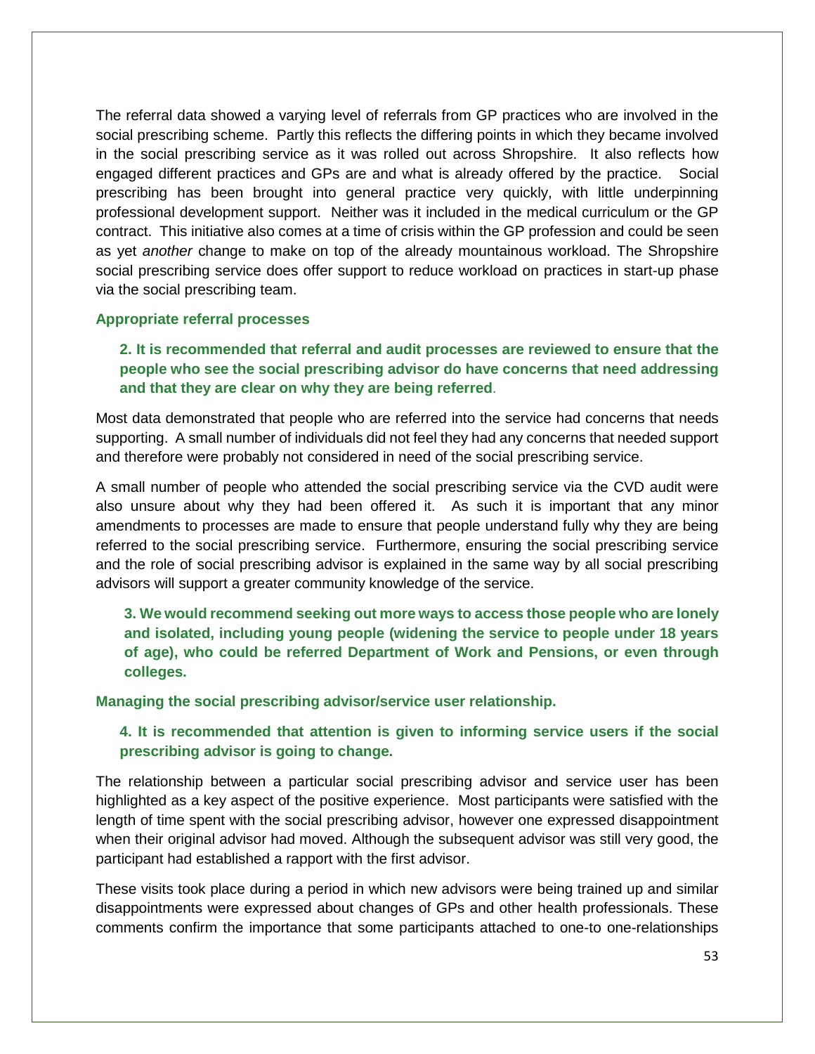The referral data showed a varying level of referrals from GP practices who are involved in the social prescribing scheme. Partly this reflects the differing points in which they became involved in the social prescribing service as it was rolled out across Shropshire. It also reflects how engaged different practices and GPs are and what is already offered by the practice. Social prescribing has been brought into general practice very quickly, with little underpinning professional development support. Neither was it included in the medical curriculum or the GP contract. This initiative also comes at a time of crisis within the GP profession and could be seen as yet *another* change to make on top of the already mountainous workload. The Shropshire social prescribing service does offer support to reduce workload on practices in start-up phase via the social prescribing team.

### Appropriate referral processes

**2. It is recommended that referral and audit processes are reviewed to ensure that the people who see the social prescribing advisor do have concerns that need addressing and that they are clear on why they are being referred**.

Most data demonstrated that people who are referred into the service had concerns that needs supporting. A small number of individuals did not feel they had any concerns that needed support and therefore were probably not considered in need of the social prescribing service.

A small number of people who attended the social prescribing service via the CVD audit were also unsure about why they had been offered it. As such it is important that any minor amendments to processes are made to ensure that people understand fully why they are being referred to the social prescribing service. Furthermore, ensuring the social prescribing service and the role of social prescribing advisor is explained in the same way by all social prescribing advisors will support a greater community knowledge of the service.

**3. We would recommend seeking out more ways to access those people who are lonely and isolated, including young people (widening the service to people under 18 years of age), who could be referred Department of Work and Pensions, or even through colleges.**

### Managing the social prescribing advisor/service user relationship.

**4. It is recommended that attention is given to informing service users if the social prescribing advisor is going to change.**

The relationship between a particular social prescribing advisor and service user has been highlighted as a key aspect of the positive experience. Most participants were satisfied with the length of time spent with the social prescribing advisor, however one expressed disappointment when their original advisor had moved. Although the subsequent advisor was still very good, the participant had established a rapport with the first advisor.

These visits took place during a period in which new advisors were being trained up and similar disappointments were expressed about changes of GPs and other health professionals. These comments confirm the importance that some participants attached to one-to one-relationships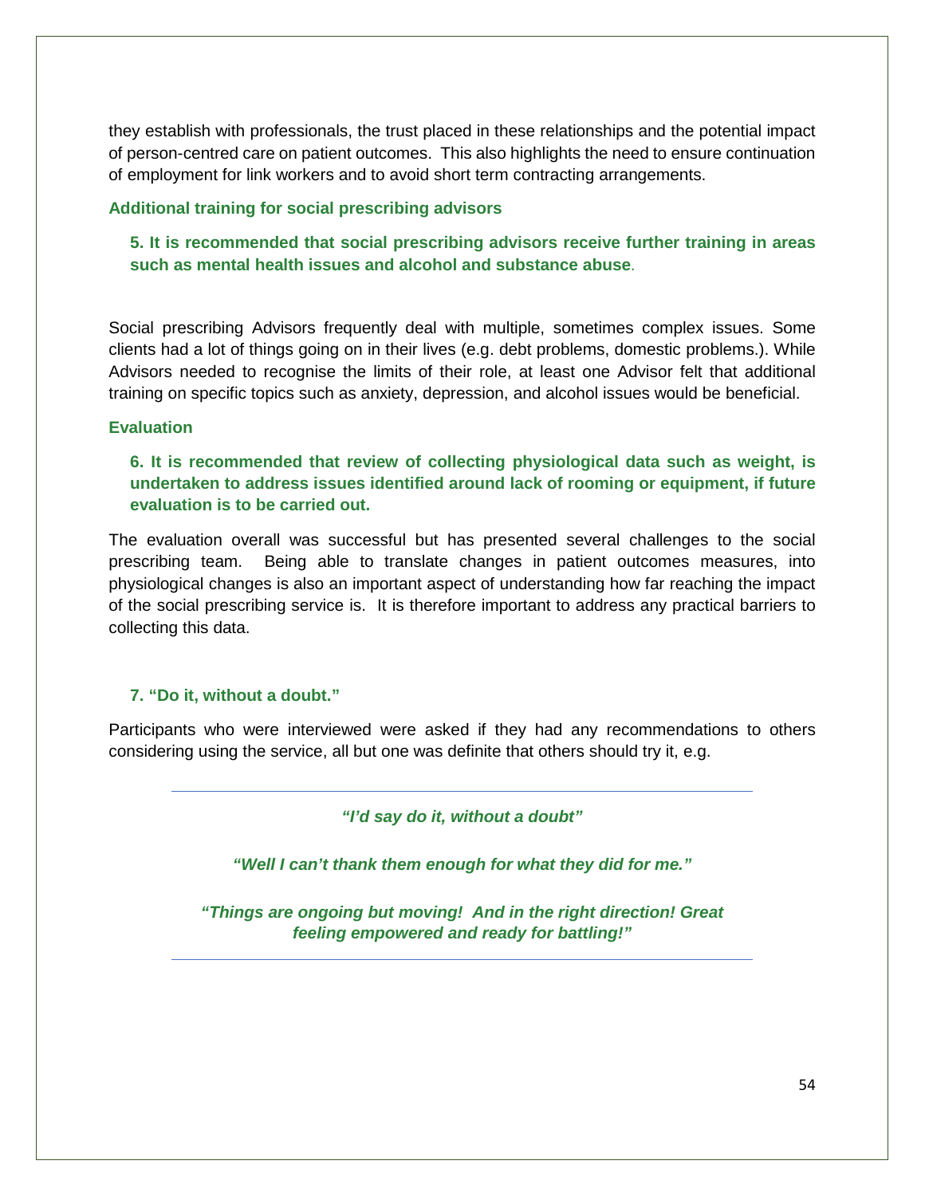they establish with professionals, the trust placed in these relationships and the potential impact of person-centred care on patient outcomes. This also highlights the need to ensure continuation of employment for link workers and to avoid short term contracting arrangements.

### Additional training for social prescribing advisors

**5. It is recommended that social prescribing advisors receive further training in areas such as mental health issues and alcohol and substance abuse**.

Social prescribing Advisors frequently deal with multiple, sometimes complex issues. Some clients had a lot of things going on in their lives (e.g. debt problems, domestic problems.). While Advisors needed to recognise the limits of their role, at least one Advisor felt that additional training on specific topics such as anxiety, depression, and alcohol issues would be beneficial.

### Evaluation

**6. It is recommended that review of collecting physiological data such as weight, is undertaken to address issues identified around lack of rooming or equipment, if future evaluation is to be carried out.**

The evaluation overall was successful but has presented several challenges to the social prescribing team. Being able to translate changes in patient outcomes measures, into physiological changes is also an important aspect of understanding how far reaching the impact of the social prescribing service is. It is therefore important to address any practical barriers to collecting this data.

**7. "Do it, without a doubt."**

Participants who were interviewed were asked if they had any recommendations to others considering using the service, all but one was definite that others should try it, e.g.

---

***"I'd say do it, without a doubt"***

***"Well I can't thank them enough for what they did for me."***

***"Things are ongoing but moving! And in the right direction! Great feeling empowered and ready for battling!"***

---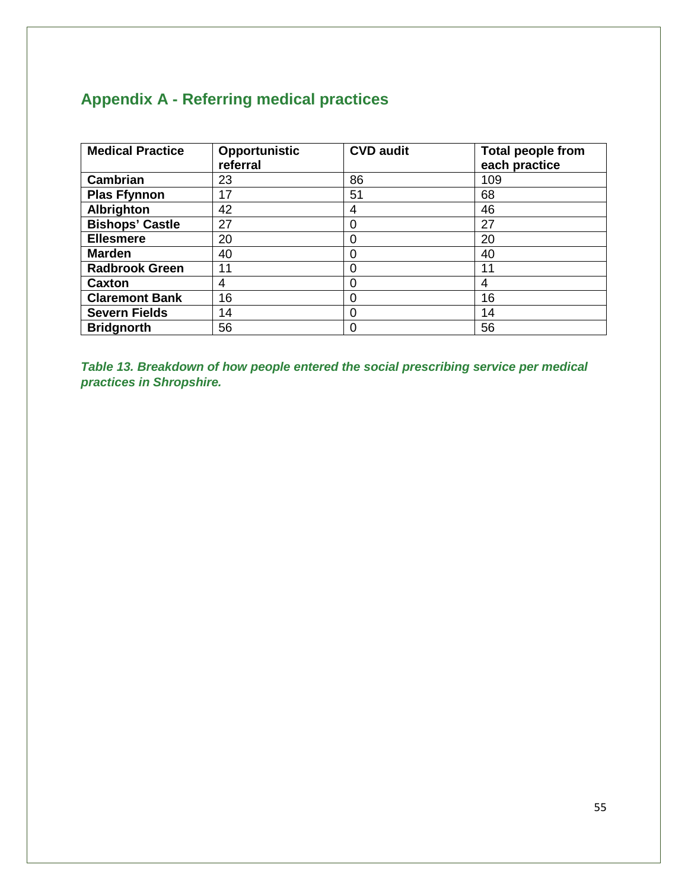## Appendix A - Referring medical practices

| Medical Practice | Opportunistic referral | CVD audit | Total people from each practice |
|---|---|---|---|
| **Cambrian** | 23 | 86 | 109 |
| **Plas Ffynnon** | 17 | 51 | 68 |
| **Albrighton** | 42 | 4 | 46 |
| **Bishops' Castle** | 27 | 0 | 27 |
| **Ellesmere** | 20 | 0 | 20 |
| **Marden** | 40 | 0 | 40 |
| **Radbrook Green** | 11 | 0 | 11 |
| **Caxton** | 4 | 0 | 4 |
| **Claremont Bank** | 16 | 0 | 16 |
| **Severn Fields** | 14 | 0 | 14 |
| **Bridgnorth** | 56 | 0 | 56 |

***Table 13. Breakdown of how people entered the social prescribing service per medical practices in Shropshire.***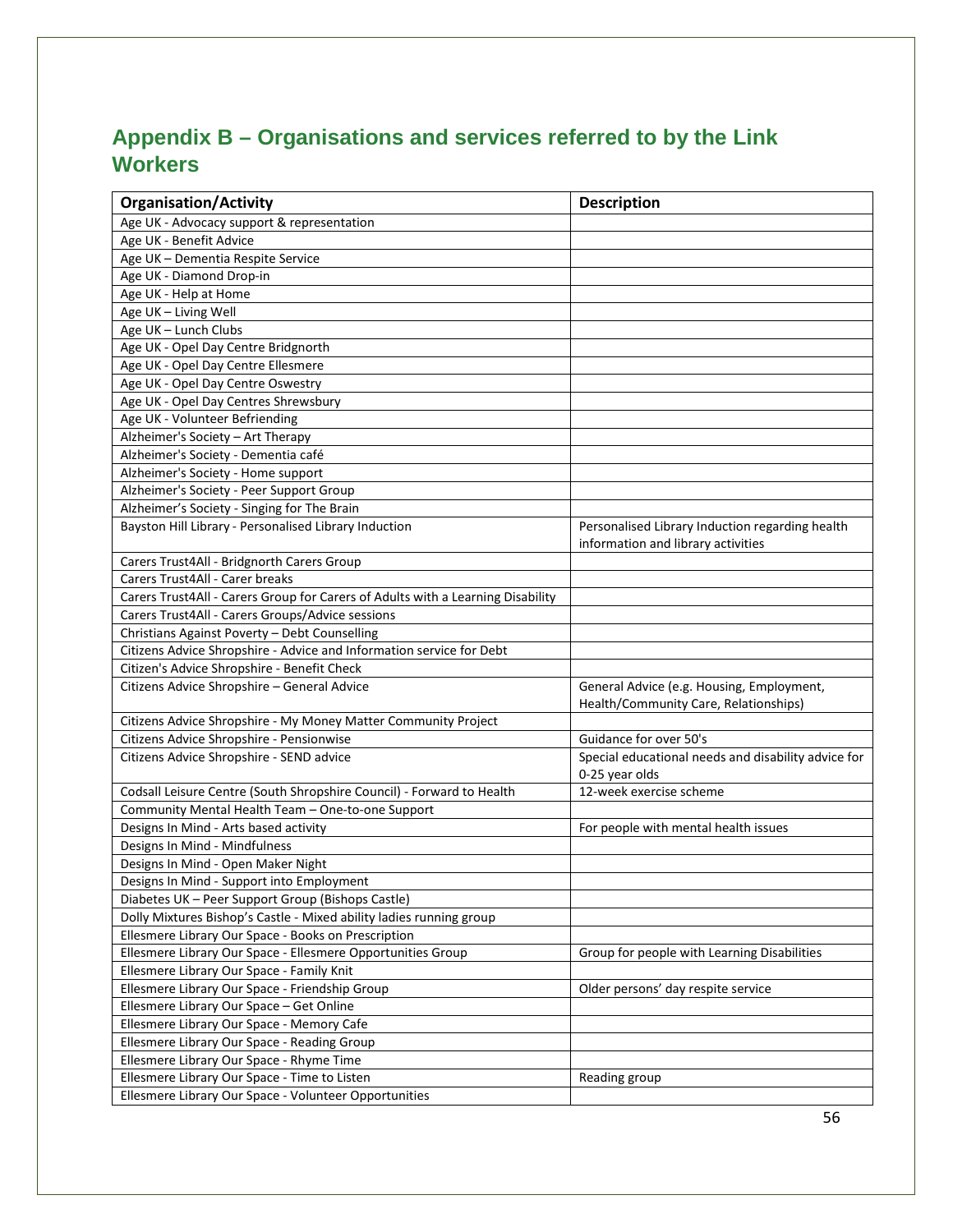## Appendix B – Organisations and services referred to by the Link Workers

| Organisation/Activity | Description |
|---|---|
| Age UK - Advocacy support & representation | |
| Age UK - Benefit Advice | |
| Age UK – Dementia Respite Service | |
| Age UK - Diamond Drop-in | |
| Age UK - Help at Home | |
| Age UK – Living Well | |
| Age UK – Lunch Clubs | |
| Age UK - Opel Day Centre Bridgnorth | |
| Age UK - Opel Day Centre Ellesmere | |
| Age UK - Opel Day Centre Oswestry | |
| Age UK - Opel Day Centres Shrewsbury | |
| Age UK - Volunteer Befriending | |
| Alzheimer's Society – Art Therapy | |
| Alzheimer's Society - Dementia café | |
| Alzheimer's Society - Home support | |
| Alzheimer's Society - Peer Support Group | |
| Alzheimer's Society - Singing for The Brain | |
| Bayston Hill Library - Personalised Library Induction | Personalised Library Induction regarding health information and library activities |
| Carers Trust4All - Bridgnorth Carers Group | |
| Carers Trust4All - Carer breaks | |
| Carers Trust4All - Carers Group for Carers of Adults with a Learning Disability | |
| Carers Trust4All - Carers Groups/Advice sessions | |
| Christians Against Poverty – Debt Counselling | |
| Citizens Advice Shropshire - Advice and Information service for Debt | |
| Citizen's Advice Shropshire - Benefit Check | |
| Citizens Advice Shropshire – General Advice | General Advice (e.g. Housing, Employment, Health/Community Care, Relationships) |
| Citizens Advice Shropshire - My Money Matter Community Project | |
| Citizens Advice Shropshire - Pensionwise | Guidance for over 50's |
| Citizens Advice Shropshire - SEND advice | Special educational needs and disability advice for 0-25 year olds |
| Codsall Leisure Centre (South Shropshire Council) - Forward to Health | 12-week exercise scheme |
| Community Mental Health Team – One-to-one Support | |
| Designs In Mind - Arts based activity | For people with mental health issues |
| Designs In Mind - Mindfulness | |
| Designs In Mind - Open Maker Night | |
| Designs In Mind - Support into Employment | |
| Diabetes UK – Peer Support Group (Bishops Castle) | |
| Dolly Mixtures Bishop's Castle - Mixed ability ladies running group | |
| Ellesmere Library Our Space - Books on Prescription | |
| Ellesmere Library Our Space - Ellesmere Opportunities Group | Group for people with Learning Disabilities |
| Ellesmere Library Our Space - Family Knit | |
| Ellesmere Library Our Space - Friendship Group | Older persons' day respite service |
| Ellesmere Library Our Space – Get Online | |
| Ellesmere Library Our Space - Memory Cafe | |
| Ellesmere Library Our Space - Reading Group | |
| Ellesmere Library Our Space - Rhyme Time | |
| Ellesmere Library Our Space - Time to Listen | Reading group |
| Ellesmere Library Our Space - Volunteer Opportunities | |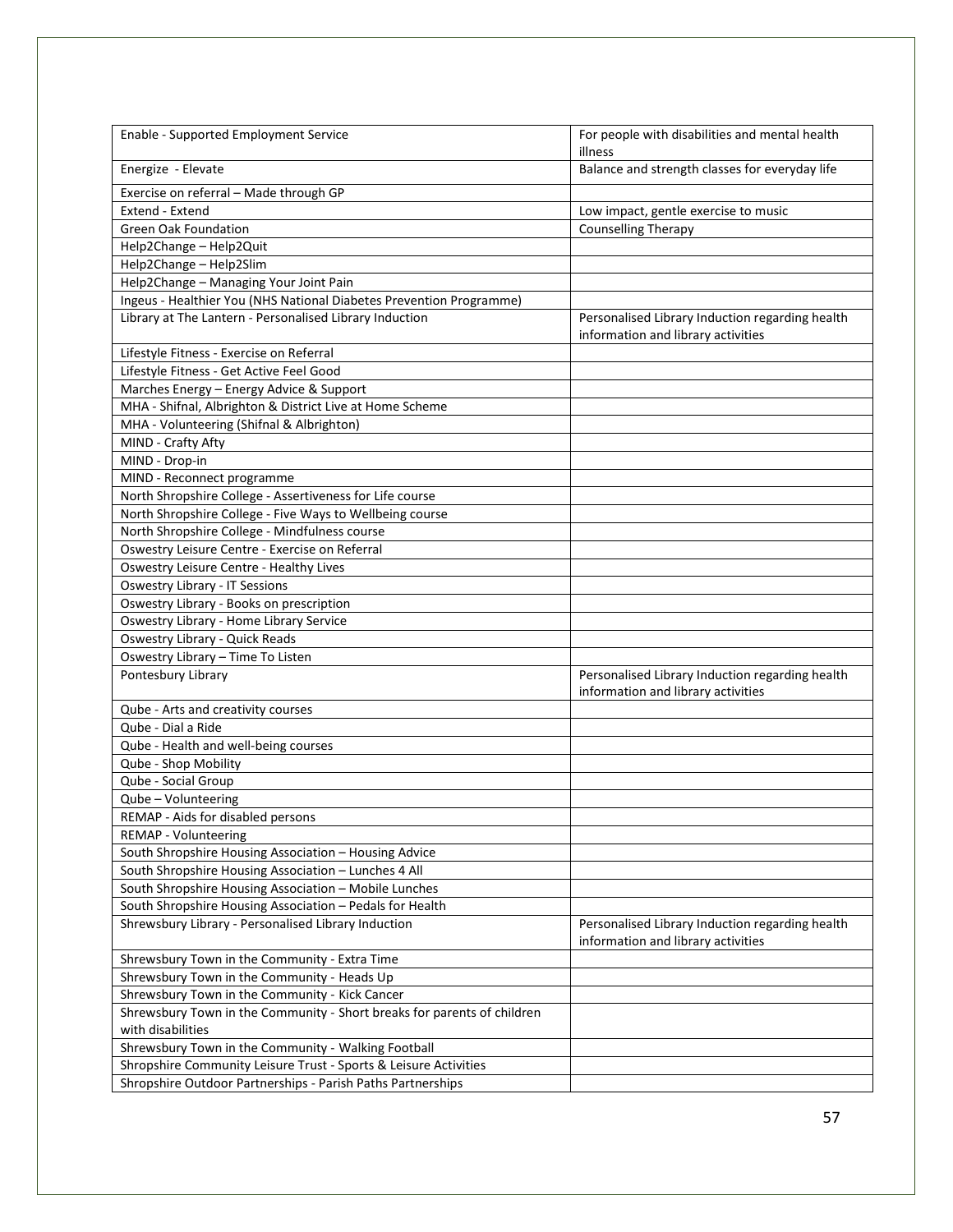| | |
|---|---|
| Enable - Supported Employment Service | For people with disabilities and mental health illness |
| Energize - Elevate | Balance and strength classes for everyday life |
| Exercise on referral – Made through GP | |
| Extend - Extend | Low impact, gentle exercise to music |
| Green Oak Foundation | Counselling Therapy |
| Help2Change – Help2Quit | |
| Help2Change – Help2Slim | |
| Help2Change – Managing Your Joint Pain | |
| Ingeus - Healthier You (NHS National Diabetes Prevention Programme) | |
| Library at The Lantern - Personalised Library Induction | Personalised Library Induction regarding health information and library activities |
| Lifestyle Fitness - Exercise on Referral | |
| Lifestyle Fitness - Get Active Feel Good | |
| Marches Energy – Energy Advice & Support | |
| MHA - Shifnal, Albrighton & District Live at Home Scheme | |
| MHA - Volunteering (Shifnal & Albrighton) | |
| MIND - Crafty Afty | |
| MIND - Drop-in | |
| MIND - Reconnect programme | |
| North Shropshire College - Assertiveness for Life course | |
| North Shropshire College - Five Ways to Wellbeing course | |
| North Shropshire College - Mindfulness course | |
| Oswestry Leisure Centre - Exercise on Referral | |
| Oswestry Leisure Centre - Healthy Lives | |
| Oswestry Library - IT Sessions | |
| Oswestry Library - Books on prescription | |
| Oswestry Library - Home Library Service | |
| Oswestry Library - Quick Reads | |
| Oswestry Library – Time To Listen | |
| Pontesbury Library | Personalised Library Induction regarding health information and library activities |
| Qube - Arts and creativity courses | |
| Qube - Dial a Ride | |
| Qube - Health and well-being courses | |
| Qube - Shop Mobility | |
| Qube - Social Group | |
| Qube – Volunteering | |
| REMAP - Aids for disabled persons | |
| REMAP - Volunteering | |
| South Shropshire Housing Association – Housing Advice | |
| South Shropshire Housing Association – Lunches 4 All | |
| South Shropshire Housing Association – Mobile Lunches | |
| South Shropshire Housing Association – Pedals for Health | |
| Shrewsbury Library - Personalised Library Induction | Personalised Library Induction regarding health information and library activities |
| Shrewsbury Town in the Community - Extra Time | |
| Shrewsbury Town in the Community - Heads Up | |
| Shrewsbury Town in the Community - Kick Cancer | |
| Shrewsbury Town in the Community - Short breaks for parents of children with disabilities | |
| Shrewsbury Town in the Community - Walking Football | |
| Shropshire Community Leisure Trust - Sports & Leisure Activities | |
| Shropshire Outdoor Partnerships - Parish Paths Partnerships | |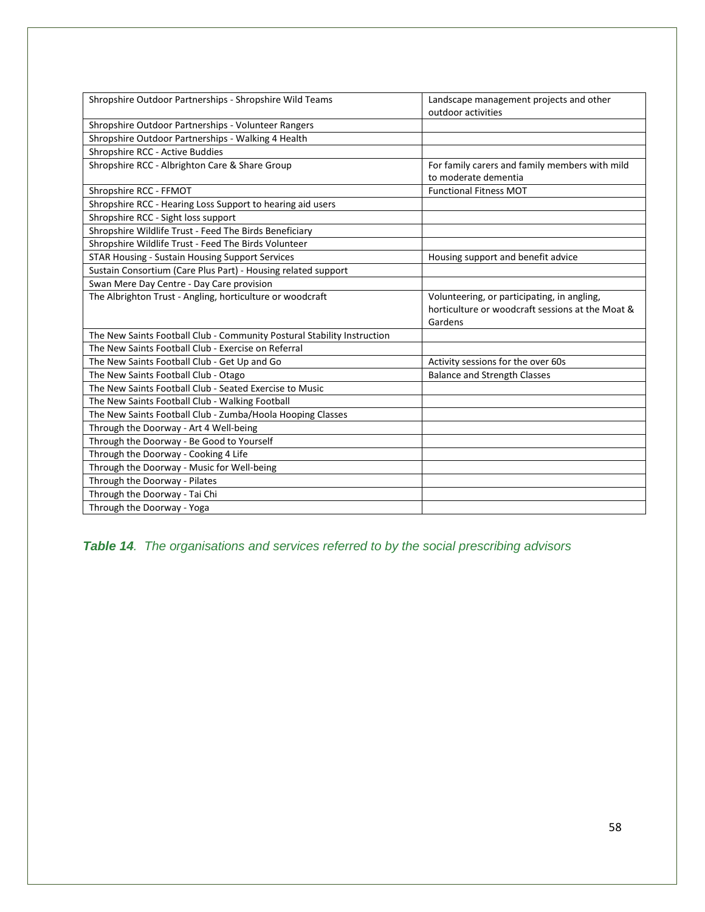| Shropshire Outdoor Partnerships - Shropshire Wild Teams | Landscape management projects and other outdoor activities |
|---|---|
| Shropshire Outdoor Partnerships - Volunteer Rangers | |
| Shropshire Outdoor Partnerships - Walking 4 Health | |
| Shropshire RCC - Active Buddies | |
| Shropshire RCC - Albrighton Care & Share Group | For family carers and family members with mild to moderate dementia |
| Shropshire RCC - FFMOT | Functional Fitness MOT |
| Shropshire RCC - Hearing Loss Support to hearing aid users | |
| Shropshire RCC - Sight loss support | |
| Shropshire Wildlife Trust - Feed The Birds Beneficiary | |
| Shropshire Wildlife Trust - Feed The Birds Volunteer | |
| STAR Housing - Sustain Housing Support Services | Housing support and benefit advice |
| Sustain Consortium (Care Plus Part) - Housing related support | |
| Swan Mere Day Centre - Day Care provision | |
| The Albrighton Trust - Angling, horticulture or woodcraft | Volunteering, or participating, in angling, horticulture or woodcraft sessions at the Moat & Gardens |
| The New Saints Football Club - Community Postural Stability Instruction | |
| The New Saints Football Club - Exercise on Referral | |
| The New Saints Football Club - Get Up and Go | Activity sessions for the over 60s |
| The New Saints Football Club - Otago | Balance and Strength Classes |
| The New Saints Football Club - Seated Exercise to Music | |
| The New Saints Football Club - Walking Football | |
| The New Saints Football Club - Zumba/Hoola Hooping Classes | |
| Through the Doorway - Art 4 Well-being | |
| Through the Doorway - Be Good to Yourself | |
| Through the Doorway - Cooking 4 Life | |
| Through the Doorway - Music for Well-being | |
| Through the Doorway - Pilates | |
| Through the Doorway - Tai Chi | |
| Through the Doorway - Yoga | |

***Table 14**. The organisations and services referred to by the social prescribing advisors*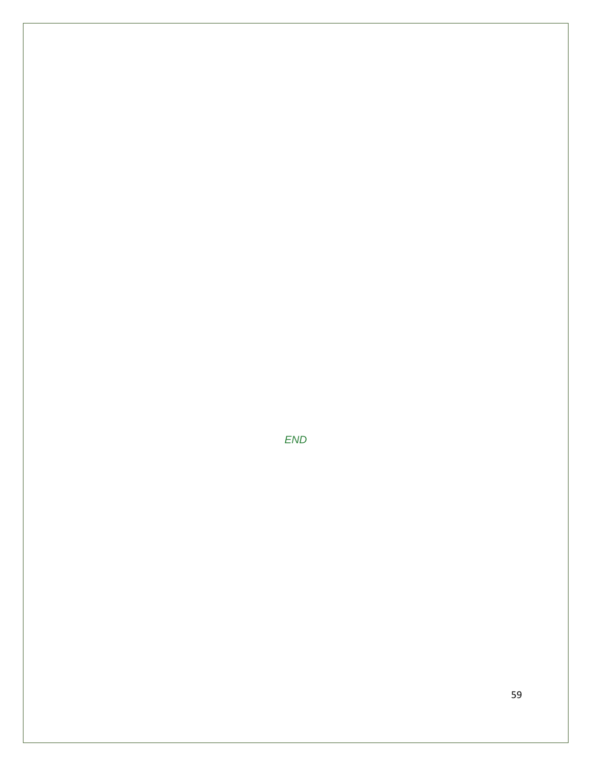*END*